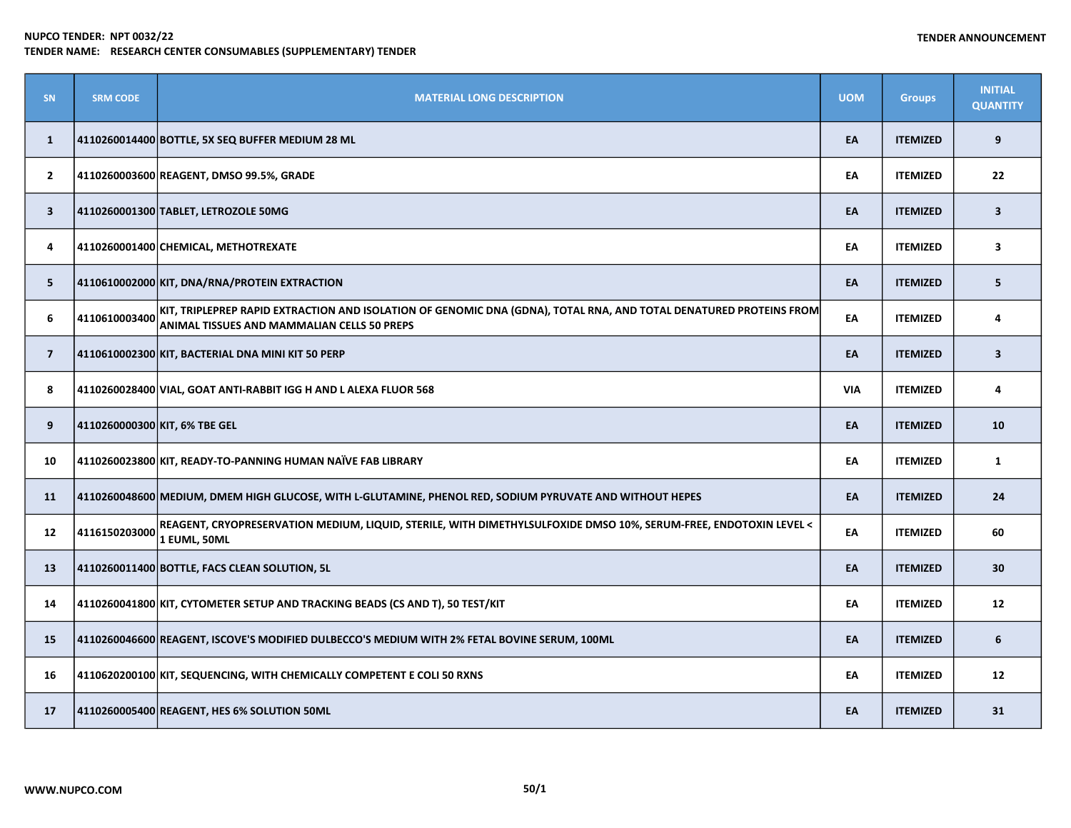**NUPCO TENDER: NPT 0032/22**
**TENDER NAME: RESEARCH CENTER CONSUMABLES (SUPPLEMENTARY) TENDER**

**TENDER ANNOUNCEMENT**

| SN | SRM CODE | MATERIAL LONG DESCRIPTION | UOM | Groups | INITIAL QUANTITY |
|---|---|---|---|---|---|
| 1 | 4110260014400 | BOTTLE, 5X SEQ BUFFER MEDIUM 28 ML | EA | ITEMIZED | 9 |
| 2 | 4110260003600 | REAGENT, DMSO 99.5%, GRADE | EA | ITEMIZED | 22 |
| 3 | 4110260001300 | TABLET, LETROZOLE 50MG | EA | ITEMIZED | 3 |
| 4 | 4110260001400 | CHEMICAL, METHOTREXATE | EA | ITEMIZED | 3 |
| 5 | 4110610002000 | KIT, DNA/RNA/PROTEIN EXTRACTION | EA | ITEMIZED | 5 |
| 6 | 4110610003400 | KIT, TRIPLEPREP RAPID EXTRACTION AND ISOLATION OF GENOMIC DNA (GDNA), TOTAL RNA, AND TOTAL DENATURED PROTEINS FROM ANIMAL TISSUES AND MAMMALIAN CELLS 50 PREPS | EA | ITEMIZED | 4 |
| 7 | 4110610002300 | KIT, BACTERIAL DNA MINI KIT 50 PERP | EA | ITEMIZED | 3 |
| 8 | 4110260028400 | VIAL, GOAT ANTI-RABBIT IGG H AND L ALEXA FLUOR 568 | VIA | ITEMIZED | 4 |
| 9 | 4110260000300 | KIT, 6% TBE GEL | EA | ITEMIZED | 10 |
| 10 | 4110260023800 | KIT, READY-TO-PANNING HUMAN NAÏVE FAB LIBRARY | EA | ITEMIZED | 1 |
| 11 | 4110260048600 | MEDIUM, DMEM HIGH GLUCOSE, WITH L-GLUTAMINE, PHENOL RED, SODIUM PYRUVATE AND WITHOUT HEPES | EA | ITEMIZED | 24 |
| 12 | 4116150203000 | REAGENT, CRYOPRESERVATION MEDIUM, LIQUID, STERILE, WITH DIMETHYLSULFOXIDE DMSO 10%, SERUM-FREE, ENDOTOXIN LEVEL < 1 EUML, 50ML | EA | ITEMIZED | 60 |
| 13 | 4110260011400 | BOTTLE, FACS CLEAN SOLUTION, 5L | EA | ITEMIZED | 30 |
| 14 | 4110260041800 | KIT, CYTOMETER SETUP AND TRACKING BEADS (CS AND T), 50 TEST/KIT | EA | ITEMIZED | 12 |
| 15 | 4110260046600 | REAGENT, ISCOVE'S MODIFIED DULBECCO'S MEDIUM WITH 2% FETAL BOVINE SERUM, 100ML | EA | ITEMIZED | 6 |
| 16 | 4110620200100 | KIT, SEQUENCING, WITH CHEMICALLY COMPETENT E COLI 50 RXNS | EA | ITEMIZED | 12 |
| 17 | 4110260005400 | REAGENT, HES 6% SOLUTION 50ML | EA | ITEMIZED | 31 |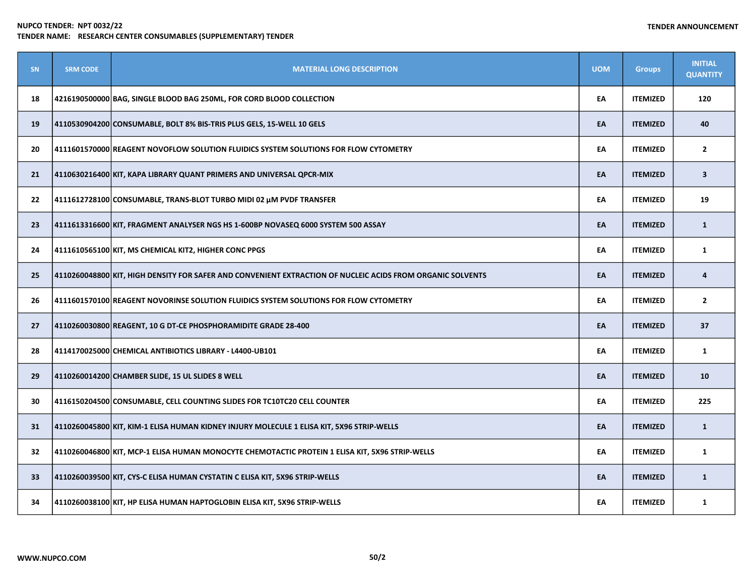| SN | SRM CODE | MATERIAL LONG DESCRIPTION | UOM | Groups | INITIAL QUANTITY |
|---|---|---|---|---|---|
| 18 | 4216190500000 | BAG, SINGLE BLOOD BAG 250ML, FOR CORD BLOOD COLLECTION | EA | ITEMIZED | 120 |
| 19 | 4110530904200 | CONSUMABLE, BOLT 8% BIS-TRIS PLUS GELS, 15-WELL 10 GELS | EA | ITEMIZED | 40 |
| 20 | 4111601570000 | REAGENT NOVOFLOW SOLUTION FLUIDICS SYSTEM SOLUTIONS FOR FLOW CYTOMETRY | EA | ITEMIZED | 2 |
| 21 | 4110630216400 | KIT, KAPA LIBRARY QUANT PRIMERS AND UNIVERSAL QPCR-MIX | EA | ITEMIZED | 3 |
| 22 | 4111612728100 | CONSUMABLE, TRANS-BLOT TURBO MIDI 02 µM PVDF TRANSFER | EA | ITEMIZED | 19 |
| 23 | 4111613316600 | KIT, FRAGMENT ANALYSER NGS HS 1-600BP NOVASEQ 6000 SYSTEM 500 ASSAY | EA | ITEMIZED | 1 |
| 24 | 4111610565100 | KIT, MS CHEMICAL KIT2, HIGHER CONC PPGS | EA | ITEMIZED | 1 |
| 25 | 4110260048800 | KIT, HIGH DENSITY FOR SAFER AND CONVENIENT EXTRACTION OF NUCLEIC ACIDS FROM ORGANIC SOLVENTS | EA | ITEMIZED | 4 |
| 26 | 4111601570100 | REAGENT NOVORINSE SOLUTION FLUIDICS SYSTEM SOLUTIONS FOR FLOW CYTOMETRY | EA | ITEMIZED | 2 |
| 27 | 4110260030800 | REAGENT, 10 G DT-CE PHOSPHORAMIDITE GRADE 28-400 | EA | ITEMIZED | 37 |
| 28 | 4114170025000 | CHEMICAL ANTIBIOTICS LIBRARY - L4400-UB101 | EA | ITEMIZED | 1 |
| 29 | 4110260014200 | CHAMBER SLIDE, 15 UL SLIDES 8 WELL | EA | ITEMIZED | 10 |
| 30 | 4116150204500 | CONSUMABLE, CELL COUNTING SLIDES FOR TC10TC20 CELL COUNTER | EA | ITEMIZED | 225 |
| 31 | 4110260045800 | KIT, KIM-1 ELISA HUMAN KIDNEY INJURY MOLECULE 1 ELISA KIT, 5X96 STRIP-WELLS | EA | ITEMIZED | 1 |
| 32 | 4110260046800 | KIT, MCP-1 ELISA HUMAN MONOCYTE CHEMOTACTIC PROTEIN 1 ELISA KIT, 5X96 STRIP-WELLS | EA | ITEMIZED | 1 |
| 33 | 4110260039500 | KIT, CYS-C ELISA HUMAN CYSTATIN C ELISA KIT, 5X96 STRIP-WELLS | EA | ITEMIZED | 1 |
| 34 | 4110260038100 | KIT, HP ELISA HUMAN HAPTOGLOBIN ELISA KIT, 5X96 STRIP-WELLS | EA | ITEMIZED | 1 |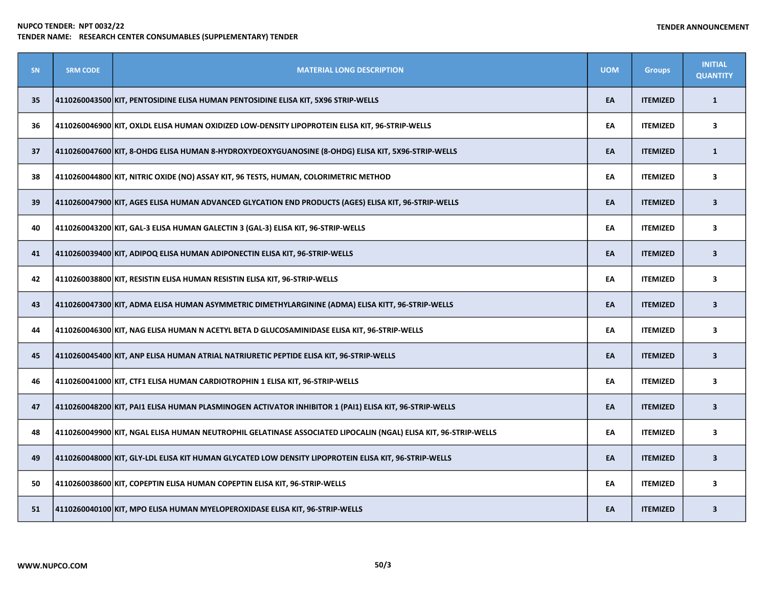| SN | SRM CODE | MATERIAL LONG DESCRIPTION | UOM | Groups | INITIAL QUANTITY |
|---|---|---|---|---|---|
| 35 | 4110260043500 | KIT, PENTOSIDINE ELISA HUMAN PENTOSIDINE ELISA KIT, 5X96 STRIP-WELLS | EA | ITEMIZED | 1 |
| 36 | 4110260046900 | KIT, OXLDL ELISA HUMAN OXIDIZED LOW-DENSITY LIPOPROTEIN ELISA KIT, 96-STRIP-WELLS | EA | ITEMIZED | 3 |
| 37 | 4110260047600 | KIT, 8-OHDG ELISA HUMAN 8-HYDROXYDEOXYGUANOSINE (8-OHDG) ELISA KIT, 5X96-STRIP-WELLS | EA | ITEMIZED | 1 |
| 38 | 4110260044800 | KIT, NITRIC OXIDE (NO) ASSAY KIT, 96 TESTS, HUMAN, COLORIMETRIC METHOD | EA | ITEMIZED | 3 |
| 39 | 4110260047900 | KIT, AGES ELISA HUMAN ADVANCED GLYCATION END PRODUCTS (AGES) ELISA KIT, 96-STRIP-WELLS | EA | ITEMIZED | 3 |
| 40 | 4110260043200 | KIT, GAL-3 ELISA HUMAN GALECTIN 3 (GAL-3) ELISA KIT, 96-STRIP-WELLS | EA | ITEMIZED | 3 |
| 41 | 4110260039400 | KIT, ADIPOQ ELISA HUMAN ADIPONECTIN ELISA KIT, 96-STRIP-WELLS | EA | ITEMIZED | 3 |
| 42 | 4110260038800 | KIT, RESISTIN ELISA HUMAN RESISTIN ELISA KIT, 96-STRIP-WELLS | EA | ITEMIZED | 3 |
| 43 | 4110260047300 | KIT, ADMA ELISA HUMAN ASYMMETRIC DIMETHYLARGININE (ADMA) ELISA KITT, 96-STRIP-WELLS | EA | ITEMIZED | 3 |
| 44 | 4110260046300 | KIT, NAG ELISA HUMAN N ACETYL BETA D GLUCOSAMINIDASE ELISA KIT, 96-STRIP-WELLS | EA | ITEMIZED | 3 |
| 45 | 4110260045400 | KIT, ANP ELISA HUMAN ATRIAL NATRIURETIC PEPTIDE ELISA KIT, 96-STRIP-WELLS | EA | ITEMIZED | 3 |
| 46 | 4110260041000 | KIT, CTF1 ELISA HUMAN CARDIOTROPHIN 1 ELISA KIT, 96-STRIP-WELLS | EA | ITEMIZED | 3 |
| 47 | 4110260048200 | KIT, PAI1 ELISA HUMAN PLASMINOGEN ACTIVATOR INHIBITOR 1 (PAI1) ELISA KIT, 96-STRIP-WELLS | EA | ITEMIZED | 3 |
| 48 | 4110260049900 | KIT, NGAL ELISA HUMAN NEUTROPHIL GELATINASE ASSOCIATED LIPOCALIN (NGAL) ELISA KIT, 96-STRIP-WELLS | EA | ITEMIZED | 3 |
| 49 | 4110260048000 | KIT, GLY-LDL ELISA KIT HUMAN GLYCATED LOW DENSITY LIPOPROTEIN ELISA KIT, 96-STRIP-WELLS | EA | ITEMIZED | 3 |
| 50 | 4110260038600 | KIT, COPEPTIN ELISA HUMAN COPEPTIN ELISA KIT, 96-STRIP-WELLS | EA | ITEMIZED | 3 |
| 51 | 4110260040100 | KIT, MPO ELISA HUMAN MYELOPEROXIDASE ELISA KIT, 96-STRIP-WELLS | EA | ITEMIZED | 3 |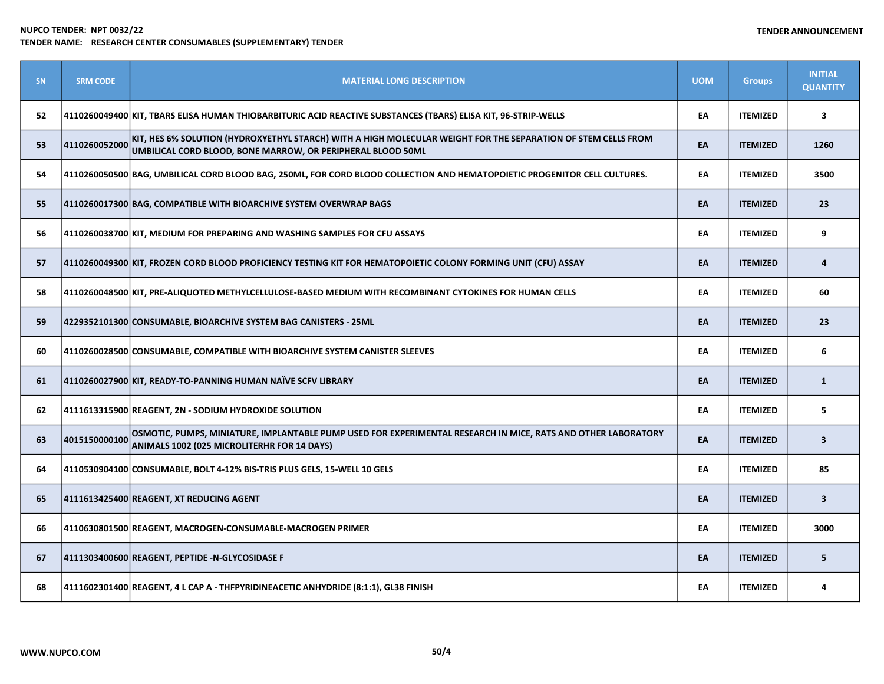NUPCO TENDER: NPT 0032/22
TENDER NAME: RESEARCH CENTER CONSUMABLES (SUPPLEMENTARY) TENDER

TENDER ANNOUNCEMENT

| SN | SRM CODE | MATERIAL LONG DESCRIPTION | UOM | Groups | INITIAL QUANTITY |
|---|---|---|---|---|---|
| 52 | 4110260049400 | KIT, TBARS ELISA HUMAN THIOBARBITURIC ACID REACTIVE SUBSTANCES (TBARS) ELISA KIT, 96-STRIP-WELLS | EA | ITEMIZED | 3 |
| 53 | 4110260052000 | KIT, HES 6% SOLUTION (HYDROXYETHYL STARCH) WITH A HIGH MOLECULAR WEIGHT FOR THE SEPARATION OF STEM CELLS FROM UMBILICAL CORD BLOOD, BONE MARROW, OR PERIPHERAL BLOOD 50ML | EA | ITEMIZED | 1260 |
| 54 | 4110260050500 | BAG, UMBILICAL CORD BLOOD BAG, 250ML, FOR CORD BLOOD COLLECTION AND HEMATOPOIETIC PROGENITOR CELL CULTURES. | EA | ITEMIZED | 3500 |
| 55 | 4110260017300 | BAG, COMPATIBLE WITH BIOARCHIVE SYSTEM OVERWRAP BAGS | EA | ITEMIZED | 23 |
| 56 | 4110260038700 | KIT, MEDIUM FOR PREPARING AND WASHING SAMPLES FOR CFU ASSAYS | EA | ITEMIZED | 9 |
| 57 | 4110260049300 | KIT, FROZEN CORD BLOOD PROFICIENCY TESTING KIT FOR HEMATOPOIETIC COLONY FORMING UNIT (CFU) ASSAY | EA | ITEMIZED | 4 |
| 58 | 4110260048500 | KIT, PRE-ALIQUOTED METHYLCELLULOSE-BASED MEDIUM WITH RECOMBINANT CYTOKINES FOR HUMAN CELLS | EA | ITEMIZED | 60 |
| 59 | 4229352101300 | CONSUMABLE, BIOARCHIVE SYSTEM BAG CANISTERS - 25ML | EA | ITEMIZED | 23 |
| 60 | 4110260028500 | CONSUMABLE, COMPATIBLE WITH BIOARCHIVE SYSTEM CANISTER SLEEVES | EA | ITEMIZED | 6 |
| 61 | 4110260027900 | KIT, READY-TO-PANNING HUMAN NAÏVE SCFV LIBRARY | EA | ITEMIZED | 1 |
| 62 | 4111613315900 | REAGENT, 2N - SODIUM HYDROXIDE SOLUTION | EA | ITEMIZED | 5 |
| 63 | 4015150000100 | OSMOTIC, PUMPS, MINIATURE, IMPLANTABLE PUMP USED FOR EXPERIMENTAL RESEARCH IN MICE, RATS AND OTHER LABORATORY ANIMALS 1002 (025 MICROLITERHR FOR 14 DAYS) | EA | ITEMIZED | 3 |
| 64 | 4110530904100 | CONSUMABLE, BOLT 4-12% BIS-TRIS PLUS GELS, 15-WELL 10 GELS | EA | ITEMIZED | 85 |
| 65 | 4111613425400 | REAGENT, XT REDUCING AGENT | EA | ITEMIZED | 3 |
| 66 | 4110630801500 | REAGENT, MACROGEN-CONSUMABLE-MACROGEN PRIMER | EA | ITEMIZED | 3000 |
| 67 | 4111303400600 | REAGENT, PEPTIDE -N-GLYCOSIDASE F | EA | ITEMIZED | 5 |
| 68 | 4111602301400 | REAGENT, 4 L CAP A - THFPYRIDINEACETIC ANHYDRIDE (8:1:1), GL38 FINISH | EA | ITEMIZED | 4 |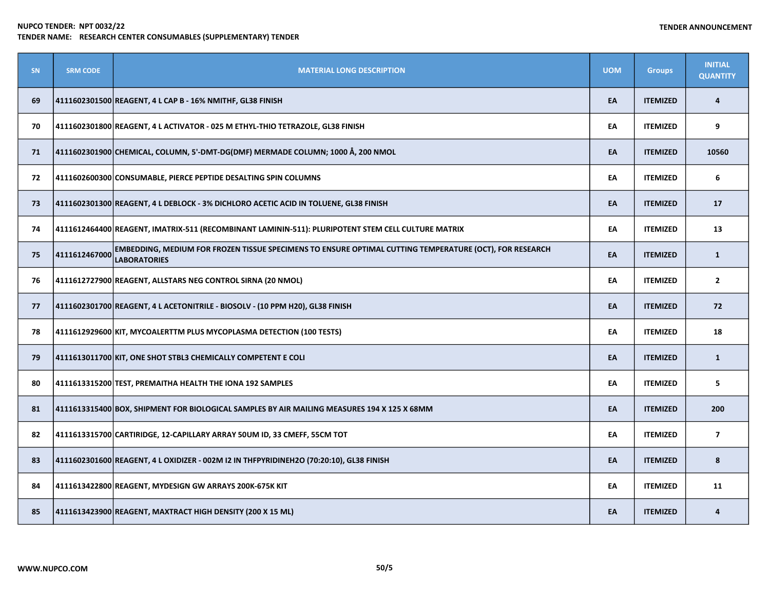**NUPCO TENDER: NPT 0032/22**
**TENDER NAME: RESEARCH CENTER CONSUMABLES (SUPPLEMENTARY) TENDER**

**TENDER ANNOUNCEMENT**

| SN | SRM CODE | MATERIAL LONG DESCRIPTION | UOM | Groups | INITIAL QUANTITY |
|---|---|---|---|---|---|
| 69 | 4111602301500 | REAGENT, 4 L CAP B - 16% NMITHF, GL38 FINISH | EA | ITEMIZED | 4 |
| 70 | 4111602301800 | REAGENT, 4 L ACTIVATOR - 025 M ETHYL-THIO TETRAZOLE, GL38 FINISH | EA | ITEMIZED | 9 |
| 71 | 4111602301900 | CHEMICAL, COLUMN, 5'-DMT-DG(DMF) MERMADE COLUMN; 1000 Å, 200 NMOL | EA | ITEMIZED | 10560 |
| 72 | 4111602600300 | CONSUMABLE, PIERCE PEPTIDE DESALTING SPIN COLUMNS | EA | ITEMIZED | 6 |
| 73 | 4111602301300 | REAGENT, 4 L DEBLOCK - 3% DICHLORO ACETIC ACID IN TOLUENE, GL38 FINISH | EA | ITEMIZED | 17 |
| 74 | 4111612464400 | REAGENT, IMATRIX-511 (RECOMBINANT LAMININ-511): PLURIPOTENT STEM CELL CULTURE MATRIX | EA | ITEMIZED | 13 |
| 75 | 4111612467000 | EMBEDDING, MEDIUM FOR FROZEN TISSUE SPECIMENS TO ENSURE OPTIMAL CUTTING TEMPERATURE (OCT), FOR RESEARCH LABORATORIES | EA | ITEMIZED | 1 |
| 76 | 4111612727900 | REAGENT, ALLSTARS NEG CONTROL SIRNA (20 NMOL) | EA | ITEMIZED | 2 |
| 77 | 4111602301700 | REAGENT, 4 L ACETONITRILE - BIOSOLV - (10 PPM H20), GL38 FINISH | EA | ITEMIZED | 72 |
| 78 | 4111612929600 | KIT, MYCOALERTTM PLUS MYCOPLASMA DETECTION (100 TESTS) | EA | ITEMIZED | 18 |
| 79 | 4111613011700 | KIT, ONE SHOT STBL3 CHEMICALLY COMPETENT E COLI | EA | ITEMIZED | 1 |
| 80 | 4111613315200 | TEST, PREMAITHA HEALTH THE IONA 192 SAMPLES | EA | ITEMIZED | 5 |
| 81 | 4111613315400 | BOX, SHIPMENT FOR BIOLOGICAL SAMPLES BY AIR MAILING MEASURES 194 X 125 X 68MM | EA | ITEMIZED | 200 |
| 82 | 4111613315700 | CARTIRIDGE, 12-CAPILLARY ARRAY 50UM ID, 33 CMEFF, 55CM TOT | EA | ITEMIZED | 7 |
| 83 | 4111602301600 | REAGENT, 4 L OXIDIZER - 002M I2 IN THFPYRIDINEH2O (70:20:10), GL38 FINISH | EA | ITEMIZED | 8 |
| 84 | 4111613422800 | REAGENT, MYDESIGN GW ARRAYS 200K-675K KIT | EA | ITEMIZED | 11 |
| 85 | 4111613423900 | REAGENT, MAXTRACT HIGH DENSITY (200 X 15 ML) | EA | ITEMIZED | 4 |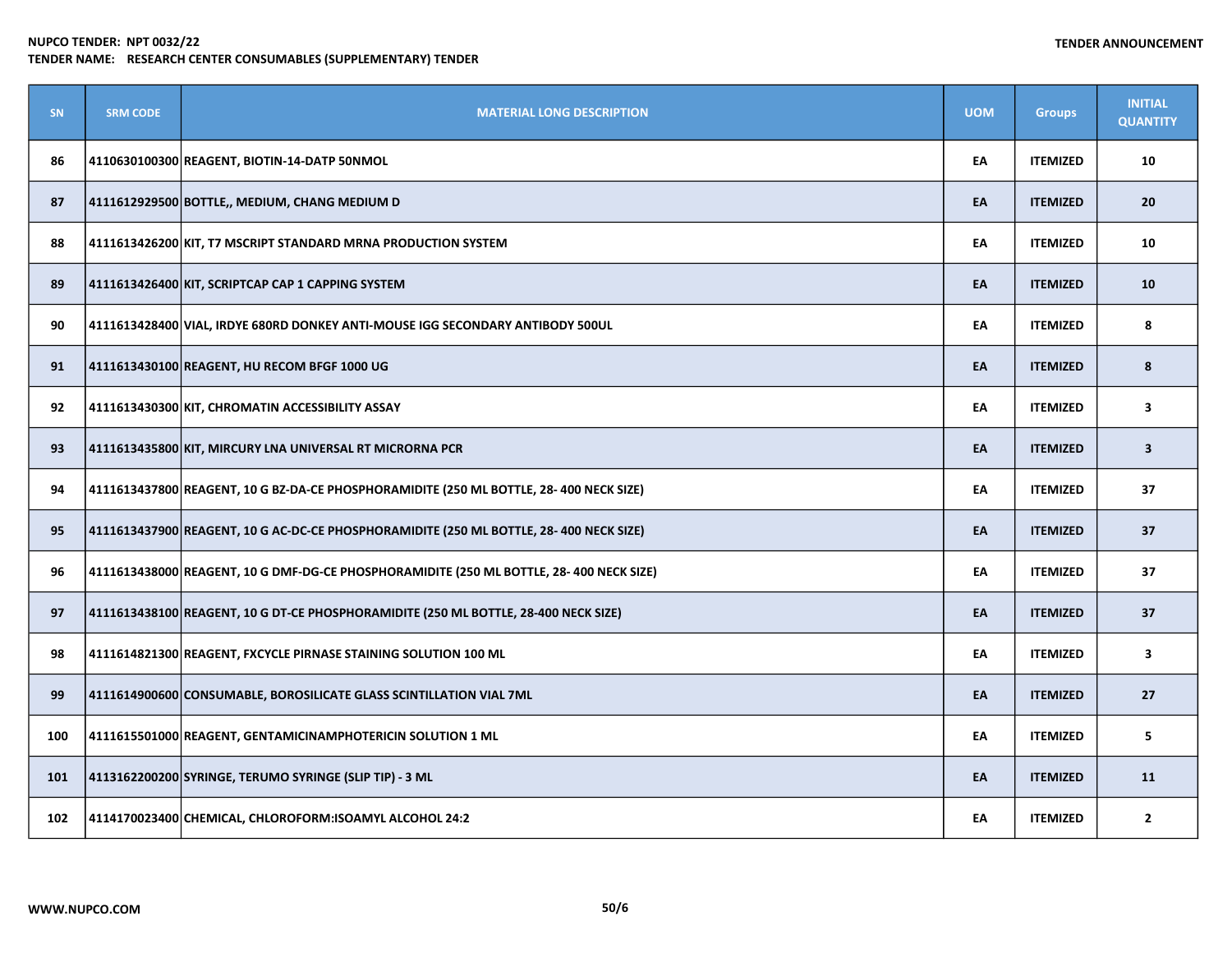| SN | SRM CODE | MATERIAL LONG DESCRIPTION | UOM | Groups | INITIAL QUANTITY |
|---|---|---|---|---|---|
| 86 | 4110630100300 | REAGENT, BIOTIN-14-DATP 50NMOL | EA | ITEMIZED | 10 |
| 87 | 4111612929500 | BOTTLE,, MEDIUM, CHANG MEDIUM D | EA | ITEMIZED | 20 |
| 88 | 4111613426200 | KIT, T7 MSCRIPT STANDARD MRNA PRODUCTION SYSTEM | EA | ITEMIZED | 10 |
| 89 | 4111613426400 | KIT, SCRIPTCAP CAP 1 CAPPING SYSTEM | EA | ITEMIZED | 10 |
| 90 | 4111613428400 | VIAL, IRDYE 680RD DONKEY ANTI-MOUSE IGG SECONDARY ANTIBODY 500UL | EA | ITEMIZED | 8 |
| 91 | 4111613430100 | REAGENT, HU RECOM BFGF 1000 UG | EA | ITEMIZED | 8 |
| 92 | 4111613430300 | KIT, CHROMATIN ACCESSIBILITY ASSAY | EA | ITEMIZED | 3 |
| 93 | 4111613435800 | KIT, MIRCURY LNA UNIVERSAL RT MICRORNA PCR | EA | ITEMIZED | 3 |
| 94 | 4111613437800 | REAGENT, 10 G BZ-DA-CE PHOSPHORAMIDITE (250 ML BOTTLE, 28- 400 NECK SIZE) | EA | ITEMIZED | 37 |
| 95 | 4111613437900 | REAGENT, 10 G AC-DC-CE PHOSPHORAMIDITE (250 ML BOTTLE, 28- 400 NECK SIZE) | EA | ITEMIZED | 37 |
| 96 | 4111613438000 | REAGENT, 10 G DMF-DG-CE PHOSPHORAMIDITE (250 ML BOTTLE, 28- 400 NECK SIZE) | EA | ITEMIZED | 37 |
| 97 | 4111613438100 | REAGENT, 10 G DT-CE PHOSPHORAMIDITE (250 ML BOTTLE, 28-400 NECK SIZE) | EA | ITEMIZED | 37 |
| 98 | 4111614821300 | REAGENT, FXCYCLE PIRNASE STAINING SOLUTION 100 ML | EA | ITEMIZED | 3 |
| 99 | 4111614900600 | CONSUMABLE, BOROSILICATE GLASS SCINTILLATION VIAL 7ML | EA | ITEMIZED | 27 |
| 100 | 4111615501000 | REAGENT, GENTAMICINAMPHOTERICIN SOLUTION 1 ML | EA | ITEMIZED | 5 |
| 101 | 4113162200200 | SYRINGE, TERUMO SYRINGE (SLIP TIP) - 3 ML | EA | ITEMIZED | 11 |
| 102 | 4114170023400 | CHEMICAL, CHLOROFORM:ISOAMYL ALCOHOL 24:2 | EA | ITEMIZED | 2 |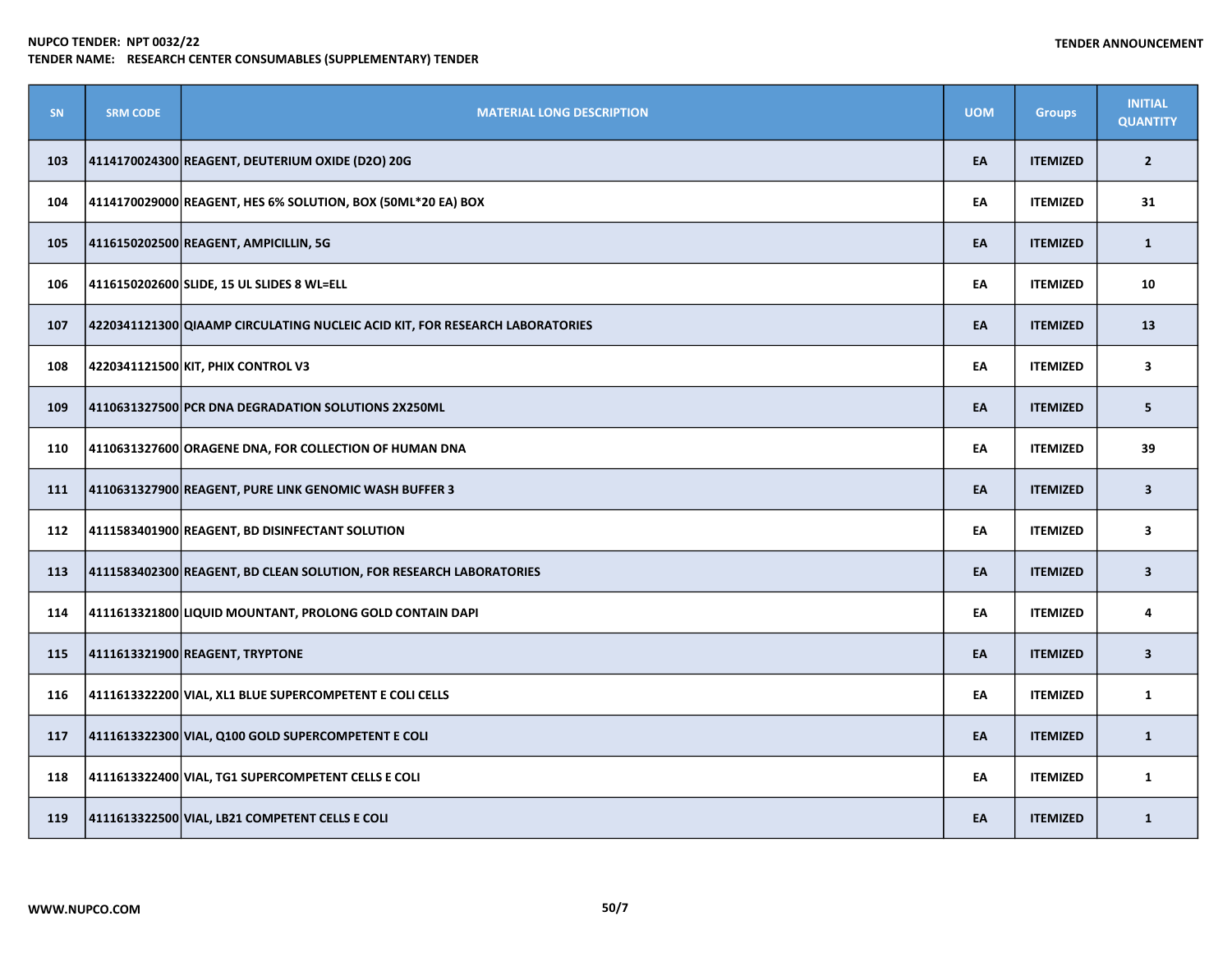**NUPCO TENDER: NPT 0032/22**
**TENDER NAME: RESEARCH CENTER CONSUMABLES (SUPPLEMENTARY) TENDER**

**TENDER ANNOUNCEMENT**

| SN | SRM CODE | MATERIAL LONG DESCRIPTION | UOM | Groups | INITIAL QUANTITY |
|---|---|---|---|---|---|
| 103 | 4114170024300 | REAGENT, DEUTERIUM OXIDE (D2O) 20G | EA | ITEMIZED | 2 |
| 104 | 4114170029000 | REAGENT, HES 6% SOLUTION, BOX (50ML*20 EA) BOX | EA | ITEMIZED | 31 |
| 105 | 4116150202500 | REAGENT, AMPICILLIN, 5G | EA | ITEMIZED | 1 |
| 106 | 4116150202600 | SLIDE, 15 UL SLIDES 8 WL=ELL | EA | ITEMIZED | 10 |
| 107 | 4220341121300 | QIAAMP CIRCULATING NUCLEIC ACID KIT, FOR RESEARCH LABORATORIES | EA | ITEMIZED | 13 |
| 108 | 4220341121500 | KIT, PHIX CONTROL V3 | EA | ITEMIZED | 3 |
| 109 | 4110631327500 | PCR DNA DEGRADATION SOLUTIONS 2X250ML | EA | ITEMIZED | 5 |
| 110 | 4110631327600 | ORAGENE DNA, FOR COLLECTION OF HUMAN DNA | EA | ITEMIZED | 39 |
| 111 | 4110631327900 | REAGENT, PURE LINK GENOMIC WASH BUFFER 3 | EA | ITEMIZED | 3 |
| 112 | 4111583401900 | REAGENT, BD DISINFECTANT SOLUTION | EA | ITEMIZED | 3 |
| 113 | 4111583402300 | REAGENT, BD CLEAN SOLUTION, FOR RESEARCH LABORATORIES | EA | ITEMIZED | 3 |
| 114 | 4111613321800 | LIQUID MOUNTANT, PROLONG GOLD CONTAIN DAPI | EA | ITEMIZED | 4 |
| 115 | 4111613321900 | REAGENT, TRYPTONE | EA | ITEMIZED | 3 |
| 116 | 4111613322200 | VIAL, XL1 BLUE SUPERCOMPETENT E COLI CELLS | EA | ITEMIZED | 1 |
| 117 | 4111613322300 | VIAL, Q100 GOLD SUPERCOMPETENT E COLI | EA | ITEMIZED | 1 |
| 118 | 4111613322400 | VIAL, TG1 SUPERCOMPETENT CELLS E COLI | EA | ITEMIZED | 1 |
| 119 | 4111613322500 | VIAL, LB21 COMPETENT CELLS E COLI | EA | ITEMIZED | 1 |

WWW.NUPCO.COM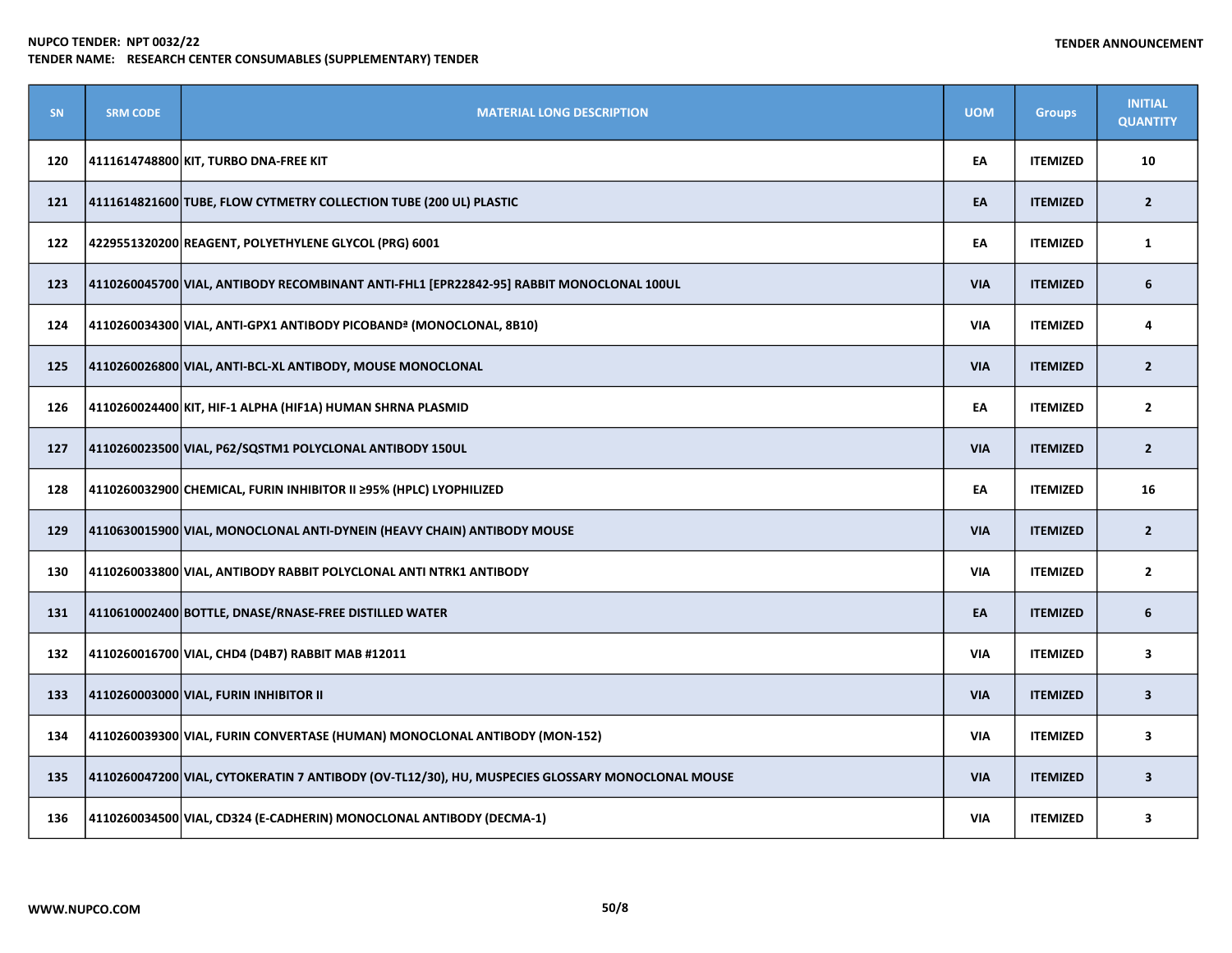| SN | SRM CODE | MATERIAL LONG DESCRIPTION | UOM | Groups | INITIAL QUANTITY |
|---|---|---|---|---|---|
| 120 | 4111614748800 | KIT, TURBO DNA-FREE KIT | EA | ITEMIZED | 10 |
| 121 | 4111614821600 | TUBE, FLOW CYTMETRY COLLECTION TUBE (200 UL) PLASTIC | EA | ITEMIZED | 2 |
| 122 | 4229551320200 | REAGENT, POLYETHYLENE GLYCOL (PRG) 6001 | EA | ITEMIZED | 1 |
| 123 | 4110260045700 | VIAL, ANTIBODY RECOMBINANT ANTI-FHL1 [EPR22842-95] RABBIT MONOCLONAL 100UL | VIA | ITEMIZED | 6 |
| 124 | 4110260034300 | VIAL, ANTI-GPX1 ANTIBODY PICOBANDª (MONOCLONAL, 8B10) | VIA | ITEMIZED | 4 |
| 125 | 4110260026800 | VIAL, ANTI-BCL-XL ANTIBODY, MOUSE MONOCLONAL | VIA | ITEMIZED | 2 |
| 126 | 4110260024400 | KIT, HIF-1 ALPHA (HIF1A) HUMAN SHRNA PLASMID | EA | ITEMIZED | 2 |
| 127 | 4110260023500 | VIAL, P62/SQSTM1 POLYCLONAL ANTIBODY 150UL | VIA | ITEMIZED | 2 |
| 128 | 4110260032900 | CHEMICAL, FURIN INHIBITOR II ≥95% (HPLC) LYOPHILIZED | EA | ITEMIZED | 16 |
| 129 | 4110630015900 | VIAL, MONOCLONAL ANTI-DYNEIN (HEAVY CHAIN) ANTIBODY MOUSE | VIA | ITEMIZED | 2 |
| 130 | 4110260033800 | VIAL, ANTIBODY RABBIT POLYCLONAL ANTI NTRK1 ANTIBODY | VIA | ITEMIZED | 2 |
| 131 | 4110610002400 | BOTTLE, DNASE/RNASE-FREE DISTILLED WATER | EA | ITEMIZED | 6 |
| 132 | 4110260016700 | VIAL, CHD4 (D4B7) RABBIT MAB #12011 | VIA | ITEMIZED | 3 |
| 133 | 4110260003000 | VIAL, FURIN INHIBITOR II | VIA | ITEMIZED | 3 |
| 134 | 4110260039300 | VIAL, FURIN CONVERTASE (HUMAN) MONOCLONAL ANTIBODY (MON-152) | VIA | ITEMIZED | 3 |
| 135 | 4110260047200 | VIAL, CYTOKERATIN 7 ANTIBODY (OV-TL12/30), HU, MUSPECIES GLOSSARY MONOCLONAL MOUSE | VIA | ITEMIZED | 3 |
| 136 | 4110260034500 | VIAL, CD324 (E-CADHERIN) MONOCLONAL ANTIBODY (DECMA-1) | VIA | ITEMIZED | 3 |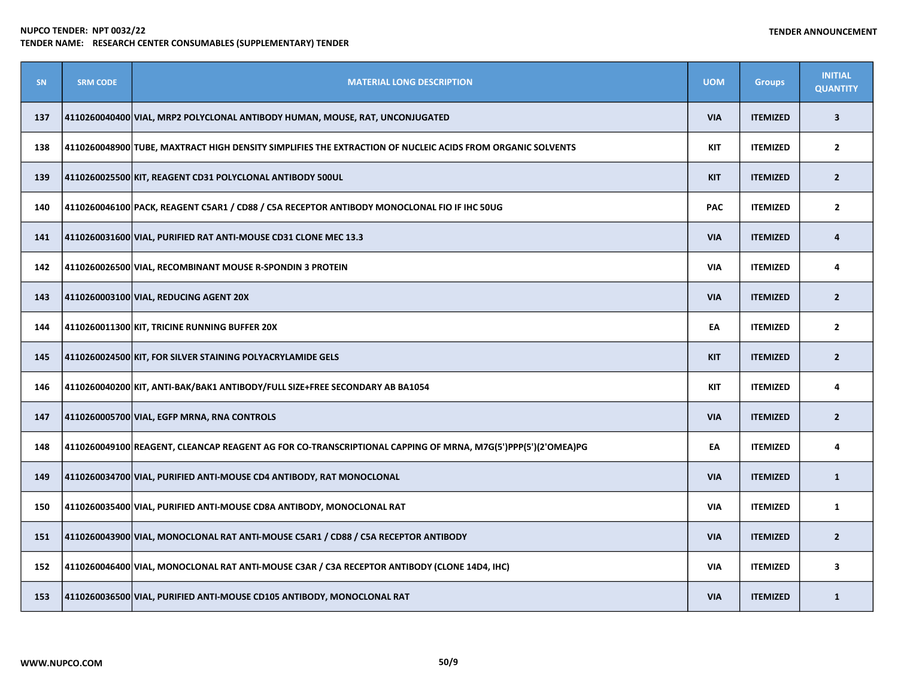| SN | SRM CODE | MATERIAL LONG DESCRIPTION | UOM | Groups | INITIAL QUANTITY |
|---|---|---|---|---|---|
| 137 | 4110260040400 | VIAL, MRP2 POLYCLONAL ANTIBODY HUMAN, MOUSE, RAT, UNCONJUGATED | VIA | ITEMIZED | 3 |
| 138 | 4110260048900 | TUBE, MAXTRACT HIGH DENSITY SIMPLIFIES THE EXTRACTION OF NUCLEIC ACIDS FROM ORGANIC SOLVENTS | KIT | ITEMIZED | 2 |
| 139 | 4110260025500 | KIT, REAGENT CD31 POLYCLONAL ANTIBODY 500UL | KIT | ITEMIZED | 2 |
| 140 | 4110260046100 | PACK, REAGENT C5AR1 / CD88 / C5A RECEPTOR ANTIBODY MONOCLONAL FIO IF IHC 50UG | PAC | ITEMIZED | 2 |
| 141 | 4110260031600 | VIAL, PURIFIED RAT ANTI-MOUSE CD31 CLONE MEC 13.3 | VIA | ITEMIZED | 4 |
| 142 | 4110260026500 | VIAL, RECOMBINANT MOUSE R-SPONDIN 3 PROTEIN | VIA | ITEMIZED | 4 |
| 143 | 4110260003100 | VIAL, REDUCING AGENT 20X | VIA | ITEMIZED | 2 |
| 144 | 4110260011300 | KIT, TRICINE RUNNING BUFFER 20X | EA | ITEMIZED | 2 |
| 145 | 4110260024500 | KIT, FOR SILVER STAINING POLYACRYLAMIDE GELS | KIT | ITEMIZED | 2 |
| 146 | 4110260040200 | KIT, ANTI-BAK/BAK1 ANTIBODY/FULL SIZE+FREE SECONDARY AB BA1054 | KIT | ITEMIZED | 4 |
| 147 | 4110260005700 | VIAL, EGFP MRNA, RNA CONTROLS | VIA | ITEMIZED | 2 |
| 148 | 4110260049100 | REAGENT, CLEANCAP REAGENT AG FOR CO-TRANSCRIPTIONAL CAPPING OF MRNA, M7G(5')PPP(5')(2'OMEA)PG | EA | ITEMIZED | 4 |
| 149 | 4110260034700 | VIAL, PURIFIED ANTI-MOUSE CD4 ANTIBODY, RAT MONOCLONAL | VIA | ITEMIZED | 1 |
| 150 | 4110260035400 | VIAL, PURIFIED ANTI-MOUSE CD8A ANTIBODY, MONOCLONAL RAT | VIA | ITEMIZED | 1 |
| 151 | 4110260043900 | VIAL, MONOCLONAL RAT ANTI-MOUSE C5AR1 / CD88 / C5A RECEPTOR ANTIBODY | VIA | ITEMIZED | 2 |
| 152 | 4110260046400 | VIAL, MONOCLONAL RAT ANTI-MOUSE C3AR / C3A RECEPTOR ANTIBODY (CLONE 14D4, IHC) | VIA | ITEMIZED | 3 |
| 153 | 4110260036500 | VIAL, PURIFIED ANTI-MOUSE CD105 ANTIBODY, MONOCLONAL RAT | VIA | ITEMIZED | 1 |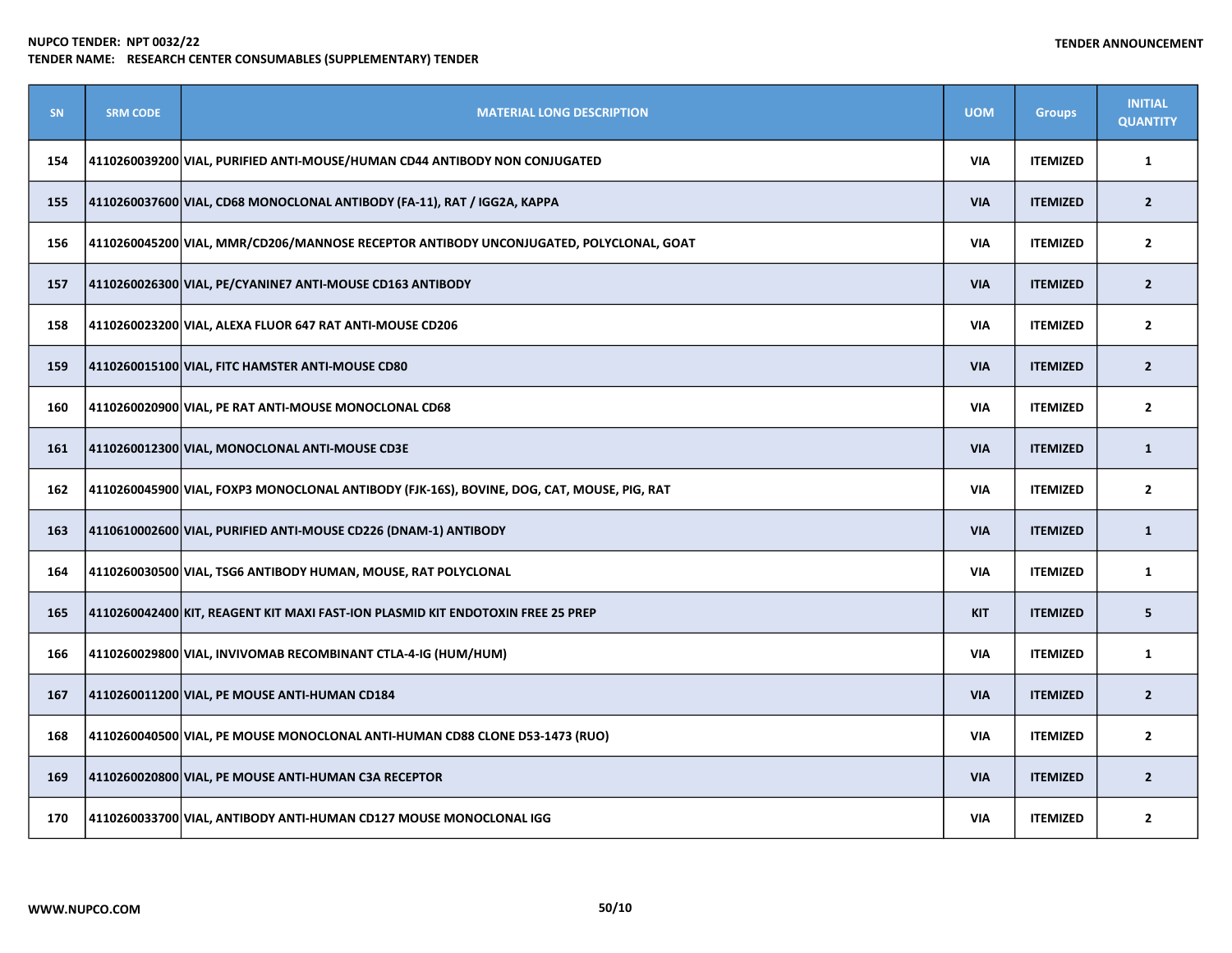| SN | SRM CODE | MATERIAL LONG DESCRIPTION | UOM | Groups | INITIAL QUANTITY |
|---|---|---|---|---|---|
| 154 | 4110260039200 | VIAL, PURIFIED ANTI-MOUSE/HUMAN CD44 ANTIBODY NON CONJUGATED | VIA | ITEMIZED | 1 |
| 155 | 4110260037600 | VIAL, CD68 MONOCLONAL ANTIBODY (FA-11), RAT / IGG2A, KAPPA | VIA | ITEMIZED | 2 |
| 156 | 4110260045200 | VIAL, MMR/CD206/MANNOSE RECEPTOR ANTIBODY UNCONJUGATED, POLYCLONAL, GOAT | VIA | ITEMIZED | 2 |
| 157 | 4110260026300 | VIAL, PE/CYANINE7 ANTI-MOUSE CD163 ANTIBODY | VIA | ITEMIZED | 2 |
| 158 | 4110260023200 | VIAL, ALEXA FLUOR 647 RAT ANTI-MOUSE CD206 | VIA | ITEMIZED | 2 |
| 159 | 4110260015100 | VIAL, FITC HAMSTER ANTI-MOUSE CD80 | VIA | ITEMIZED | 2 |
| 160 | 4110260020900 | VIAL, PE RAT ANTI-MOUSE MONOCLONAL CD68 | VIA | ITEMIZED | 2 |
| 161 | 4110260012300 | VIAL, MONOCLONAL ANTI-MOUSE CD3E | VIA | ITEMIZED | 1 |
| 162 | 4110260045900 | VIAL, FOXP3 MONOCLONAL ANTIBODY (FJK-16S), BOVINE, DOG, CAT, MOUSE, PIG, RAT | VIA | ITEMIZED | 2 |
| 163 | 4110610002600 | VIAL, PURIFIED ANTI-MOUSE CD226 (DNAM-1) ANTIBODY | VIA | ITEMIZED | 1 |
| 164 | 4110260030500 | VIAL, TSG6 ANTIBODY HUMAN, MOUSE, RAT POLYCLONAL | VIA | ITEMIZED | 1 |
| 165 | 4110260042400 | KIT, REAGENT KIT MAXI FAST-ION PLASMID KIT ENDOTOXIN FREE 25 PREP | KIT | ITEMIZED | 5 |
| 166 | 4110260029800 | VIAL, INVIVOMAB RECOMBINANT CTLA-4-IG (HUM/HUM) | VIA | ITEMIZED | 1 |
| 167 | 4110260011200 | VIAL, PE MOUSE ANTI-HUMAN CD184 | VIA | ITEMIZED | 2 |
| 168 | 4110260040500 | VIAL, PE MOUSE MONOCLONAL ANTI-HUMAN CD88 CLONE D53-1473 (RUO) | VIA | ITEMIZED | 2 |
| 169 | 4110260020800 | VIAL, PE MOUSE ANTI-HUMAN C3A RECEPTOR | VIA | ITEMIZED | 2 |
| 170 | 4110260033700 | VIAL, ANTIBODY ANTI-HUMAN CD127 MOUSE MONOCLONAL IGG | VIA | ITEMIZED | 2 |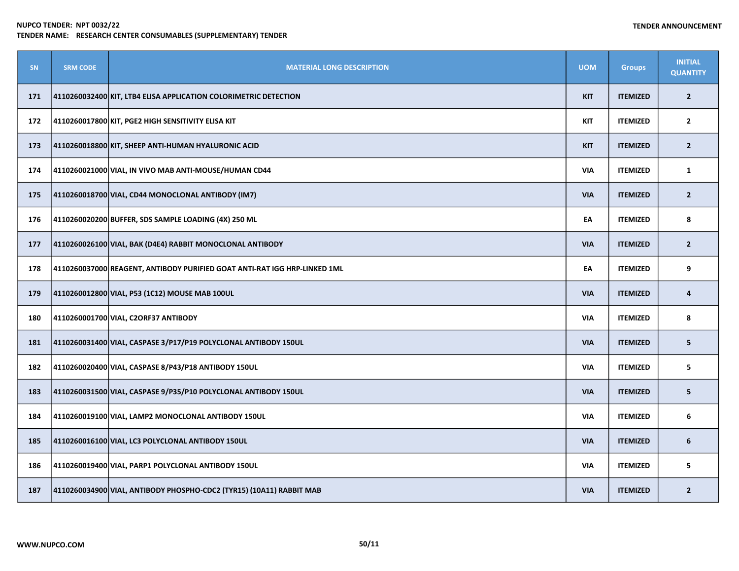NUPCO TENDER: NPT 0032/22

TENDER NAME: RESEARCH CENTER CONSUMABLES (SUPPLEMENTARY) TENDER

TENDER ANNOUNCEMENT

| SN | SRM CODE | MATERIAL LONG DESCRIPTION | UOM | Groups | INITIAL QUANTITY |
|---|---|---|---|---|---|
| 171 | 4110260032400 | KIT, LTB4 ELISA APPLICATION COLORIMETRIC DETECTION | KIT | ITEMIZED | 2 |
| 172 | 4110260017800 | KIT, PGE2 HIGH SENSITIVITY ELISA KIT | KIT | ITEMIZED | 2 |
| 173 | 4110260018800 | KIT, SHEEP ANTI-HUMAN HYALURONIC ACID | KIT | ITEMIZED | 2 |
| 174 | 4110260021000 | VIAL, IN VIVO MAB ANTI-MOUSE/HUMAN CD44 | VIA | ITEMIZED | 1 |
| 175 | 4110260018700 | VIAL, CD44 MONOCLONAL ANTIBODY (IM7) | VIA | ITEMIZED | 2 |
| 176 | 4110260020200 | BUFFER, SDS SAMPLE LOADING (4X) 250 ML | EA | ITEMIZED | 8 |
| 177 | 4110260026100 | VIAL, BAK (D4E4) RABBIT MONOCLONAL ANTIBODY | VIA | ITEMIZED | 2 |
| 178 | 4110260037000 | REAGENT, ANTIBODY PURIFIED GOAT ANTI-RAT IGG HRP-LINKED 1ML | EA | ITEMIZED | 9 |
| 179 | 4110260012800 | VIAL, P53 (1C12) MOUSE MAB 100UL | VIA | ITEMIZED | 4 |
| 180 | 4110260001700 | VIAL, C2ORF37 ANTIBODY | VIA | ITEMIZED | 8 |
| 181 | 4110260031400 | VIAL, CASPASE 3/P17/P19 POLYCLONAL ANTIBODY 150UL | VIA | ITEMIZED | 5 |
| 182 | 4110260020400 | VIAL, CASPASE 8/P43/P18 ANTIBODY 150UL | VIA | ITEMIZED | 5 |
| 183 | 4110260031500 | VIAL, CASPASE 9/P35/P10 POLYCLONAL ANTIBODY 150UL | VIA | ITEMIZED | 5 |
| 184 | 4110260019100 | VIAL, LAMP2 MONOCLONAL ANTIBODY 150UL | VIA | ITEMIZED | 6 |
| 185 | 4110260016100 | VIAL, LC3 POLYCLONAL ANTIBODY 150UL | VIA | ITEMIZED | 6 |
| 186 | 4110260019400 | VIAL, PARP1 POLYCLONAL ANTIBODY 150UL | VIA | ITEMIZED | 5 |
| 187 | 4110260034900 | VIAL, ANTIBODY PHOSPHO-CDC2 (TYR15) (10A11) RABBIT MAB | VIA | ITEMIZED | 2 |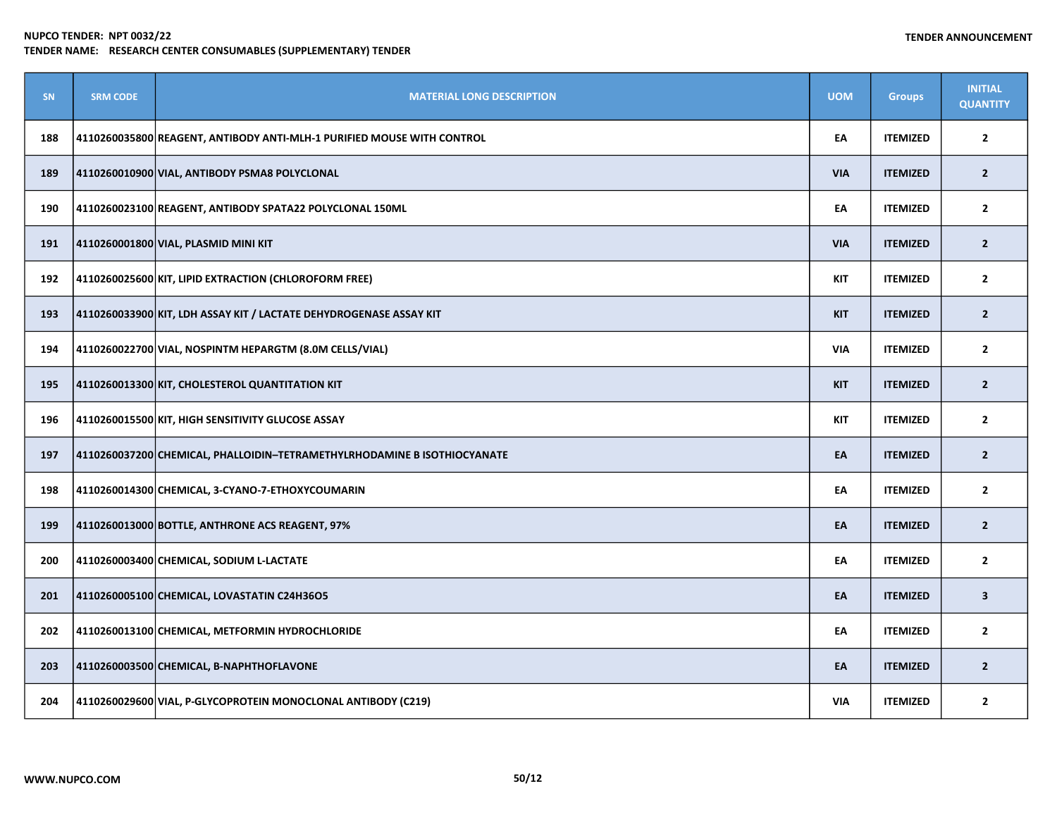NUPCO TENDER: NPT 0032/22
TENDER NAME: RESEARCH CENTER CONSUMABLES (SUPPLEMENTARY) TENDER

TENDER ANNOUNCEMENT

| SN | SRM CODE | MATERIAL LONG DESCRIPTION | UOM | Groups | INITIAL QUANTITY |
|---|---|---|---|---|---|
| 188 | 4110260035800 | REAGENT, ANTIBODY ANTI-MLH-1 PURIFIED MOUSE WITH CONTROL | EA | ITEMIZED | 2 |
| 189 | 4110260010900 | VIAL, ANTIBODY PSMA8 POLYCLONAL | VIA | ITEMIZED | 2 |
| 190 | 4110260023100 | REAGENT, ANTIBODY SPATA22 POLYCLONAL 150ML | EA | ITEMIZED | 2 |
| 191 | 4110260001800 | VIAL, PLASMID MINI KIT | VIA | ITEMIZED | 2 |
| 192 | 4110260025600 | KIT, LIPID EXTRACTION (CHLOROFORM FREE) | KIT | ITEMIZED | 2 |
| 193 | 4110260033900 | KIT, LDH ASSAY KIT / LACTATE DEHYDROGENASE ASSAY KIT | KIT | ITEMIZED | 2 |
| 194 | 4110260022700 | VIAL, NOSPINTM HEPARGTM (8.0M CELLS/VIAL) | VIA | ITEMIZED | 2 |
| 195 | 4110260013300 | KIT, CHOLESTEROL QUANTITATION KIT | KIT | ITEMIZED | 2 |
| 196 | 4110260015500 | KIT, HIGH SENSITIVITY GLUCOSE ASSAY | KIT | ITEMIZED | 2 |
| 197 | 4110260037200 | CHEMICAL, PHALLOIDIN–TETRAMETHYLRHODAMINE B ISOTHIOCYANATE | EA | ITEMIZED | 2 |
| 198 | 4110260014300 | CHEMICAL, 3-CYANO-7-ETHOXYCOUMARIN | EA | ITEMIZED | 2 |
| 199 | 4110260013000 | BOTTLE, ANTHRONE ACS REAGENT, 97% | EA | ITEMIZED | 2 |
| 200 | 4110260003400 | CHEMICAL, SODIUM L-LACTATE | EA | ITEMIZED | 2 |
| 201 | 4110260005100 | CHEMICAL, LOVASTATIN C24H36O5 | EA | ITEMIZED | 3 |
| 202 | 4110260013100 | CHEMICAL, METFORMIN HYDROCHLORIDE | EA | ITEMIZED | 2 |
| 203 | 4110260003500 | CHEMICAL, B-NAPHTHOFLAVONE | EA | ITEMIZED | 2 |
| 204 | 4110260029600 | VIAL, P-GLYCOPROTEIN MONOCLONAL ANTIBODY (C219) | VIA | ITEMIZED | 2 |

WWW.NUPCO.COM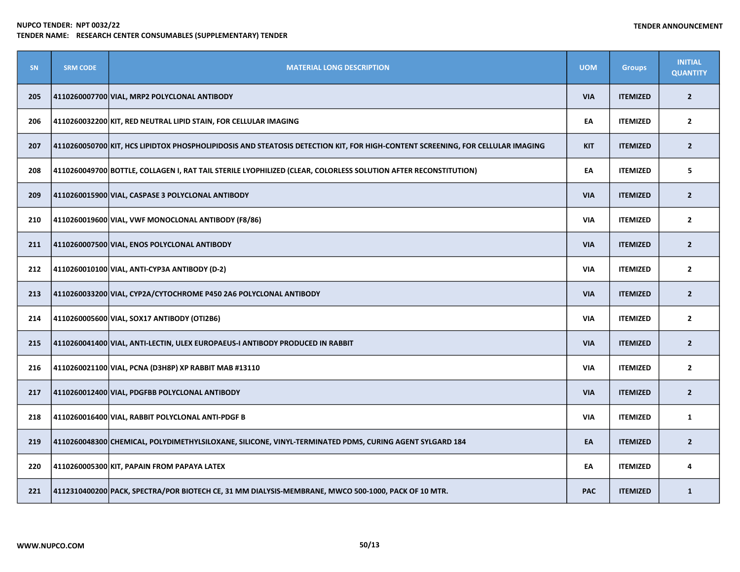NUPCO TENDER: NPT 0032/22
TENDER NAME: RESEARCH CENTER CONSUMABLES (SUPPLEMENTARY) TENDER

TENDER ANNOUNCEMENT

| SN | SRM CODE | MATERIAL LONG DESCRIPTION | UOM | Groups | INITIAL QUANTITY |
|---|---|---|---|---|---|
| 205 | 4110260007700 | VIAL, MRP2 POLYCLONAL ANTIBODY | VIA | ITEMIZED | 2 |
| 206 | 4110260032200 | KIT, RED NEUTRAL LIPID STAIN, FOR CELLULAR IMAGING | EA | ITEMIZED | 2 |
| 207 | 4110260050700 | KIT, HCS LIPIDTOX PHOSPHOLIPIDOSIS AND STEATOSIS DETECTION KIT, FOR HIGH-CONTENT SCREENING, FOR CELLULAR IMAGING | KIT | ITEMIZED | 2 |
| 208 | 4110260049700 | BOTTLE, COLLAGEN I, RAT TAIL STERILE LYOPHILIZED (CLEAR, COLORLESS SOLUTION AFTER RECONSTITUTION) | EA | ITEMIZED | 5 |
| 209 | 4110260015900 | VIAL, CASPASE 3 POLYCLONAL ANTIBODY | VIA | ITEMIZED | 2 |
| 210 | 4110260019600 | VIAL, VWF MONOCLONAL ANTIBODY (F8/86) | VIA | ITEMIZED | 2 |
| 211 | 4110260007500 | VIAL, ENOS POLYCLONAL ANTIBODY | VIA | ITEMIZED | 2 |
| 212 | 4110260010100 | VIAL, ANTI-CYP3A ANTIBODY (D-2) | VIA | ITEMIZED | 2 |
| 213 | 4110260033200 | VIAL, CYP2A/CYTOCHROME P450 2A6 POLYCLONAL ANTIBODY | VIA | ITEMIZED | 2 |
| 214 | 4110260005600 | VIAL, SOX17 ANTIBODY (OTI2B6) | VIA | ITEMIZED | 2 |
| 215 | 4110260041400 | VIAL, ANTI-LECTIN, ULEX EUROPAEUS-I ANTIBODY PRODUCED IN RABBIT | VIA | ITEMIZED | 2 |
| 216 | 4110260021100 | VIAL, PCNA (D3H8P) XP RABBIT MAB #13110 | VIA | ITEMIZED | 2 |
| 217 | 4110260012400 | VIAL, PDGFBB POLYCLONAL ANTIBODY | VIA | ITEMIZED | 2 |
| 218 | 4110260016400 | VIAL, RABBIT POLYCLONAL ANTI-PDGF B | VIA | ITEMIZED | 1 |
| 219 | 4110260048300 | CHEMICAL, POLYDIMETHYLSILOXANE, SILICONE, VINYL-TERMINATED PDMS, CURING AGENT SYLGARD 184 | EA | ITEMIZED | 2 |
| 220 | 4110260005300 | KIT, PAPAIN FROM PAPAYA LATEX | EA | ITEMIZED | 4 |
| 221 | 4112310400200 | PACK, SPECTRA/POR BIOTECH CE, 31 MM DIALYSIS-MEMBRANE, MWCO 500-1000, PACK OF 10 MTR. | PAC | ITEMIZED | 1 |

WWW.NUPCO.COM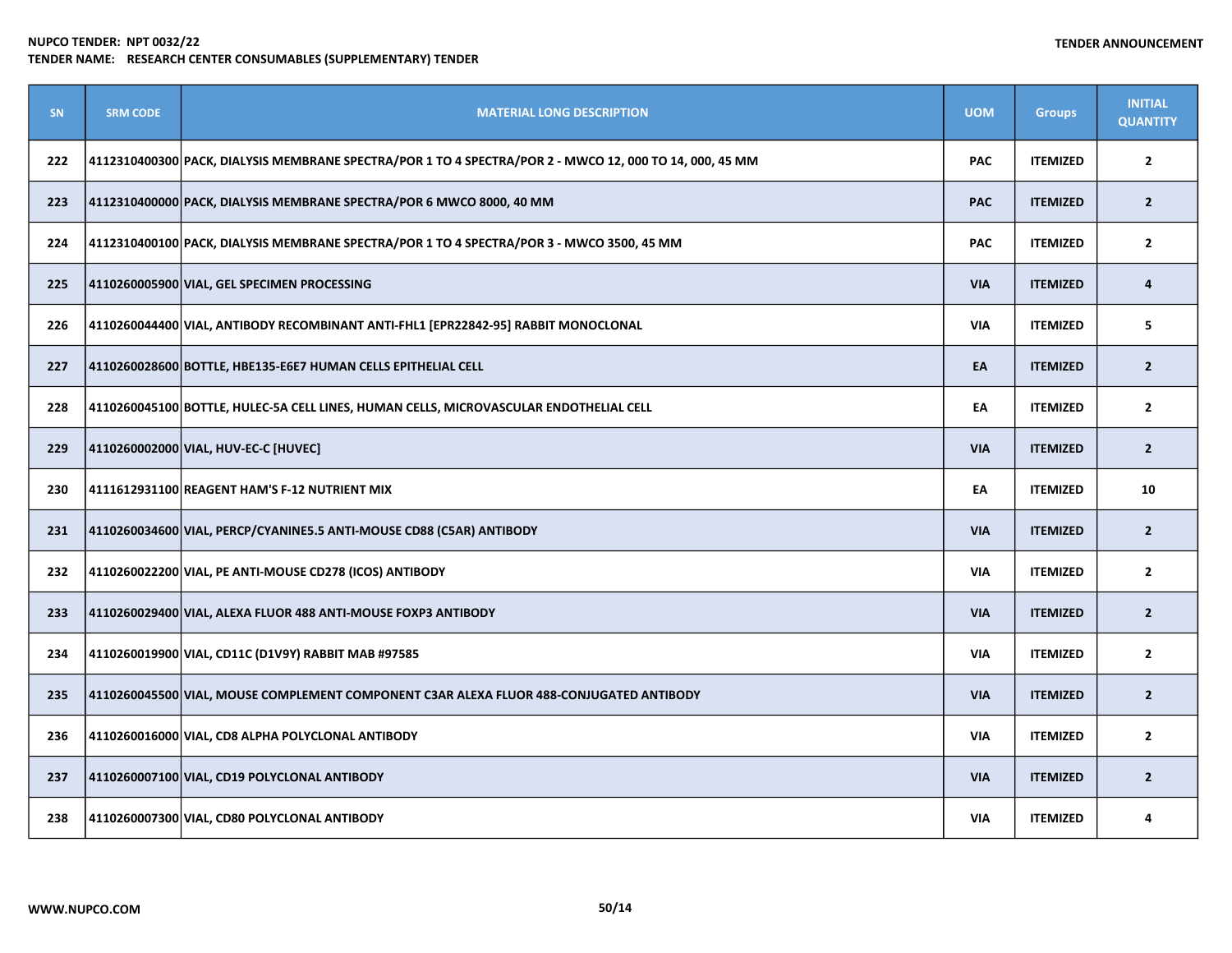| SN | SRM CODE | MATERIAL LONG DESCRIPTION | UOM | Groups | INITIAL QUANTITY |
|---|---|---|---|---|---|
| 222 | 4112310400300 | PACK, DIALYSIS MEMBRANE SPECTRA/POR 1 TO 4 SPECTRA/POR 2 - MWCO 12, 000 TO 14, 000, 45 MM | PAC | ITEMIZED | 2 |
| 223 | 4112310400000 | PACK, DIALYSIS MEMBRANE SPECTRA/POR 6 MWCO 8000, 40 MM | PAC | ITEMIZED | 2 |
| 224 | 4112310400100 | PACK, DIALYSIS MEMBRANE SPECTRA/POR 1 TO 4 SPECTRA/POR 3 - MWCO 3500, 45 MM | PAC | ITEMIZED | 2 |
| 225 | 4110260005900 | VIAL, GEL SPECIMEN PROCESSING | VIA | ITEMIZED | 4 |
| 226 | 4110260044400 | VIAL, ANTIBODY RECOMBINANT ANTI-FHL1 [EPR22842-95] RABBIT MONOCLONAL | VIA | ITEMIZED | 5 |
| 227 | 4110260028600 | BOTTLE, HBE135-E6E7 HUMAN CELLS EPITHELIAL CELL | EA | ITEMIZED | 2 |
| 228 | 4110260045100 | BOTTLE, HULEC-5A CELL LINES, HUMAN CELLS, MICROVASCULAR ENDOTHELIAL CELL | EA | ITEMIZED | 2 |
| 229 | 4110260002000 | VIAL, HUV-EC-C [HUVEC] | VIA | ITEMIZED | 2 |
| 230 | 4111612931100 | REAGENT HAM'S F-12 NUTRIENT MIX | EA | ITEMIZED | 10 |
| 231 | 4110260034600 | VIAL, PERCP/CYANINE5.5 ANTI-MOUSE CD88 (C5AR) ANTIBODY | VIA | ITEMIZED | 2 |
| 232 | 4110260022200 | VIAL, PE ANTI-MOUSE CD278 (ICOS) ANTIBODY | VIA | ITEMIZED | 2 |
| 233 | 4110260029400 | VIAL, ALEXA FLUOR 488 ANTI-MOUSE FOXP3 ANTIBODY | VIA | ITEMIZED | 2 |
| 234 | 4110260019900 | VIAL, CD11C (D1V9Y) RABBIT MAB #97585 | VIA | ITEMIZED | 2 |
| 235 | 4110260045500 | VIAL, MOUSE COMPLEMENT COMPONENT C3AR ALEXA FLUOR 488-CONJUGATED ANTIBODY | VIA | ITEMIZED | 2 |
| 236 | 4110260016000 | VIAL, CD8 ALPHA POLYCLONAL ANTIBODY | VIA | ITEMIZED | 2 |
| 237 | 4110260007100 | VIAL, CD19 POLYCLONAL ANTIBODY | VIA | ITEMIZED | 2 |
| 238 | 4110260007300 | VIAL, CD80 POLYCLONAL ANTIBODY | VIA | ITEMIZED | 4 |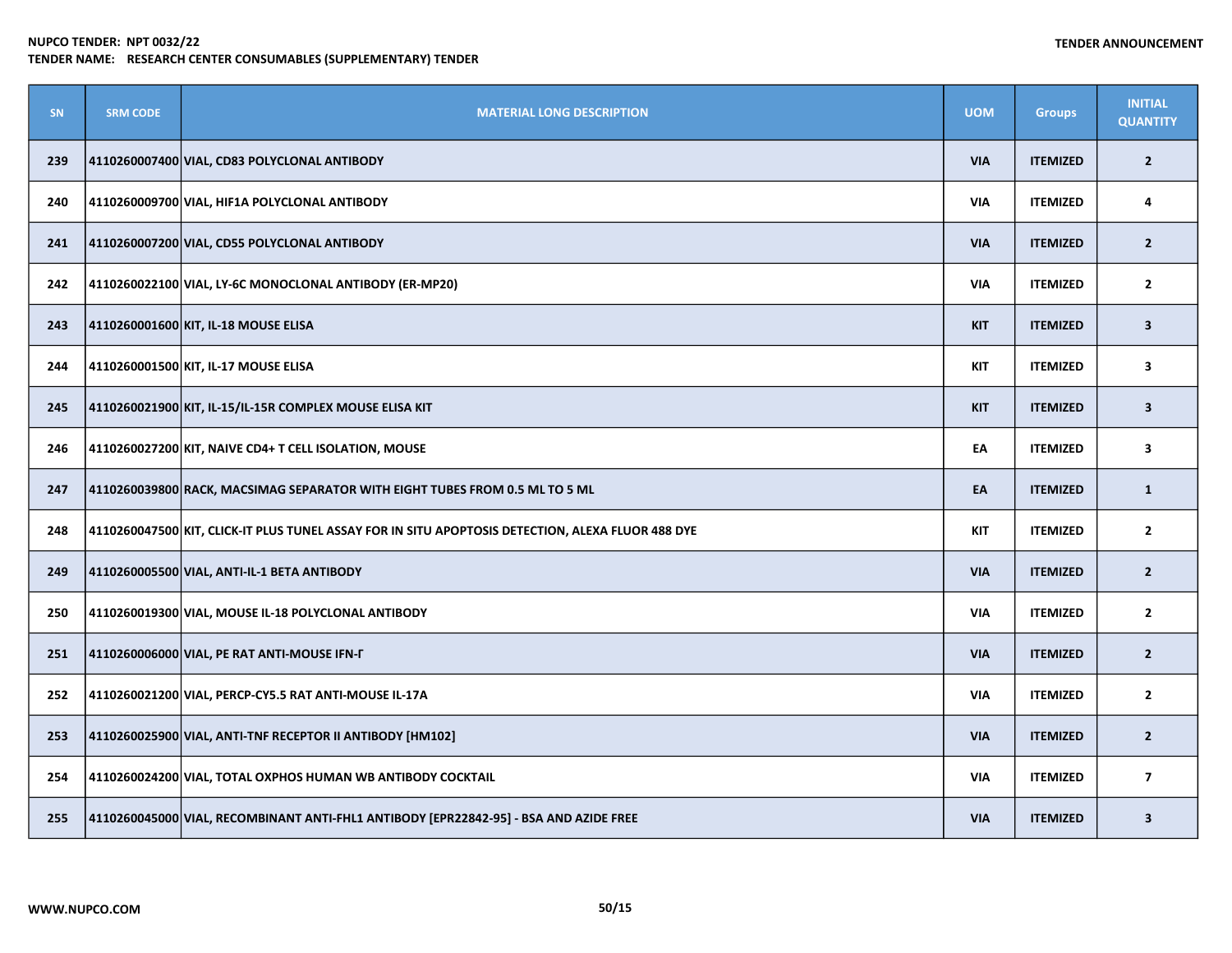**NUPCO TENDER: NPT 0032/22**
**TENDER NAME: RESEARCH CENTER CONSUMABLES (SUPPLEMENTARY) TENDER**

**TENDER ANNOUNCEMENT**

| SN | SRM CODE | MATERIAL LONG DESCRIPTION | UOM | Groups | INITIAL QUANTITY |
|---|---|---|---|---|---|
| 239 | 4110260007400 | VIAL, CD83 POLYCLONAL ANTIBODY | VIA | ITEMIZED | 2 |
| 240 | 4110260009700 | VIAL, HIF1A POLYCLONAL ANTIBODY | VIA | ITEMIZED | 4 |
| 241 | 4110260007200 | VIAL, CD55 POLYCLONAL ANTIBODY | VIA | ITEMIZED | 2 |
| 242 | 4110260022100 | VIAL, LY-6C MONOCLONAL ANTIBODY (ER-MP20) | VIA | ITEMIZED | 2 |
| 243 | 4110260001600 | KIT, IL-18 MOUSE ELISA | KIT | ITEMIZED | 3 |
| 244 | 4110260001500 | KIT, IL-17 MOUSE ELISA | KIT | ITEMIZED | 3 |
| 245 | 4110260021900 | KIT, IL-15/IL-15R COMPLEX MOUSE ELISA KIT | KIT | ITEMIZED | 3 |
| 246 | 4110260027200 | KIT, NAIVE CD4+ T CELL ISOLATION, MOUSE | EA | ITEMIZED | 3 |
| 247 | 4110260039800 | RACK, MACSIMAG SEPARATOR WITH EIGHT TUBES FROM 0.5 ML TO 5 ML | EA | ITEMIZED | 1 |
| 248 | 4110260047500 | KIT, CLICK-IT PLUS TUNEL ASSAY FOR IN SITU APOPTOSIS DETECTION, ALEXA FLUOR 488 DYE | KIT | ITEMIZED | 2 |
| 249 | 4110260005500 | VIAL, ANTI-IL-1 BETA ANTIBODY | VIA | ITEMIZED | 2 |
| 250 | 4110260019300 | VIAL, MOUSE IL-18 POLYCLONAL ANTIBODY | VIA | ITEMIZED | 2 |
| 251 | 4110260006000 | VIAL, PE RAT ANTI-MOUSE IFN-Γ | VIA | ITEMIZED | 2 |
| 252 | 4110260021200 | VIAL, PERCP-CY5.5 RAT ANTI-MOUSE IL-17A | VIA | ITEMIZED | 2 |
| 253 | 4110260025900 | VIAL, ANTI-TNF RECEPTOR II ANTIBODY [HM102] | VIA | ITEMIZED | 2 |
| 254 | 4110260024200 | VIAL, TOTAL OXPHOS HUMAN WB ANTIBODY COCKTAIL | VIA | ITEMIZED | 7 |
| 255 | 4110260045000 | VIAL, RECOMBINANT ANTI-FHL1 ANTIBODY [EPR22842-95] - BSA AND AZIDE FREE | VIA | ITEMIZED | 3 |

WWW.NUPCO.COM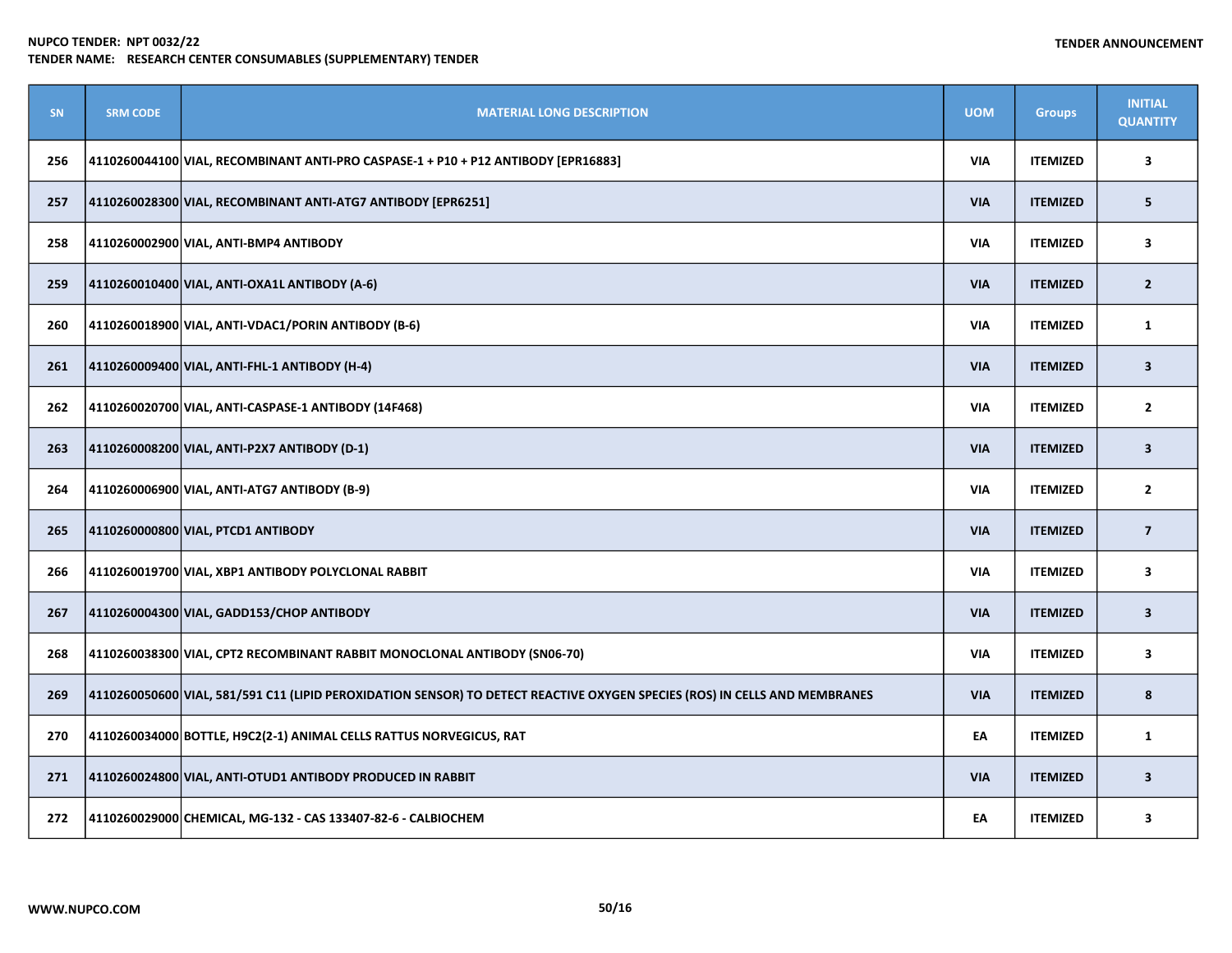NUPCO TENDER: NPT 0032/22

TENDER NAME: RESEARCH CENTER CONSUMABLES (SUPPLEMENTARY) TENDER

TENDER ANNOUNCEMENT

| SN | SRM CODE | MATERIAL LONG DESCRIPTION | UOM | Groups | INITIAL QUANTITY |
|---|---|---|---|---|---|
| 256 | 4110260044100 | VIAL, RECOMBINANT ANTI-PRO CASPASE-1 + P10 + P12 ANTIBODY [EPR16883] | VIA | ITEMIZED | 3 |
| 257 | 4110260028300 | VIAL, RECOMBINANT ANTI-ATG7 ANTIBODY [EPR6251] | VIA | ITEMIZED | 5 |
| 258 | 4110260002900 | VIAL, ANTI-BMP4 ANTIBODY | VIA | ITEMIZED | 3 |
| 259 | 4110260010400 | VIAL, ANTI-OXA1L ANTIBODY (A-6) | VIA | ITEMIZED | 2 |
| 260 | 4110260018900 | VIAL, ANTI-VDAC1/PORIN ANTIBODY (B-6) | VIA | ITEMIZED | 1 |
| 261 | 4110260009400 | VIAL, ANTI-FHL-1 ANTIBODY (H-4) | VIA | ITEMIZED | 3 |
| 262 | 4110260020700 | VIAL, ANTI-CASPASE-1 ANTIBODY (14F468) | VIA | ITEMIZED | 2 |
| 263 | 4110260008200 | VIAL, ANTI-P2X7 ANTIBODY (D-1) | VIA | ITEMIZED | 3 |
| 264 | 4110260006900 | VIAL, ANTI-ATG7 ANTIBODY (B-9) | VIA | ITEMIZED | 2 |
| 265 | 4110260000800 | VIAL, PTCD1 ANTIBODY | VIA | ITEMIZED | 7 |
| 266 | 4110260019700 | VIAL, XBP1 ANTIBODY POLYCLONAL RABBIT | VIA | ITEMIZED | 3 |
| 267 | 4110260004300 | VIAL, GADD153/CHOP ANTIBODY | VIA | ITEMIZED | 3 |
| 268 | 4110260038300 | VIAL, CPT2 RECOMBINANT RABBIT MONOCLONAL ANTIBODY (SN06-70) | VIA | ITEMIZED | 3 |
| 269 | 4110260050600 | VIAL, 581/591 C11 (LIPID PEROXIDATION SENSOR) TO DETECT REACTIVE OXYGEN SPECIES (ROS) IN CELLS AND MEMBRANES | VIA | ITEMIZED | 8 |
| 270 | 4110260034000 | BOTTLE, H9C2(2-1) ANIMAL CELLS RATTUS NORVEGICUS, RAT | EA | ITEMIZED | 1 |
| 271 | 4110260024800 | VIAL, ANTI-OTUD1 ANTIBODY PRODUCED IN RABBIT | VIA | ITEMIZED | 3 |
| 272 | 4110260029000 | CHEMICAL, MG-132 - CAS 133407-82-6 - CALBIOCHEM | EA | ITEMIZED | 3 |

WWW.NUPCO.COM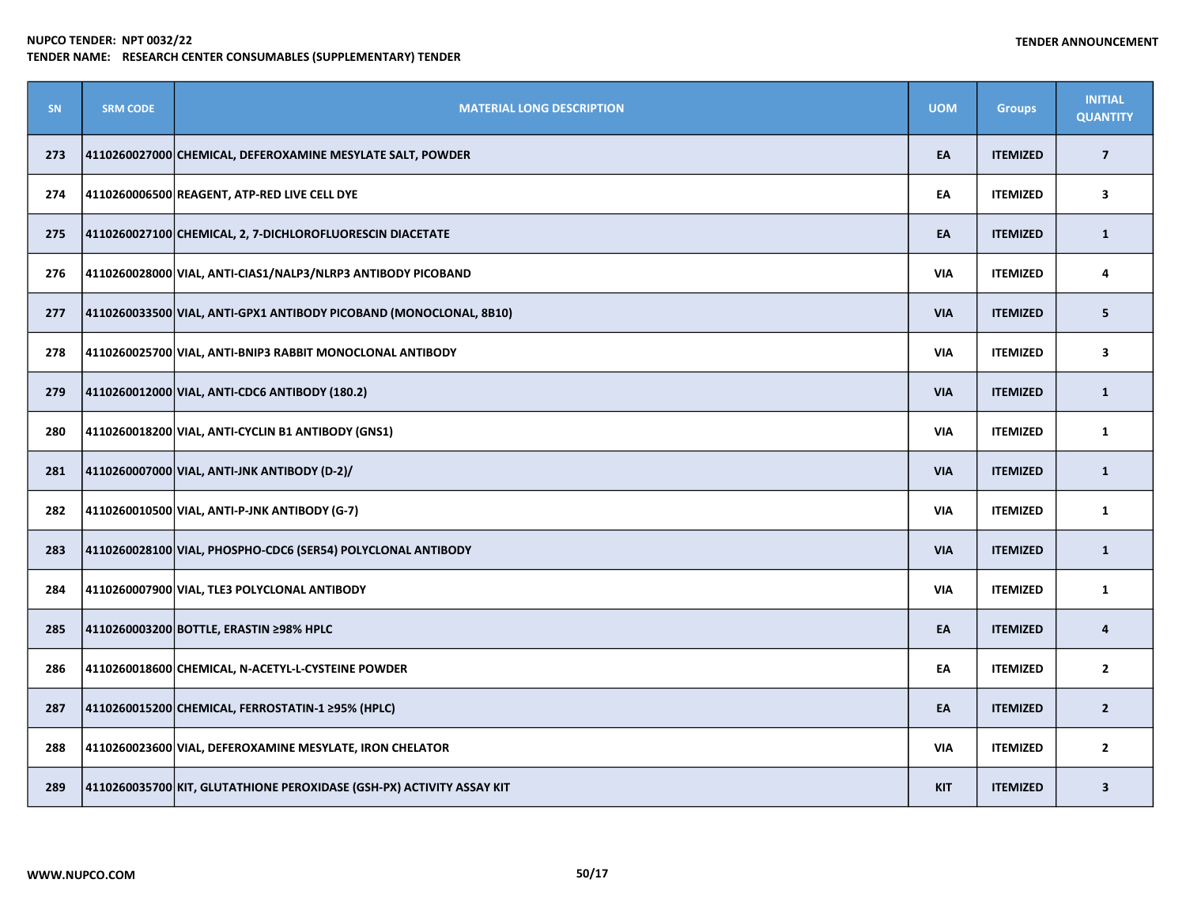**NUPCO TENDER: NPT 0032/22**
**TENDER NAME: RESEARCH CENTER CONSUMABLES (SUPPLEMENTARY) TENDER**

**TENDER ANNOUNCEMENT**

| SN | SRM CODE | MATERIAL LONG DESCRIPTION | UOM | Groups | INITIAL QUANTITY |
|---|---|---|---|---|---|
| 273 | 4110260027000 | CHEMICAL, DEFEROXAMINE MESYLATE SALT, POWDER | EA | ITEMIZED | 7 |
| 274 | 4110260006500 | REAGENT, ATP-RED LIVE CELL DYE | EA | ITEMIZED | 3 |
| 275 | 4110260027100 | CHEMICAL, 2, 7-DICHLOROFLUORESCIN DIACETATE | EA | ITEMIZED | 1 |
| 276 | 4110260028000 | VIAL, ANTI-CIAS1/NALP3/NLRP3 ANTIBODY PICOBAND | VIA | ITEMIZED | 4 |
| 277 | 4110260033500 | VIAL, ANTI-GPX1 ANTIBODY PICOBAND (MONOCLONAL, 8B10) | VIA | ITEMIZED | 5 |
| 278 | 4110260025700 | VIAL, ANTI-BNIP3 RABBIT MONOCLONAL ANTIBODY | VIA | ITEMIZED | 3 |
| 279 | 4110260012000 | VIAL, ANTI-CDC6 ANTIBODY (180.2) | VIA | ITEMIZED | 1 |
| 280 | 4110260018200 | VIAL, ANTI-CYCLIN B1 ANTIBODY (GNS1) | VIA | ITEMIZED | 1 |
| 281 | 4110260007000 | VIAL, ANTI-JNK ANTIBODY (D-2)/ | VIA | ITEMIZED | 1 |
| 282 | 4110260010500 | VIAL, ANTI-P-JNK ANTIBODY (G-7) | VIA | ITEMIZED | 1 |
| 283 | 4110260028100 | VIAL, PHOSPHO-CDC6 (SER54) POLYCLONAL ANTIBODY | VIA | ITEMIZED | 1 |
| 284 | 4110260007900 | VIAL, TLE3 POLYCLONAL ANTIBODY | VIA | ITEMIZED | 1 |
| 285 | 4110260003200 | BOTTLE, ERASTIN ≥98% HPLC | EA | ITEMIZED | 4 |
| 286 | 4110260018600 | CHEMICAL, N-ACETYL-L-CYSTEINE POWDER | EA | ITEMIZED | 2 |
| 287 | 4110260015200 | CHEMICAL, FERROSTATIN-1 ≥95% (HPLC) | EA | ITEMIZED | 2 |
| 288 | 4110260023600 | VIAL, DEFEROXAMINE MESYLATE, IRON CHELATOR | VIA | ITEMIZED | 2 |
| 289 | 4110260035700 | KIT, GLUTATHIONE PEROXIDASE (GSH-PX) ACTIVITY ASSAY KIT | KIT | ITEMIZED | 3 |

WWW.NUPCO.COM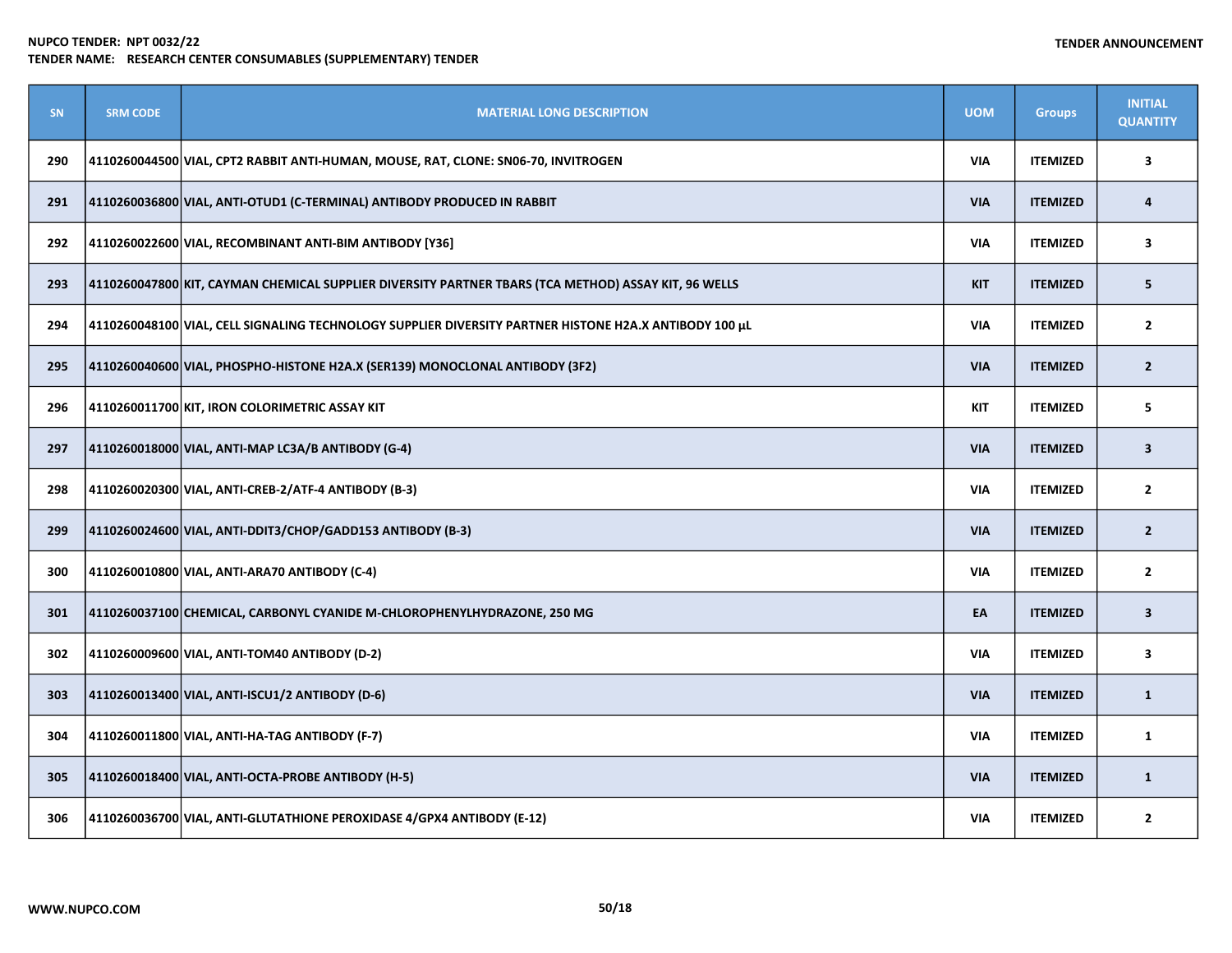| SN | SRM CODE | MATERIAL LONG DESCRIPTION | UOM | Groups | INITIAL QUANTITY |
|---|---|---|---|---|---|
| 290 | 4110260044500 | VIAL, CPT2 RABBIT ANTI-HUMAN, MOUSE, RAT, CLONE: SN06-70, INVITROGEN | VIA | ITEMIZED | 3 |
| 291 | 4110260036800 | VIAL, ANTI-OTUD1 (C-TERMINAL) ANTIBODY PRODUCED IN RABBIT | VIA | ITEMIZED | 4 |
| 292 | 4110260022600 | VIAL, RECOMBINANT ANTI-BIM ANTIBODY [Y36] | VIA | ITEMIZED | 3 |
| 293 | 4110260047800 | KIT, CAYMAN CHEMICAL SUPPLIER DIVERSITY PARTNER TBARS (TCA METHOD) ASSAY KIT, 96 WELLS | KIT | ITEMIZED | 5 |
| 294 | 4110260048100 | VIAL, CELL SIGNALING TECHNOLOGY SUPPLIER DIVERSITY PARTNER HISTONE H2A.X ANTIBODY 100 µL | VIA | ITEMIZED | 2 |
| 295 | 4110260040600 | VIAL, PHOSPHO-HISTONE H2A.X (SER139) MONOCLONAL ANTIBODY (3F2) | VIA | ITEMIZED | 2 |
| 296 | 4110260011700 | KIT, IRON COLORIMETRIC ASSAY KIT | KIT | ITEMIZED | 5 |
| 297 | 4110260018000 | VIAL, ANTI-MAP LC3A/B ANTIBODY (G-4) | VIA | ITEMIZED | 3 |
| 298 | 4110260020300 | VIAL, ANTI-CREB-2/ATF-4 ANTIBODY (B-3) | VIA | ITEMIZED | 2 |
| 299 | 4110260024600 | VIAL, ANTI-DDIT3/CHOP/GADD153 ANTIBODY (B-3) | VIA | ITEMIZED | 2 |
| 300 | 4110260010800 | VIAL, ANTI-ARA70 ANTIBODY (C-4) | VIA | ITEMIZED | 2 |
| 301 | 4110260037100 | CHEMICAL, CARBONYL CYANIDE M-CHLOROPHENYLHYDRAZONE, 250 MG | EA | ITEMIZED | 3 |
| 302 | 4110260009600 | VIAL, ANTI-TOM40 ANTIBODY (D-2) | VIA | ITEMIZED | 3 |
| 303 | 4110260013400 | VIAL, ANTI-ISCU1/2 ANTIBODY (D-6) | VIA | ITEMIZED | 1 |
| 304 | 4110260011800 | VIAL, ANTI-HA-TAG ANTIBODY (F-7) | VIA | ITEMIZED | 1 |
| 305 | 4110260018400 | VIAL, ANTI-OCTA-PROBE ANTIBODY (H-5) | VIA | ITEMIZED | 1 |
| 306 | 4110260036700 | VIAL, ANTI-GLUTATHIONE PEROXIDASE 4/GPX4 ANTIBODY (E-12) | VIA | ITEMIZED | 2 |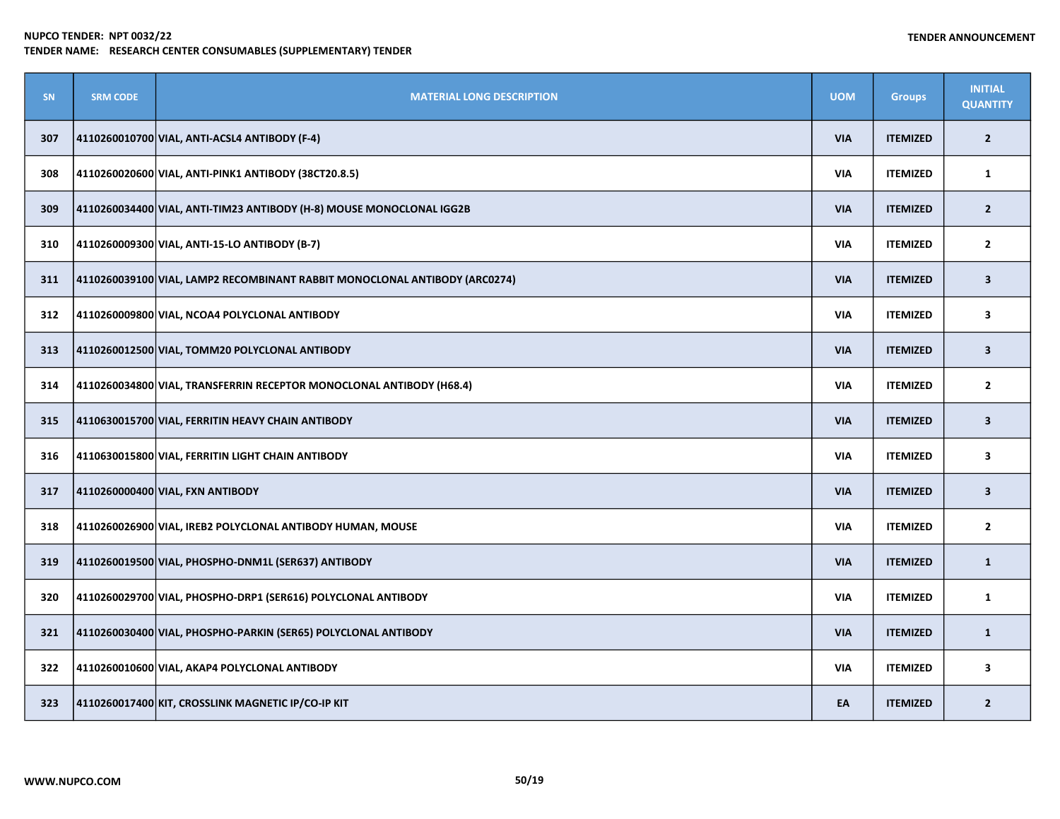| SN | SRM CODE | MATERIAL LONG DESCRIPTION | UOM | Groups | INITIAL QUANTITY |
|---|---|---|---|---|---|
| 307 | 4110260010700 | VIAL, ANTI-ACSL4 ANTIBODY (F-4) | VIA | ITEMIZED | 2 |
| 308 | 4110260020600 | VIAL, ANTI-PINK1 ANTIBODY (38CT20.8.5) | VIA | ITEMIZED | 1 |
| 309 | 4110260034400 | VIAL, ANTI-TIM23 ANTIBODY (H-8) MOUSE MONOCLONAL IGG2B | VIA | ITEMIZED | 2 |
| 310 | 4110260009300 | VIAL, ANTI-15-LO ANTIBODY (B-7) | VIA | ITEMIZED | 2 |
| 311 | 4110260039100 | VIAL, LAMP2 RECOMBINANT RABBIT MONOCLONAL ANTIBODY (ARC0274) | VIA | ITEMIZED | 3 |
| 312 | 4110260009800 | VIAL, NCOA4 POLYCLONAL ANTIBODY | VIA | ITEMIZED | 3 |
| 313 | 4110260012500 | VIAL, TOMM20 POLYCLONAL ANTIBODY | VIA | ITEMIZED | 3 |
| 314 | 4110260034800 | VIAL, TRANSFERRIN RECEPTOR MONOCLONAL ANTIBODY (H68.4) | VIA | ITEMIZED | 2 |
| 315 | 4110630015700 | VIAL, FERRITIN HEAVY CHAIN ANTIBODY | VIA | ITEMIZED | 3 |
| 316 | 4110630015800 | VIAL, FERRITIN LIGHT CHAIN ANTIBODY | VIA | ITEMIZED | 3 |
| 317 | 4110260000400 | VIAL, FXN ANTIBODY | VIA | ITEMIZED | 3 |
| 318 | 4110260026900 | VIAL, IREB2 POLYCLONAL ANTIBODY HUMAN, MOUSE | VIA | ITEMIZED | 2 |
| 319 | 4110260019500 | VIAL, PHOSPHO-DNM1L (SER637) ANTIBODY | VIA | ITEMIZED | 1 |
| 320 | 4110260029700 | VIAL, PHOSPHO-DRP1 (SER616) POLYCLONAL ANTIBODY | VIA | ITEMIZED | 1 |
| 321 | 4110260030400 | VIAL, PHOSPHO-PARKIN (SER65) POLYCLONAL ANTIBODY | VIA | ITEMIZED | 1 |
| 322 | 4110260010600 | VIAL, AKAP4 POLYCLONAL ANTIBODY | VIA | ITEMIZED | 3 |
| 323 | 4110260017400 | KIT, CROSSLINK MAGNETIC IP/CO-IP KIT | EA | ITEMIZED | 2 |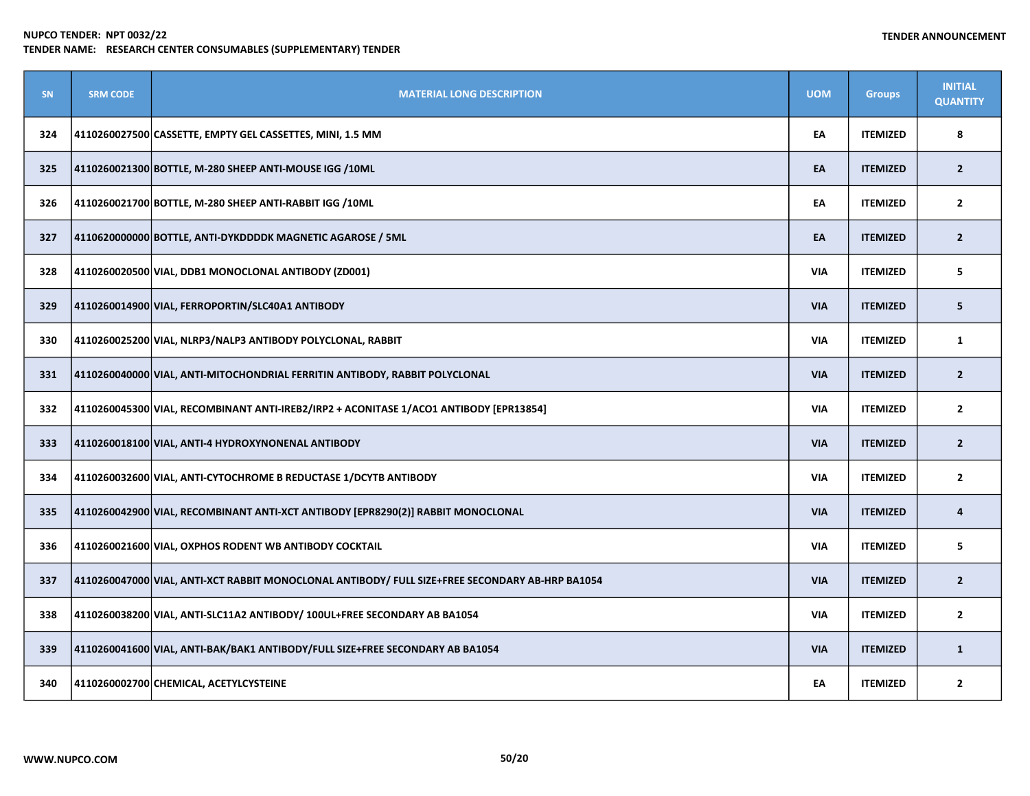NUPCO TENDER: NPT 0032/22
TENDER NAME: RESEARCH CENTER CONSUMABLES (SUPPLEMENTARY) TENDER

TENDER ANNOUNCEMENT

| SN | SRM CODE | MATERIAL LONG DESCRIPTION | UOM | Groups | INITIAL QUANTITY |
|---|---|---|---|---|---|
| 324 | 4110260027500 | CASSETTE, EMPTY GEL CASSETTES, MINI, 1.5 MM | EA | ITEMIZED | 8 |
| 325 | 4110260021300 | BOTTLE, M-280 SHEEP ANTI-MOUSE IGG /10ML | EA | ITEMIZED | 2 |
| 326 | 4110260021700 | BOTTLE, M-280 SHEEP ANTI-RABBIT IGG /10ML | EA | ITEMIZED | 2 |
| 327 | 4110620000000 | BOTTLE, ANTI-DYKDDDDK MAGNETIC AGAROSE / 5ML | EA | ITEMIZED | 2 |
| 328 | 4110260020500 | VIAL, DDB1 MONOCLONAL ANTIBODY (ZD001) | VIA | ITEMIZED | 5 |
| 329 | 4110260014900 | VIAL, FERROPORTIN/SLC40A1 ANTIBODY | VIA | ITEMIZED | 5 |
| 330 | 4110260025200 | VIAL, NLRP3/NALP3 ANTIBODY POLYCLONAL, RABBIT | VIA | ITEMIZED | 1 |
| 331 | 4110260040000 | VIAL, ANTI-MITOCHONDRIAL FERRITIN ANTIBODY, RABBIT POLYCLONAL | VIA | ITEMIZED | 2 |
| 332 | 4110260045300 | VIAL, RECOMBINANT ANTI-IREB2/IRP2 + ACONITASE 1/ACO1 ANTIBODY [EPR13854] | VIA | ITEMIZED | 2 |
| 333 | 4110260018100 | VIAL, ANTI-4 HYDROXYNONENAL ANTIBODY | VIA | ITEMIZED | 2 |
| 334 | 4110260032600 | VIAL, ANTI-CYTOCHROME B REDUCTASE 1/DCYTB ANTIBODY | VIA | ITEMIZED | 2 |
| 335 | 4110260042900 | VIAL, RECOMBINANT ANTI-XCT ANTIBODY [EPR8290(2)] RABBIT MONOCLONAL | VIA | ITEMIZED | 4 |
| 336 | 4110260021600 | VIAL, OXPHOS RODENT WB ANTIBODY COCKTAIL | VIA | ITEMIZED | 5 |
| 337 | 4110260047000 | VIAL, ANTI-XCT RABBIT MONOCLONAL ANTIBODY/ FULL SIZE+FREE SECONDARY AB-HRP BA1054 | VIA | ITEMIZED | 2 |
| 338 | 4110260038200 | VIAL, ANTI-SLC11A2 ANTIBODY/ 100UL+FREE SECONDARY AB BA1054 | VIA | ITEMIZED | 2 |
| 339 | 4110260041600 | VIAL, ANTI-BAK/BAK1 ANTIBODY/FULL SIZE+FREE SECONDARY AB BA1054 | VIA | ITEMIZED | 1 |
| 340 | 4110260002700 | CHEMICAL, ACETYLCYSTEINE | EA | ITEMIZED | 2 |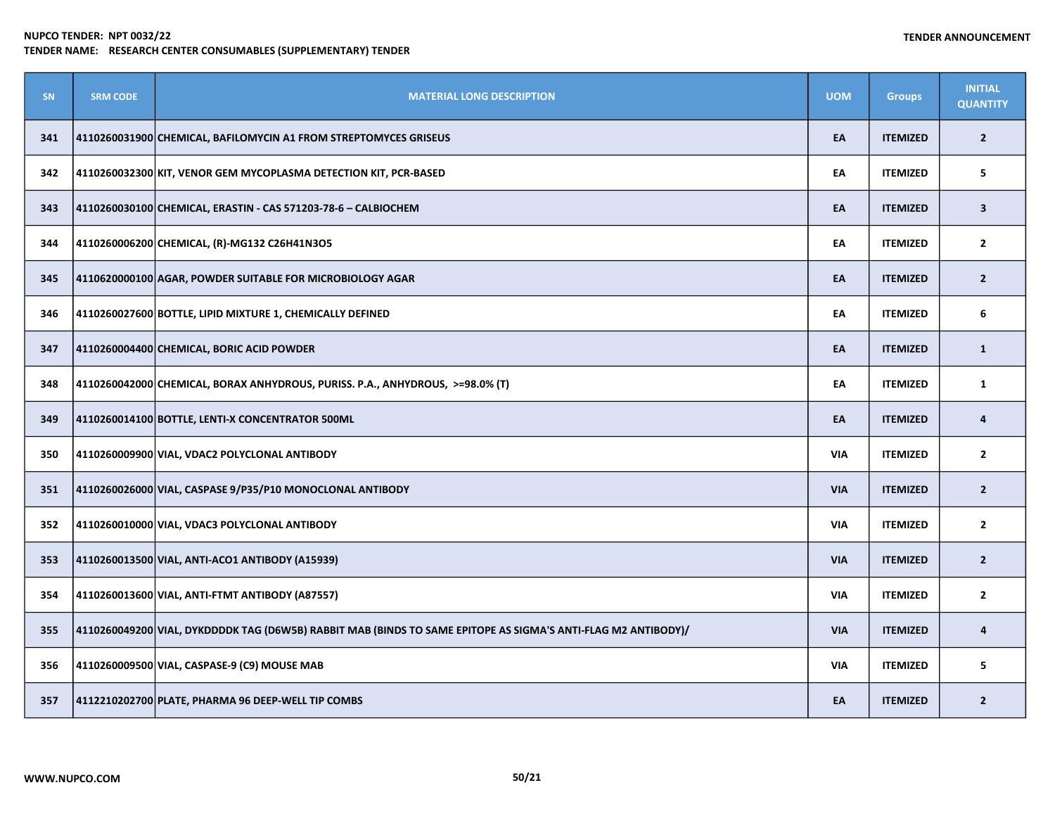NUPCO TENDER: NPT 0032/22
TENDER NAME: RESEARCH CENTER CONSUMABLES (SUPPLEMENTARY) TENDER

TENDER ANNOUNCEMENT

| SN | SRM CODE | MATERIAL LONG DESCRIPTION | UOM | Groups | INITIAL QUANTITY |
|---|---|---|---|---|---|
| 341 | 4110260031900 | CHEMICAL, BAFILOMYCIN A1 FROM STREPTOMYCES GRISEUS | EA | ITEMIZED | 2 |
| 342 | 4110260032300 | KIT, VENOR GEM MYCOPLASMA DETECTION KIT, PCR-BASED | EA | ITEMIZED | 5 |
| 343 | 4110260030100 | CHEMICAL, ERASTIN - CAS 571203-78-6 – CALBIOCHEM | EA | ITEMIZED | 3 |
| 344 | 4110260006200 | CHEMICAL, (R)-MG132 $C_{26}H_{41}N_3O_5$ | EA | ITEMIZED | 2 |
| 345 | 4110620000100 | AGAR, POWDER SUITABLE FOR MICROBIOLOGY AGAR | EA | ITEMIZED | 2 |
| 346 | 4110260027600 | BOTTLE, LIPID MIXTURE 1, CHEMICALLY DEFINED | EA | ITEMIZED | 6 |
| 347 | 4110260004400 | CHEMICAL, BORIC ACID POWDER | EA | ITEMIZED | 1 |
| 348 | 4110260042000 | CHEMICAL, BORAX ANHYDROUS, PURISS. P.A., ANHYDROUS, >=98.0% (T) | EA | ITEMIZED | 1 |
| 349 | 4110260014100 | BOTTLE, LENTI-X CONCENTRATOR 500ML | EA | ITEMIZED | 4 |
| 350 | 4110260009900 | VIAL, VDAC2 POLYCLONAL ANTIBODY | VIA | ITEMIZED | 2 |
| 351 | 4110260026000 | VIAL, CASPASE 9/P35/P10 MONOCLONAL ANTIBODY | VIA | ITEMIZED | 2 |
| 352 | 4110260010000 | VIAL, VDAC3 POLYCLONAL ANTIBODY | VIA | ITEMIZED | 2 |
| 353 | 4110260013500 | VIAL, ANTI-ACO1 ANTIBODY (A15939) | VIA | ITEMIZED | 2 |
| 354 | 4110260013600 | VIAL, ANTI-FTMT ANTIBODY (A87557) | VIA | ITEMIZED | 2 |
| 355 | 4110260049200 | VIAL, DYKDDDDK TAG (D6W5B) RABBIT MAB (BINDS TO SAME EPITOPE AS SIGMA'S ANTI-FLAG M2 ANTIBODY)/ | VIA | ITEMIZED | 4 |
| 356 | 4110260009500 | VIAL, CASPASE-9 (C9) MOUSE MAB | VIA | ITEMIZED | 5 |
| 357 | 4112210202700 | PLATE, PHARMA 96 DEEP-WELL TIP COMBS | EA | ITEMIZED | 2 |

WWW.NUPCO.COM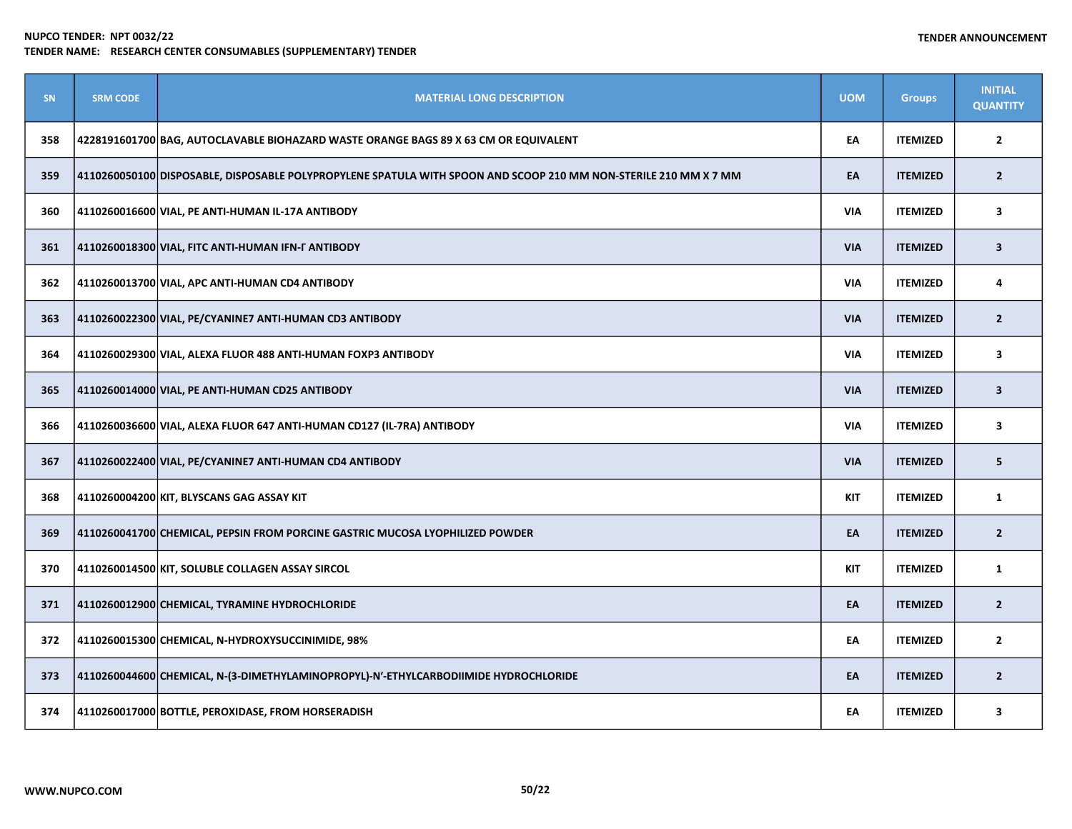**NUPCO TENDER: NPT 0032/22**
**TENDER NAME: RESEARCH CENTER CONSUMABLES (SUPPLEMENTARY) TENDER**

**TENDER ANNOUNCEMENT**

| SN | SRM CODE | MATERIAL LONG DESCRIPTION | UOM | Groups | INITIAL QUANTITY |
|---|---|---|---|---|---|
| 358 | 4228191601700 | BAG, AUTOCLAVABLE BIOHAZARD WASTE ORANGE BAGS 89 X 63 CM OR EQUIVALENT | EA | ITEMIZED | 2 |
| 359 | 4110260050100 | DISPOSABLE, DISPOSABLE POLYPROPYLENE SPATULA WITH SPOON AND SCOOP 210 MM NON-STERILE 210 MM X 7 MM | EA | ITEMIZED | 2 |
| 360 | 4110260016600 | VIAL, PE ANTI-HUMAN IL-17A ANTIBODY | VIA | ITEMIZED | 3 |
| 361 | 4110260018300 | VIAL, FITC ANTI-HUMAN IFN-Γ ANTIBODY | VIA | ITEMIZED | 3 |
| 362 | 4110260013700 | VIAL, APC ANTI-HUMAN CD4 ANTIBODY | VIA | ITEMIZED | 4 |
| 363 | 4110260022300 | VIAL, PE/CYANINE7 ANTI-HUMAN CD3 ANTIBODY | VIA | ITEMIZED | 2 |
| 364 | 4110260029300 | VIAL, ALEXA FLUOR 488 ANTI-HUMAN FOXP3 ANTIBODY | VIA | ITEMIZED | 3 |
| 365 | 4110260014000 | VIAL, PE ANTI-HUMAN CD25 ANTIBODY | VIA | ITEMIZED | 3 |
| 366 | 4110260036600 | VIAL, ALEXA FLUOR 647 ANTI-HUMAN CD127 (IL-7RA) ANTIBODY | VIA | ITEMIZED | 3 |
| 367 | 4110260022400 | VIAL, PE/CYANINE7 ANTI-HUMAN CD4 ANTIBODY | VIA | ITEMIZED | 5 |
| 368 | 4110260004200 | KIT, BLYSCANS GAG ASSAY KIT | KIT | ITEMIZED | 1 |
| 369 | 4110260041700 | CHEMICAL, PEPSIN FROM PORCINE GASTRIC MUCOSA LYOPHILIZED POWDER | EA | ITEMIZED | 2 |
| 370 | 4110260014500 | KIT, SOLUBLE COLLAGEN ASSAY SIRCOL | KIT | ITEMIZED | 1 |
| 371 | 4110260012900 | CHEMICAL, TYRAMINE HYDROCHLORIDE | EA | ITEMIZED | 2 |
| 372 | 4110260015300 | CHEMICAL, N-HYDROXYSUCCINIMIDE, 98% | EA | ITEMIZED | 2 |
| 373 | 4110260044600 | CHEMICAL, N-(3-DIMETHYLAMINOPROPYL)-N′-ETHYLCARBODIIMIDE HYDROCHLORIDE | EA | ITEMIZED | 2 |
| 374 | 4110260017000 | BOTTLE, PEROXIDASE, FROM HORSERADISH | EA | ITEMIZED | 3 |

WWW.NUPCO.COM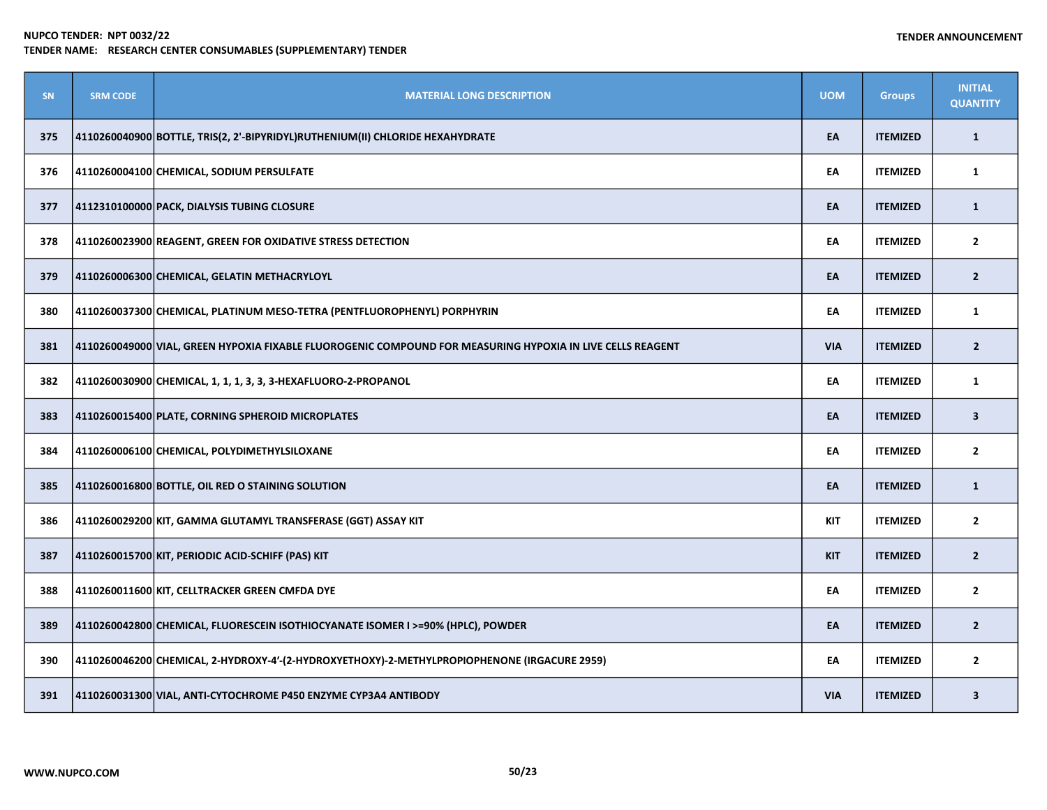NUPCO TENDER: NPT 0032/22
TENDER NAME: RESEARCH CENTER CONSUMABLES (SUPPLEMENTARY) TENDER

TENDER ANNOUNCEMENT

| SN | SRM CODE | MATERIAL LONG DESCRIPTION | UOM | Groups | INITIAL QUANTITY |
|---|---|---|---|---|---|
| 375 | 4110260040900 | BOTTLE, TRIS(2, 2'-BIPYRIDYL)RUTHENIUM(II) CHLORIDE HEXAHYDRATE | EA | ITEMIZED | 1 |
| 376 | 4110260004100 | CHEMICAL, SODIUM PERSULFATE | EA | ITEMIZED | 1 |
| 377 | 4112310100000 | PACK, DIALYSIS TUBING CLOSURE | EA | ITEMIZED | 1 |
| 378 | 4110260023900 | REAGENT, GREEN FOR OXIDATIVE STRESS DETECTION | EA | ITEMIZED | 2 |
| 379 | 4110260006300 | CHEMICAL, GELATIN METHACRYLOYL | EA | ITEMIZED | 2 |
| 380 | 4110260037300 | CHEMICAL, PLATINUM MESO-TETRA (PENTFLUOROPHENYL) PORPHYRIN | EA | ITEMIZED | 1 |
| 381 | 4110260049000 | VIAL, GREEN HYPOXIA FIXABLE FLUOROGENIC COMPOUND FOR MEASURING HYPOXIA IN LIVE CELLS REAGENT | VIA | ITEMIZED | 2 |
| 382 | 4110260030900 | CHEMICAL, 1, 1, 1, 3, 3, 3-HEXAFLUORO-2-PROPANOL | EA | ITEMIZED | 1 |
| 383 | 4110260015400 | PLATE, CORNING SPHEROID MICROPLATES | EA | ITEMIZED | 3 |
| 384 | 4110260006100 | CHEMICAL, POLYDIMETHYLSILOXANE | EA | ITEMIZED | 2 |
| 385 | 4110260016800 | BOTTLE, OIL RED O STAINING SOLUTION | EA | ITEMIZED | 1 |
| 386 | 4110260029200 | KIT, GAMMA GLUTAMYL TRANSFERASE (GGT) ASSAY KIT | KIT | ITEMIZED | 2 |
| 387 | 4110260015700 | KIT, PERIODIC ACID-SCHIFF (PAS) KIT | KIT | ITEMIZED | 2 |
| 388 | 4110260011600 | KIT, CELLTRACKER GREEN CMFDA DYE | EA | ITEMIZED | 2 |
| 389 | 4110260042800 | CHEMICAL, FLUORESCEIN ISOTHIOCYANATE ISOMER I >=90% (HPLC), POWDER | EA | ITEMIZED | 2 |
| 390 | 4110260046200 | CHEMICAL, 2-HYDROXY-4'-(2-HYDROXYETHOXY)-2-METHYLPROPIOPHENONE (IRGACURE 2959) | EA | ITEMIZED | 2 |
| 391 | 4110260031300 | VIAL, ANTI-CYTOCHROME P450 ENZYME CYP3A4 ANTIBODY | VIA | ITEMIZED | 3 |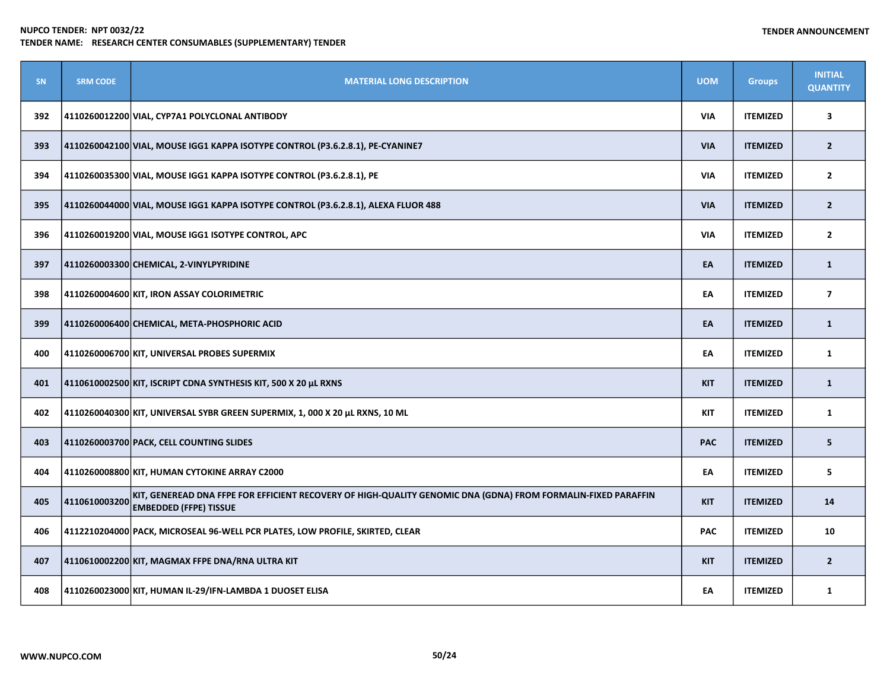| SN | SRM CODE | MATERIAL LONG DESCRIPTION | UOM | Groups | INITIAL QUANTITY |
|---|---|---|---|---|---|
| 392 | 4110260012200 | VIAL, CYP7A1 POLYCLONAL ANTIBODY | VIA | ITEMIZED | 3 |
| 393 | 4110260042100 | VIAL, MOUSE IGG1 KAPPA ISOTYPE CONTROL (P3.6.2.8.1), PE-CYANINE7 | VIA | ITEMIZED | 2 |
| 394 | 4110260035300 | VIAL, MOUSE IGG1 KAPPA ISOTYPE CONTROL (P3.6.2.8.1), PE | VIA | ITEMIZED | 2 |
| 395 | 4110260044000 | VIAL, MOUSE IGG1 KAPPA ISOTYPE CONTROL (P3.6.2.8.1), ALEXA FLUOR 488 | VIA | ITEMIZED | 2 |
| 396 | 4110260019200 | VIAL, MOUSE IGG1 ISOTYPE CONTROL, APC | VIA | ITEMIZED | 2 |
| 397 | 4110260003300 | CHEMICAL, 2-VINYLPYRIDINE | EA | ITEMIZED | 1 |
| 398 | 4110260004600 | KIT, IRON ASSAY COLORIMETRIC | EA | ITEMIZED | 7 |
| 399 | 4110260006400 | CHEMICAL, META-PHOSPHORIC ACID | EA | ITEMIZED | 1 |
| 400 | 4110260006700 | KIT, UNIVERSAL PROBES SUPERMIX | EA | ITEMIZED | 1 |
| 401 | 4110610002500 | KIT, ISCRIPT CDNA SYNTHESIS KIT, 500 X 20 µL RXNS | KIT | ITEMIZED | 1 |
| 402 | 4110260040300 | KIT, UNIVERSAL SYBR GREEN SUPERMIX, 1, 000 X 20 µL RXNS, 10 ML | KIT | ITEMIZED | 1 |
| 403 | 4110260003700 | PACK, CELL COUNTING SLIDES | PAC | ITEMIZED | 5 |
| 404 | 4110260008800 | KIT, HUMAN CYTOKINE ARRAY C2000 | EA | ITEMIZED | 5 |
| 405 | 4110610003200 | KIT, GENEREAD DNA FFPE FOR EFFICIENT RECOVERY OF HIGH-QUALITY GENOMIC DNA (GDNA) FROM FORMALIN-FIXED PARAFFIN EMBEDDED (FFPE) TISSUE | KIT | ITEMIZED | 14 |
| 406 | 4112210204000 | PACK, MICROSEAL 96-WELL PCR PLATES, LOW PROFILE, SKIRTED, CLEAR | PAC | ITEMIZED | 10 |
| 407 | 4110610002200 | KIT, MAGMAX FFPE DNA/RNA ULTRA KIT | KIT | ITEMIZED | 2 |
| 408 | 4110260023000 | KIT, HUMAN IL-29/IFN-LAMBDA 1 DUOSET ELISA | EA | ITEMIZED | 1 |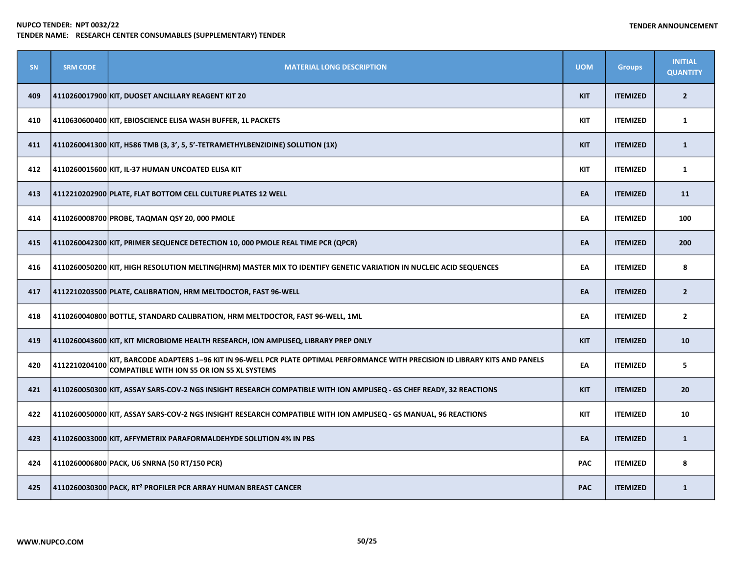**NUPCO TENDER: NPT 0032/22**
**TENDER NAME: RESEARCH CENTER CONSUMABLES (SUPPLEMENTARY) TENDER**

**TENDER ANNOUNCEMENT**

| SN | SRM CODE | MATERIAL LONG DESCRIPTION | UOM | Groups | INITIAL QUANTITY |
|---|---|---|---|---|---|
| 409 | 4110260017900 | KIT, DUOSET ANCILLARY REAGENT KIT 20 | KIT | ITEMIZED | 2 |
| 410 | 4110630600400 | KIT, EBIOSCIENCE ELISA WASH BUFFER, 1L PACKETS | KIT | ITEMIZED | 1 |
| 411 | 4110260041300 | KIT, H586 TMB (3, 3', 5, 5'-TETRAMETHYLBENZIDINE) SOLUTION (1X) | KIT | ITEMIZED | 1 |
| 412 | 4110260015600 | KIT, IL-37 HUMAN UNCOATED ELISA KIT | KIT | ITEMIZED | 1 |
| 413 | 4112210202900 | PLATE, FLAT BOTTOM CELL CULTURE PLATES 12 WELL | EA | ITEMIZED | 11 |
| 414 | 4110260008700 | PROBE, TAQMAN QSY 20, 000 PMOLE | EA | ITEMIZED | 100 |
| 415 | 4110260042300 | KIT, PRIMER SEQUENCE DETECTION 10, 000 PMOLE REAL TIME PCR (QPCR) | EA | ITEMIZED | 200 |
| 416 | 4110260050200 | KIT, HIGH RESOLUTION MELTING(HRM) MASTER MIX TO IDENTIFY GENETIC VARIATION IN NUCLEIC ACID SEQUENCES | EA | ITEMIZED | 8 |
| 417 | 4112210203500 | PLATE, CALIBRATION, HRM MELTDOCTOR, FAST 96-WELL | EA | ITEMIZED | 2 |
| 418 | 4110260040800 | BOTTLE, STANDARD CALIBRATION, HRM MELTDOCTOR, FAST 96-WELL, 1ML | EA | ITEMIZED | 2 |
| 419 | 4110260043600 | KIT, KIT MICROBIOME HEALTH RESEARCH, ION AMPLISEQ, LIBRARY PREP ONLY | KIT | ITEMIZED | 10 |
| 420 | 4112210204100 | KIT, BARCODE ADAPTERS 1–96 KIT IN 96-WELL PCR PLATE OPTIMAL PERFORMANCE WITH PRECISION ID LIBRARY KITS AND PANELS COMPATIBLE WITH ION S5 OR ION S5 XL SYSTEMS | EA | ITEMIZED | 5 |
| 421 | 4110260050300 | KIT, ASSAY SARS-COV-2 NGS INSIGHT RESEARCH COMPATIBLE WITH ION AMPLISEQ - GS CHEF READY, 32 REACTIONS | KIT | ITEMIZED | 20 |
| 422 | 4110260050000 | KIT, ASSAY SARS-COV-2 NGS INSIGHT RESEARCH COMPATIBLE WITH ION AMPLISEQ - GS MANUAL, 96 REACTIONS | KIT | ITEMIZED | 10 |
| 423 | 4110260033000 | KIT, AFFYMETRIX PARAFORMALDEHYDE SOLUTION 4% IN PBS | EA | ITEMIZED | 1 |
| 424 | 4110260006800 | PACK, U6 SNRNA (50 RT/150 PCR) | PAC | ITEMIZED | 8 |
| 425 | 4110260030300 | PACK, RT² PROFILER PCR ARRAY HUMAN BREAST CANCER | PAC | ITEMIZED | 1 |

WWW.NUPCO.COM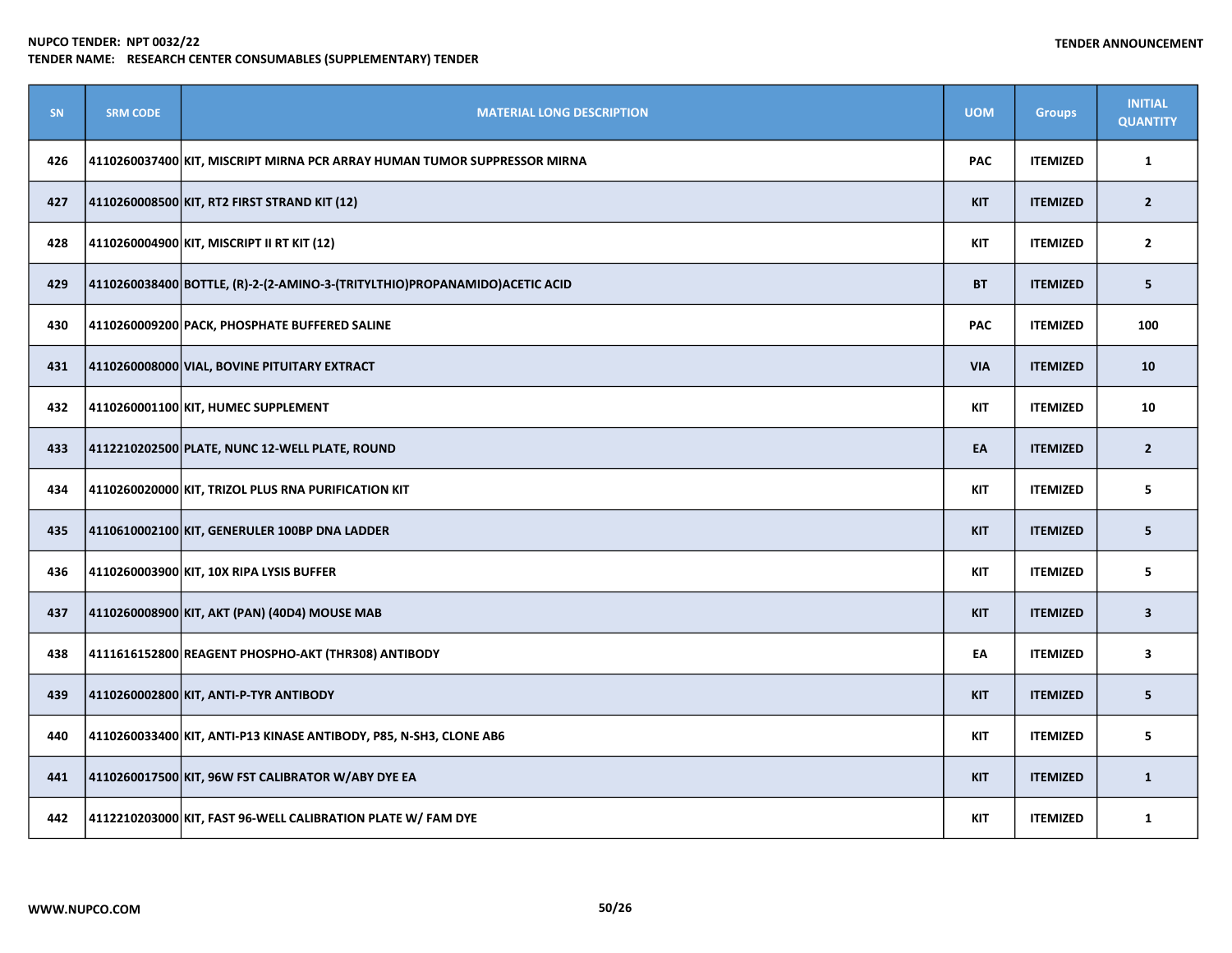**NUPCO TENDER: NPT 0032/22**
**TENDER NAME: RESEARCH CENTER CONSUMABLES (SUPPLEMENTARY) TENDER**

**TENDER ANNOUNCEMENT**

| SN | SRM CODE | MATERIAL LONG DESCRIPTION | UOM | Groups | INITIAL QUANTITY |
|---|---|---|---|---|---|
| 426 | 4110260037400 | KIT, MISCRIPT MIRNA PCR ARRAY HUMAN TUMOR SUPPRESSOR MIRNA | PAC | ITEMIZED | 1 |
| 427 | 4110260008500 | KIT, RT2 FIRST STRAND KIT (12) | KIT | ITEMIZED | 2 |
| 428 | 4110260004900 | KIT, MISCRIPT II RT KIT (12) | KIT | ITEMIZED | 2 |
| 429 | 4110260038400 | BOTTLE, (R)-2-(2-AMINO-3-(TRITYLTHIO)PROPANAMIDO)ACETIC ACID | BT | ITEMIZED | 5 |
| 430 | 4110260009200 | PACK, PHOSPHATE BUFFERED SALINE | PAC | ITEMIZED | 100 |
| 431 | 4110260008000 | VIAL, BOVINE PITUITARY EXTRACT | VIA | ITEMIZED | 10 |
| 432 | 4110260001100 | KIT, HUMEC SUPPLEMENT | KIT | ITEMIZED | 10 |
| 433 | 4112210202500 | PLATE, NUNC 12-WELL PLATE, ROUND | EA | ITEMIZED | 2 |
| 434 | 4110260020000 | KIT, TRIZOL PLUS RNA PURIFICATION KIT | KIT | ITEMIZED | 5 |
| 435 | 4110610002100 | KIT, GENERULER 100BP DNA LADDER | KIT | ITEMIZED | 5 |
| 436 | 4110260003900 | KIT, 10X RIPA LYSIS BUFFER | KIT | ITEMIZED | 5 |
| 437 | 4110260008900 | KIT, AKT (PAN) (40D4) MOUSE MAB | KIT | ITEMIZED | 3 |
| 438 | 4111616152800 | REAGENT PHOSPHO-AKT (THR308) ANTIBODY | EA | ITEMIZED | 3 |
| 439 | 4110260002800 | KIT, ANTI-P-TYR ANTIBODY | KIT | ITEMIZED | 5 |
| 440 | 4110260033400 | KIT, ANTI-P13 KINASE ANTIBODY, P85, N-SH3, CLONE AB6 | KIT | ITEMIZED | 5 |
| 441 | 4110260017500 | KIT, 96W FST CALIBRATOR W/ABY DYE EA | KIT | ITEMIZED | 1 |
| 442 | 4112210203000 | KIT, FAST 96-WELL CALIBRATION PLATE W/ FAM DYE | KIT | ITEMIZED | 1 |

**WWW.NUPCO.COM**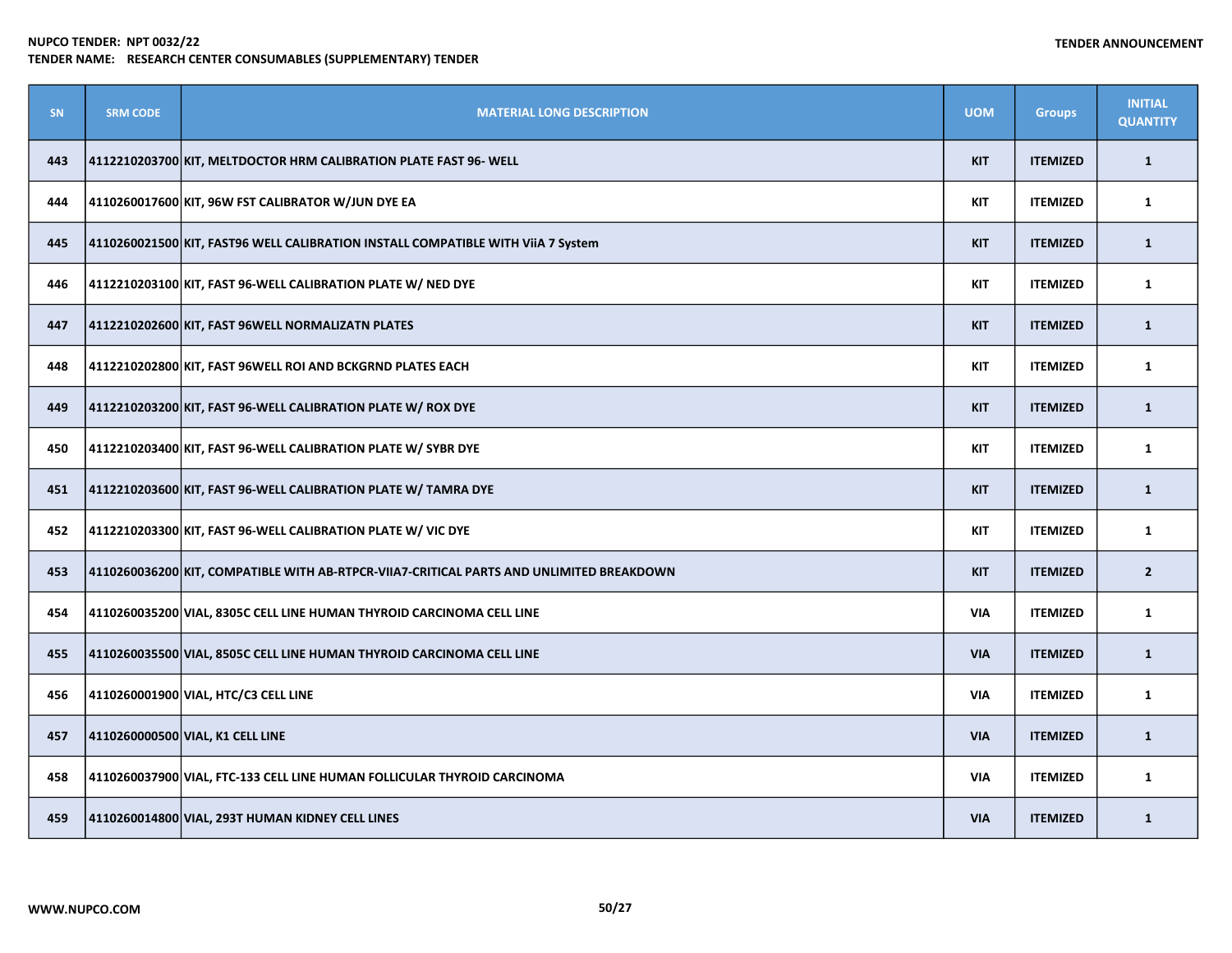| SN | SRM CODE | MATERIAL LONG DESCRIPTION | UOM | Groups | INITIAL QUANTITY |
|---|---|---|---|---|---|
| 443 | 4112210203700 | KIT, MELTDOCTOR HRM CALIBRATION PLATE FAST 96- WELL | KIT | ITEMIZED | 1 |
| 444 | 4110260017600 | KIT, 96W FST CALIBRATOR W/JUN DYE EA | KIT | ITEMIZED | 1 |
| 445 | 4110260021500 | KIT, FAST96 WELL CALIBRATION INSTALL COMPATIBLE WITH ViiA 7 System | KIT | ITEMIZED | 1 |
| 446 | 4112210203100 | KIT, FAST 96-WELL CALIBRATION PLATE W/ NED DYE | KIT | ITEMIZED | 1 |
| 447 | 4112210202600 | KIT, FAST 96WELL NORMALIZATN PLATES | KIT | ITEMIZED | 1 |
| 448 | 4112210202800 | KIT, FAST 96WELL ROI AND BCKGRND PLATES EACH | KIT | ITEMIZED | 1 |
| 449 | 4112210203200 | KIT, FAST 96-WELL CALIBRATION PLATE W/ ROX DYE | KIT | ITEMIZED | 1 |
| 450 | 4112210203400 | KIT, FAST 96-WELL CALIBRATION PLATE W/ SYBR DYE | KIT | ITEMIZED | 1 |
| 451 | 4112210203600 | KIT, FAST 96-WELL CALIBRATION PLATE W/ TAMRA DYE | KIT | ITEMIZED | 1 |
| 452 | 4112210203300 | KIT, FAST 96-WELL CALIBRATION PLATE W/ VIC DYE | KIT | ITEMIZED | 1 |
| 453 | 4110260036200 | KIT, COMPATIBLE WITH AB-RTPCR-VIIA7-CRITICAL PARTS AND UNLIMITED BREAKDOWN | KIT | ITEMIZED | 2 |
| 454 | 4110260035200 | VIAL, 8305C CELL LINE HUMAN THYROID CARCINOMA CELL LINE | VIA | ITEMIZED | 1 |
| 455 | 4110260035500 | VIAL, 8505C CELL LINE HUMAN THYROID CARCINOMA CELL LINE | VIA | ITEMIZED | 1 |
| 456 | 4110260001900 | VIAL, HTC/C3 CELL LINE | VIA | ITEMIZED | 1 |
| 457 | 4110260000500 | VIAL, K1 CELL LINE | VIA | ITEMIZED | 1 |
| 458 | 4110260037900 | VIAL, FTC-133 CELL LINE HUMAN FOLLICULAR THYROID CARCINOMA | VIA | ITEMIZED | 1 |
| 459 | 4110260014800 | VIAL, 293T HUMAN KIDNEY CELL LINES | VIA | ITEMIZED | 1 |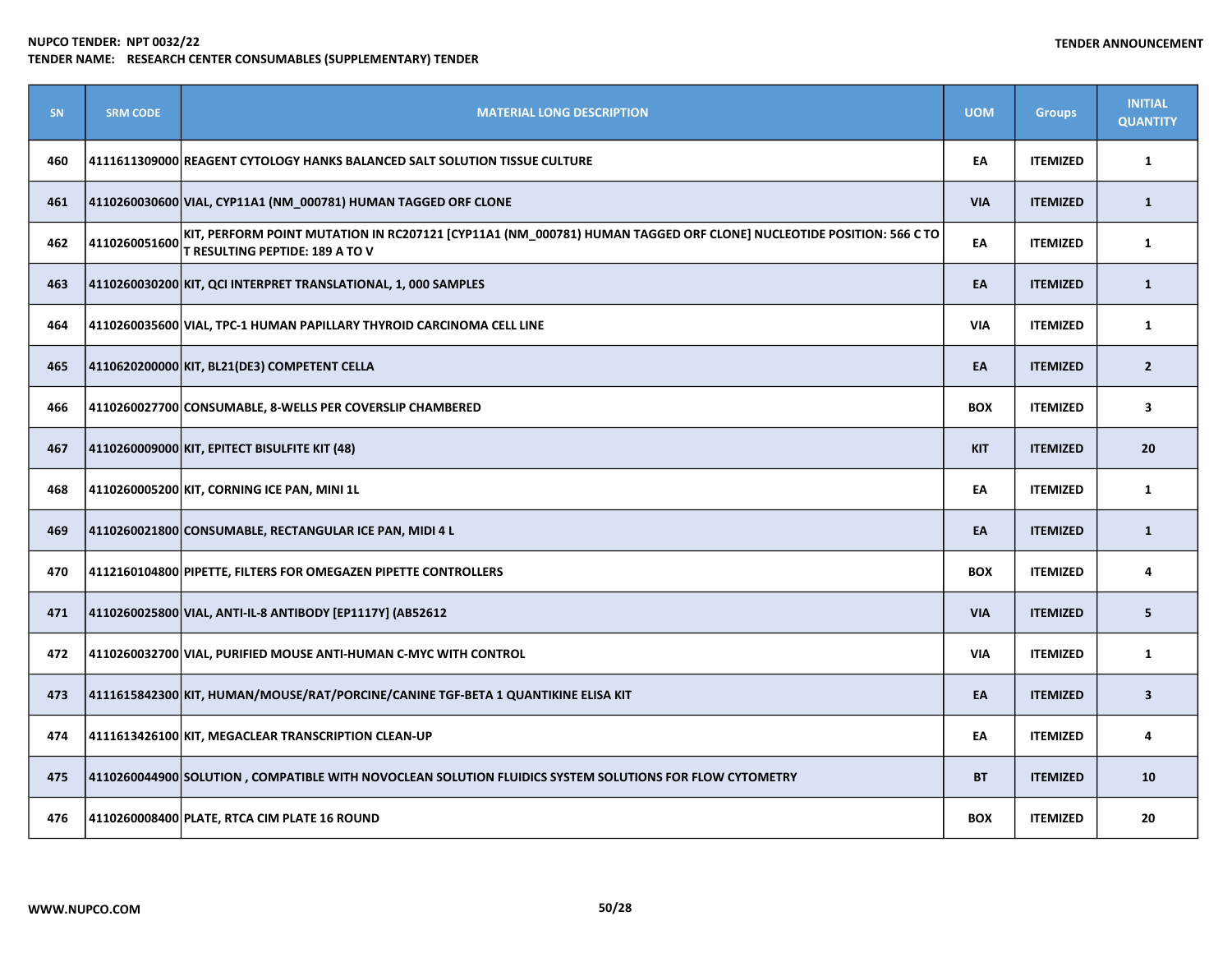NUPCO TENDER: NPT 0032/22

TENDER NAME: RESEARCH CENTER CONSUMABLES (SUPPLEMENTARY) TENDER

TENDER ANNOUNCEMENT

| SN | SRM CODE | MATERIAL LONG DESCRIPTION | UOM | Groups | INITIAL QUANTITY |
|---|---|---|---|---|---|
| 460 | 4111611309000 | REAGENT CYTOLOGY HANKS BALANCED SALT SOLUTION TISSUE CULTURE | EA | ITEMIZED | 1 |
| 461 | 4110260030600 | VIAL, CYP11A1 (NM_000781) HUMAN TAGGED ORF CLONE | VIA | ITEMIZED | 1 |
| 462 | 4110260051600 | KIT, PERFORM POINT MUTATION IN RC207121 [CYP11A1 (NM_000781) HUMAN TAGGED ORF CLONE] NUCLEOTIDE POSITION: 566 C TO T RESULTING PEPTIDE: 189 A TO V | EA | ITEMIZED | 1 |
| 463 | 4110260030200 | KIT, QCI INTERPRET TRANSLATIONAL, 1, 000 SAMPLES | EA | ITEMIZED | 1 |
| 464 | 4110260035600 | VIAL, TPC-1 HUMAN PAPILLARY THYROID CARCINOMA CELL LINE | VIA | ITEMIZED | 1 |
| 465 | 4110620200000 | KIT, BL21(DE3) COMPETENT CELLA | EA | ITEMIZED | 2 |
| 466 | 4110260027700 | CONSUMABLE, 8-WELLS PER COVERSLIP CHAMBERED | BOX | ITEMIZED | 3 |
| 467 | 4110260009000 | KIT, EPITECT BISULFITE KIT (48) | KIT | ITEMIZED | 20 |
| 468 | 4110260005200 | KIT, CORNING ICE PAN, MINI 1L | EA | ITEMIZED | 1 |
| 469 | 4110260021800 | CONSUMABLE, RECTANGULAR ICE PAN, MIDI 4 L | EA | ITEMIZED | 1 |
| 470 | 4112160104800 | PIPETTE, FILTERS FOR OMEGAZEN PIPETTE CONTROLLERS | BOX | ITEMIZED | 4 |
| 471 | 4110260025800 | VIAL, ANTI-IL-8 ANTIBODY [EP1117Y] (AB52612 | VIA | ITEMIZED | 5 |
| 472 | 4110260032700 | VIAL, PURIFIED MOUSE ANTI-HUMAN C-MYC WITH CONTROL | VIA | ITEMIZED | 1 |
| 473 | 4111615842300 | KIT, HUMAN/MOUSE/RAT/PORCINE/CANINE TGF-BETA 1 QUANTIKINE ELISA KIT | EA | ITEMIZED | 3 |
| 474 | 4111613426100 | KIT, MEGACLEAR TRANSCRIPTION CLEAN-UP | EA | ITEMIZED | 4 |
| 475 | 4110260044900 | SOLUTION , COMPATIBLE WITH NOVOCLEAN SOLUTION FLUIDICS SYSTEM SOLUTIONS FOR FLOW CYTOMETRY | BT | ITEMIZED | 10 |
| 476 | 4110260008400 | PLATE, RTCA CIM PLATE 16 ROUND | BOX | ITEMIZED | 20 |

WWW.NUPCO.COM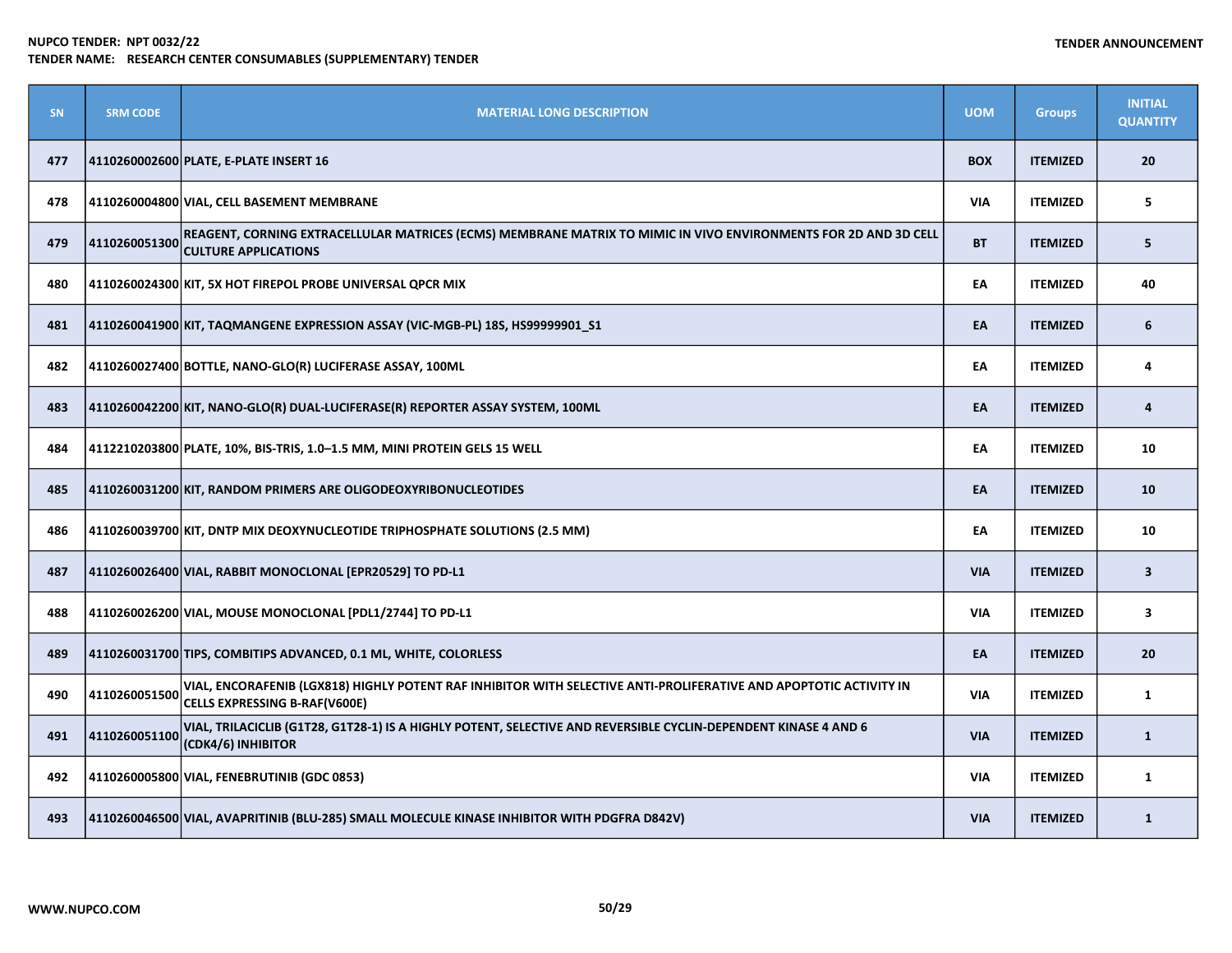| SN | SRM CODE | MATERIAL LONG DESCRIPTION | UOM | Groups | INITIAL QUANTITY |
|---|---|---|---|---|---|
| 477 | 4110260002600 | PLATE, E-PLATE INSERT 16 | BOX | ITEMIZED | 20 |
| 478 | 4110260004800 | VIAL, CELL BASEMENT MEMBRANE | VIA | ITEMIZED | 5 |
| 479 | 4110260051300 | REAGENT, CORNING EXTRACELLULAR MATRICES (ECMS) MEMBRANE MATRIX TO MIMIC IN VIVO ENVIRONMENTS FOR 2D AND 3D CELL CULTURE APPLICATIONS | BT | ITEMIZED | 5 |
| 480 | 4110260024300 | KIT, 5X HOT FIREPOL PROBE UNIVERSAL QPCR MIX | EA | ITEMIZED | 40 |
| 481 | 4110260041900 | KIT, TAQMANGENE EXPRESSION ASSAY (VIC-MGB-PL) 18S, HS99999901_S1 | EA | ITEMIZED | 6 |
| 482 | 4110260027400 | BOTTLE, NANO-GLO(R) LUCIFERASE ASSAY, 100ML | EA | ITEMIZED | 4 |
| 483 | 4110260042200 | KIT, NANO-GLO(R) DUAL-LUCIFERASE(R) REPORTER ASSAY SYSTEM, 100ML | EA | ITEMIZED | 4 |
| 484 | 4112210203800 | PLATE, 10%, BIS-TRIS, 1.0–1.5 MM, MINI PROTEIN GELS 15 WELL | EA | ITEMIZED | 10 |
| 485 | 4110260031200 | KIT, RANDOM PRIMERS ARE OLIGODEOXYRIBONUCLEOTIDES | EA | ITEMIZED | 10 |
| 486 | 4110260039700 | KIT, DNTP MIX DEOXYNUCLEOTIDE TRIPHOSPHATE SOLUTIONS (2.5 MM) | EA | ITEMIZED | 10 |
| 487 | 4110260026400 | VIAL, RABBIT MONOCLONAL [EPR20529] TO PD-L1 | VIA | ITEMIZED | 3 |
| 488 | 4110260026200 | VIAL, MOUSE MONOCLONAL [PDL1/2744] TO PD-L1 | VIA | ITEMIZED | 3 |
| 489 | 4110260031700 | TIPS, COMBITIPS ADVANCED, 0.1 ML, WHITE, COLORLESS | EA | ITEMIZED | 20 |
| 490 | 4110260051500 | VIAL, ENCORAFENIB (LGX818) HIGHLY POTENT RAF INHIBITOR WITH SELECTIVE ANTI-PROLIFERATIVE AND APOPTOTIC ACTIVITY IN CELLS EXPRESSING B-RAF(V600E) | VIA | ITEMIZED | 1 |
| 491 | 4110260051100 | VIAL, TRILACICLIB (G1T28, G1T28-1) IS A HIGHLY POTENT, SELECTIVE AND REVERSIBLE CYCLIN-DEPENDENT KINASE 4 AND 6 (CDK4/6) INHIBITOR | VIA | ITEMIZED | 1 |
| 492 | 4110260005800 | VIAL, FENEBRUTINIB (GDC 0853) | VIA | ITEMIZED | 1 |
| 493 | 4110260046500 | VIAL, AVAPRITINIB (BLU-285) SMALL MOLECULE KINASE INHIBITOR WITH PDGFRA D842V) | VIA | ITEMIZED | 1 |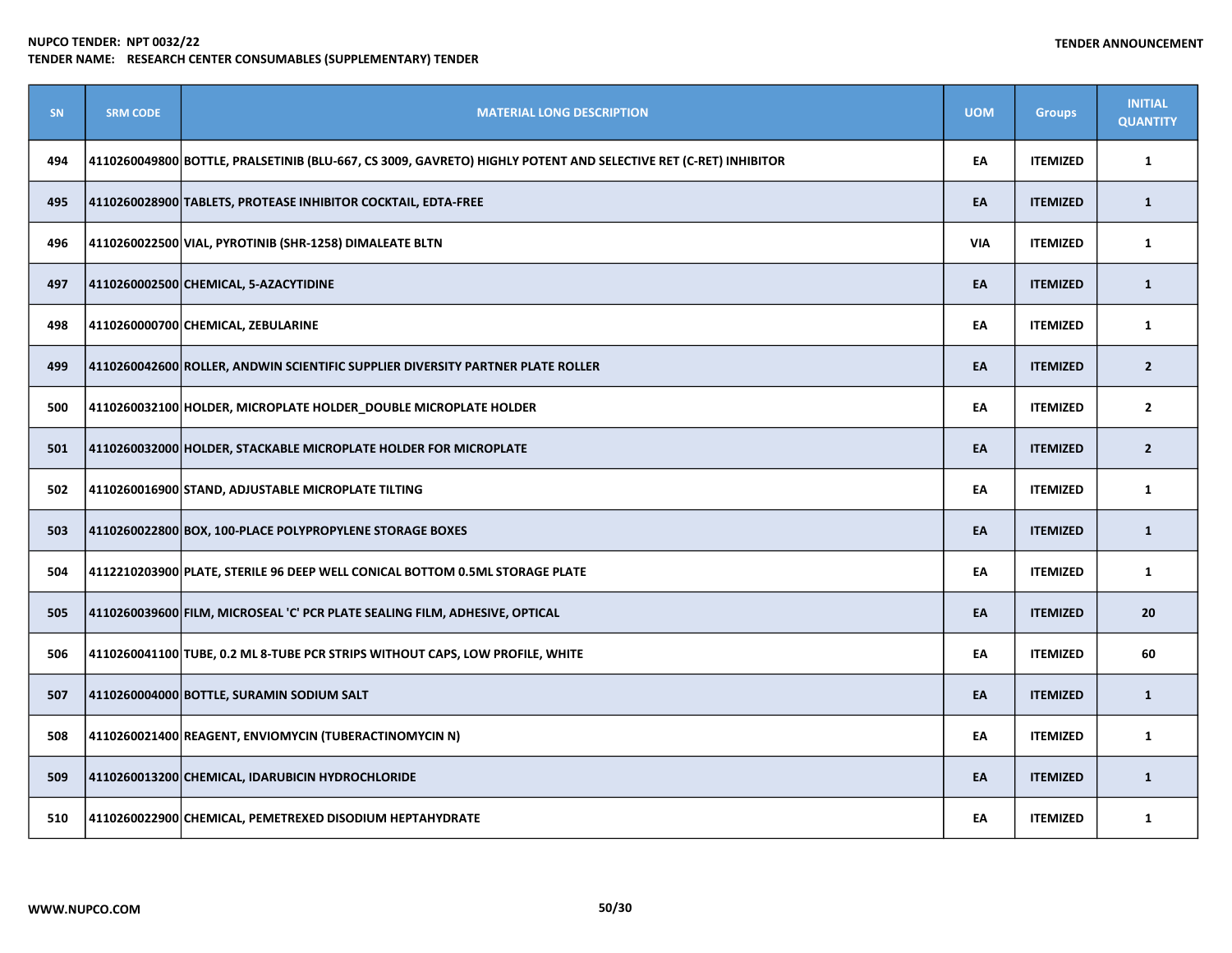| SN | SRM CODE | MATERIAL LONG DESCRIPTION | UOM | Groups | INITIAL QUANTITY |
|---|---|---|---|---|---|
| 494 | 4110260049800 | BOTTLE, PRALSETINIB (BLU-667, CS 3009, GAVRETO) HIGHLY POTENT AND SELECTIVE RET (C-RET) INHIBITOR | EA | ITEMIZED | 1 |
| 495 | 4110260028900 | TABLETS, PROTEASE INHIBITOR COCKTAIL, EDTA-FREE | EA | ITEMIZED | 1 |
| 496 | 4110260022500 | VIAL, PYROTINIB (SHR-1258) DIMALEATE BLTN | VIA | ITEMIZED | 1 |
| 497 | 4110260002500 | CHEMICAL, 5-AZACYTIDINE | EA | ITEMIZED | 1 |
| 498 | 4110260000700 | CHEMICAL, ZEBULARINE | EA | ITEMIZED | 1 |
| 499 | 4110260042600 | ROLLER, ANDWIN SCIENTIFIC SUPPLIER DIVERSITY PARTNER PLATE ROLLER | EA | ITEMIZED | 2 |
| 500 | 4110260032100 | HOLDER, MICROPLATE HOLDER_DOUBLE MICROPLATE HOLDER | EA | ITEMIZED | 2 |
| 501 | 4110260032000 | HOLDER, STACKABLE MICROPLATE HOLDER FOR MICROPLATE | EA | ITEMIZED | 2 |
| 502 | 4110260016900 | STAND, ADJUSTABLE MICROPLATE TILTING | EA | ITEMIZED | 1 |
| 503 | 4110260022800 | BOX, 100-PLACE POLYPROPYLENE STORAGE BOXES | EA | ITEMIZED | 1 |
| 504 | 4112210203900 | PLATE, STERILE 96 DEEP WELL CONICAL BOTTOM 0.5ML STORAGE PLATE | EA | ITEMIZED | 1 |
| 505 | 4110260039600 | FILM, MICROSEAL 'C' PCR PLATE SEALING FILM, ADHESIVE, OPTICAL | EA | ITEMIZED | 20 |
| 506 | 4110260041100 | TUBE, 0.2 ML 8-TUBE PCR STRIPS WITHOUT CAPS, LOW PROFILE, WHITE | EA | ITEMIZED | 60 |
| 507 | 4110260004000 | BOTTLE, SURAMIN SODIUM SALT | EA | ITEMIZED | 1 |
| 508 | 4110260021400 | REAGENT, ENVIOMYCIN (TUBERACTINOMYCIN N) | EA | ITEMIZED | 1 |
| 509 | 4110260013200 | CHEMICAL, IDARUBICIN HYDROCHLORIDE | EA | ITEMIZED | 1 |
| 510 | 4110260022900 | CHEMICAL, PEMETREXED DISODIUM HEPTAHYDRATE | EA | ITEMIZED | 1 |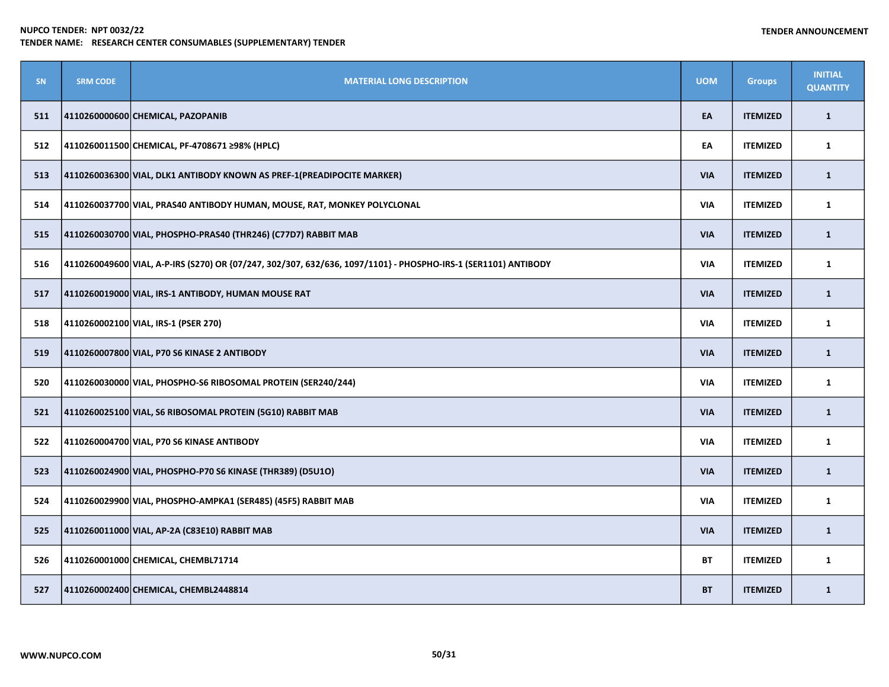**NUPCO TENDER: NPT 0032/22**
**TENDER NAME: RESEARCH CENTER CONSUMABLES (SUPPLEMENTARY) TENDER**

**TENDER ANNOUNCEMENT**

| SN | SRM CODE | MATERIAL LONG DESCRIPTION | UOM | Groups | INITIAL QUANTITY |
|---|---|---|---|---|---|
| 511 | 4110260000600 | CHEMICAL, PAZOPANIB | EA | ITEMIZED | 1 |
| 512 | 4110260011500 | CHEMICAL, PF-4708671 ≥98% (HPLC) | EA | ITEMIZED | 1 |
| 513 | 4110260036300 | VIAL, DLK1 ANTIBODY KNOWN AS PREF-1(PREADIPOCITE MARKER) | VIA | ITEMIZED | 1 |
| 514 | 4110260037700 | VIAL, PRAS40 ANTIBODY HUMAN, MOUSE, RAT, MONKEY POLYCLONAL | VIA | ITEMIZED | 1 |
| 515 | 4110260030700 | VIAL, PHOSPHO-PRAS40 (THR246) (C77D7) RABBIT MAB | VIA | ITEMIZED | 1 |
| 516 | 4110260049600 | VIAL, A-P-IRS (S270) OR {07/247, 302/307, 632/636, 1097/1101} - PHOSPHO-IRS-1 (SER1101) ANTIBODY | VIA | ITEMIZED | 1 |
| 517 | 4110260019000 | VIAL, IRS-1 ANTIBODY, HUMAN MOUSE RAT | VIA | ITEMIZED | 1 |
| 518 | 4110260002100 | VIAL, IRS-1 (PSER 270) | VIA | ITEMIZED | 1 |
| 519 | 4110260007800 | VIAL, P70 S6 KINASE 2 ANTIBODY | VIA | ITEMIZED | 1 |
| 520 | 4110260030000 | VIAL, PHOSPHO-S6 RIBOSOMAL PROTEIN (SER240/244) | VIA | ITEMIZED | 1 |
| 521 | 4110260025100 | VIAL, S6 RIBOSOMAL PROTEIN (5G10) RABBIT MAB | VIA | ITEMIZED | 1 |
| 522 | 4110260004700 | VIAL, P70 S6 KINASE ANTIBODY | VIA | ITEMIZED | 1 |
| 523 | 4110260024900 | VIAL, PHOSPHO-P70 S6 KINASE (THR389) (D5U1O) | VIA | ITEMIZED | 1 |
| 524 | 4110260029900 | VIAL, PHOSPHO-AMPKA1 (SER485) (45F5) RABBIT MAB | VIA | ITEMIZED | 1 |
| 525 | 4110260011000 | VIAL, AP-2A (C83E10) RABBIT MAB | VIA | ITEMIZED | 1 |
| 526 | 4110260001000 | CHEMICAL, CHEMBL71714 | BT | ITEMIZED | 1 |
| 527 | 4110260002400 | CHEMICAL, CHEMBL2448814 | BT | ITEMIZED | 1 |

WWW.NUPCO.COM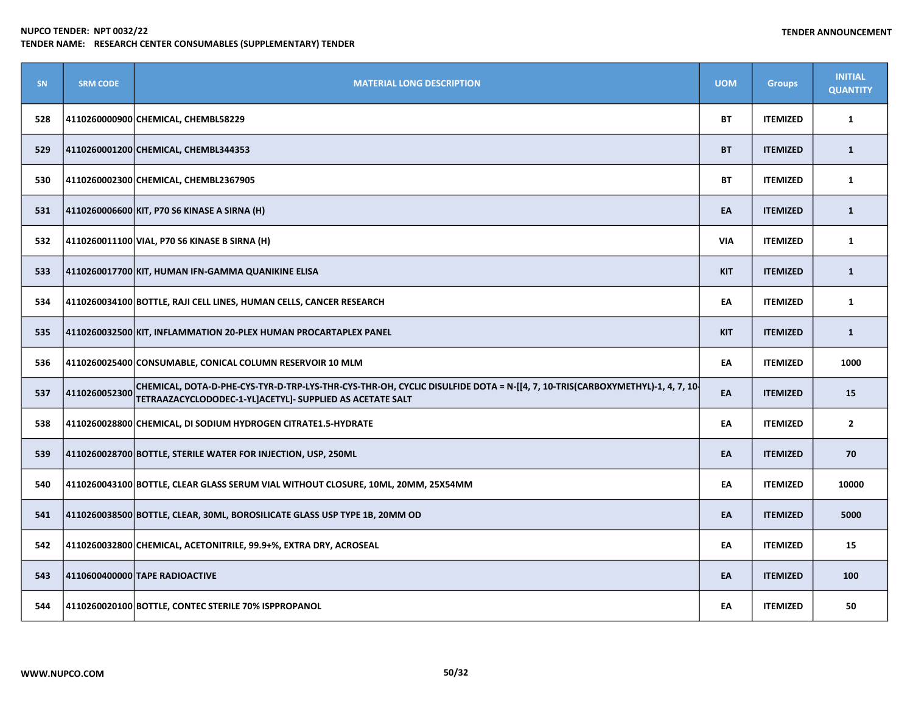**NUPCO TENDER: NPT 0032/22**
**TENDER NAME: RESEARCH CENTER CONSUMABLES (SUPPLEMENTARY) TENDER**

**TENDER ANNOUNCEMENT**

| SN | SRM CODE | MATERIAL LONG DESCRIPTION | UOM | Groups | INITIAL QUANTITY |
|---|---|---|---|---|---|
| 528 | 4110260000900 | CHEMICAL, CHEMBL58229 | BT | ITEMIZED | 1 |
| 529 | 4110260001200 | CHEMICAL, CHEMBL344353 | BT | ITEMIZED | 1 |
| 530 | 4110260002300 | CHEMICAL, CHEMBL2367905 | BT | ITEMIZED | 1 |
| 531 | 4110260006600 | KIT, P70 S6 KINASE A SIRNA (H) | EA | ITEMIZED | 1 |
| 532 | 4110260011100 | VIAL, P70 S6 KINASE B SIRNA (H) | VIA | ITEMIZED | 1 |
| 533 | 4110260017700 | KIT, HUMAN IFN-GAMMA QUANIKINE ELISA | KIT | ITEMIZED | 1 |
| 534 | 4110260034100 | BOTTLE, RAJI CELL LINES, HUMAN CELLS, CANCER RESEARCH | EA | ITEMIZED | 1 |
| 535 | 4110260032500 | KIT, INFLAMMATION 20-PLEX HUMAN PROCARTAPLEX PANEL | KIT | ITEMIZED | 1 |
| 536 | 4110260025400 | CONSUMABLE, CONICAL COLUMN RESERVOIR 10 MLM | EA | ITEMIZED | 1000 |
| 537 | 4110260052300 | CHEMICAL, DOTA-D-PHE-CYS-TYR-D-TRP-LYS-THR-CYS-THR-OH, CYCLIC DISULFIDE DOTA = N-[[4, 7, 10-TRIS(CARBOXYMETHYL)-1, 4, 7, 10-TETRAAZACYCLODODEC-1-YL]ACETYL]- SUPPLIED AS ACETATE SALT | EA | ITEMIZED | 15 |
| 538 | 4110260028800 | CHEMICAL, DI SODIUM HYDROGEN CITRATE1.5-HYDRATE | EA | ITEMIZED | 2 |
| 539 | 4110260028700 | BOTTLE, STERILE WATER FOR INJECTION, USP, 250ML | EA | ITEMIZED | 70 |
| 540 | 4110260043100 | BOTTLE, CLEAR GLASS SERUM VIAL WITHOUT CLOSURE, 10ML, 20MM, 25X54MM | EA | ITEMIZED | 10000 |
| 541 | 4110260038500 | BOTTLE, CLEAR, 30ML, BOROSILICATE GLASS USP TYPE 1B, 20MM OD | EA | ITEMIZED | 5000 |
| 542 | 4110260032800 | CHEMICAL, ACETONITRILE, 99.9+%, EXTRA DRY, ACROSEAL | EA | ITEMIZED | 15 |
| 543 | 4110600400000 | TAPE RADIOACTIVE | EA | ITEMIZED | 100 |
| 544 | 4110260020100 | BOTTLE, CONTEC STERILE 70% ISPPROPANOL | EA | ITEMIZED | 50 |

WWW.NUPCO.COM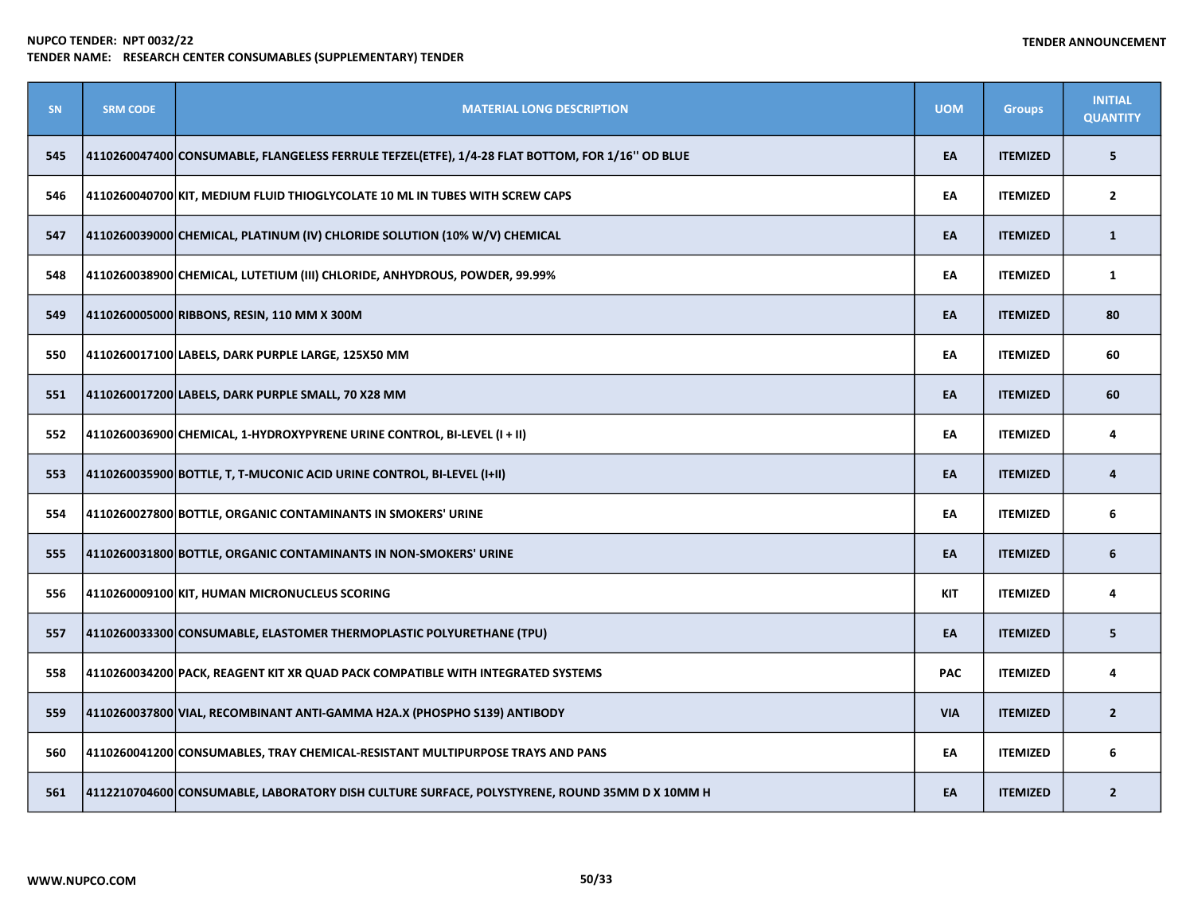| SN | SRM CODE | MATERIAL LONG DESCRIPTION | UOM | Groups | INITIAL QUANTITY |
|---|---|---|---|---|---|
| 545 | 4110260047400 | CONSUMABLE, FLANGELESS FERRULE TEFZEL(ETFE), 1/4-28 FLAT BOTTOM, FOR 1/16'' OD BLUE | EA | ITEMIZED | 5 |
| 546 | 4110260040700 | KIT, MEDIUM FLUID THIOGLYCOLATE 10 ML IN TUBES WITH SCREW CAPS | EA | ITEMIZED | 2 |
| 547 | 4110260039000 | CHEMICAL, PLATINUM (IV) CHLORIDE SOLUTION (10% W/V) CHEMICAL | EA | ITEMIZED | 1 |
| 548 | 4110260038900 | CHEMICAL, LUTETIUM (III) CHLORIDE, ANHYDROUS, POWDER, 99.99% | EA | ITEMIZED | 1 |
| 549 | 4110260005000 | RIBBONS, RESIN, 110 MM X 300M | EA | ITEMIZED | 80 |
| 550 | 4110260017100 | LABELS, DARK PURPLE LARGE, 125X50 MM | EA | ITEMIZED | 60 |
| 551 | 4110260017200 | LABELS, DARK PURPLE SMALL, 70 X28 MM | EA | ITEMIZED | 60 |
| 552 | 4110260036900 | CHEMICAL, 1-HYDROXYPYRENE URINE CONTROL, BI-LEVEL (I + II) | EA | ITEMIZED | 4 |
| 553 | 4110260035900 | BOTTLE, T, T-MUCONIC ACID URINE CONTROL, BI-LEVEL (I+II) | EA | ITEMIZED | 4 |
| 554 | 4110260027800 | BOTTLE, ORGANIC CONTAMINANTS IN SMOKERS' URINE | EA | ITEMIZED | 6 |
| 555 | 4110260031800 | BOTTLE, ORGANIC CONTAMINANTS IN NON-SMOKERS' URINE | EA | ITEMIZED | 6 |
| 556 | 4110260009100 | KIT, HUMAN MICRONUCLEUS SCORING | KIT | ITEMIZED | 4 |
| 557 | 4110260033300 | CONSUMABLE, ELASTOMER THERMOPLASTIC POLYURETHANE (TPU) | EA | ITEMIZED | 5 |
| 558 | 4110260034200 | PACK, REAGENT KIT XR QUAD PACK COMPATIBLE WITH INTEGRATED SYSTEMS | PAC | ITEMIZED | 4 |
| 559 | 4110260037800 | VIAL, RECOMBINANT ANTI-GAMMA H2A.X (PHOSPHO S139) ANTIBODY | VIA | ITEMIZED | 2 |
| 560 | 4110260041200 | CONSUMABLES, TRAY CHEMICAL-RESISTANT MULTIPURPOSE TRAYS AND PANS | EA | ITEMIZED | 6 |
| 561 | 4112210704600 | CONSUMABLE, LABORATORY DISH CULTURE SURFACE, POLYSTYRENE, ROUND 35MM D X 10MM H | EA | ITEMIZED | 2 |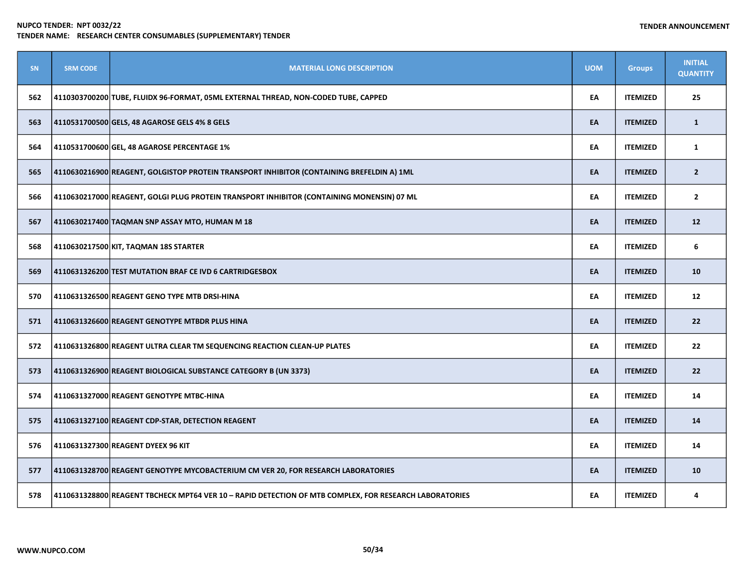| SN | SRM CODE | MATERIAL LONG DESCRIPTION | UOM | Groups | INITIAL QUANTITY |
|---|---|---|---|---|---|
| 562 | 4110303700200 | TUBE, FLUIDX 96-FORMAT, 05ML EXTERNAL THREAD, NON-CODED TUBE, CAPPED | EA | ITEMIZED | 25 |
| 563 | 4110531700500 | GELS, 48 AGAROSE GELS 4% 8 GELS | EA | ITEMIZED | 1 |
| 564 | 4110531700600 | GEL, 48 AGAROSE PERCENTAGE 1% | EA | ITEMIZED | 1 |
| 565 | 4110630216900 | REAGENT, GOLGISTOP PROTEIN TRANSPORT INHIBITOR (CONTAINING BREFELDIN A) 1ML | EA | ITEMIZED | 2 |
| 566 | 4110630217000 | REAGENT, GOLGI PLUG PROTEIN TRANSPORT INHIBITOR (CONTAINING MONENSIN) 07 ML | EA | ITEMIZED | 2 |
| 567 | 4110630217400 | TAQMAN SNP ASSAY MTO, HUMAN M 18 | EA | ITEMIZED | 12 |
| 568 | 4110630217500 | KIT, TAQMAN 18S STARTER | EA | ITEMIZED | 6 |
| 569 | 4110631326200 | TEST MUTATION BRAF CE IVD 6 CARTRIDGESBOX | EA | ITEMIZED | 10 |
| 570 | 4110631326500 | REAGENT GENO TYPE MTB DRSI-HINA | EA | ITEMIZED | 12 |
| 571 | 4110631326600 | REAGENT GENOTYPE MTBDR PLUS HINA | EA | ITEMIZED | 22 |
| 572 | 4110631326800 | REAGENT ULTRA CLEAR TM SEQUENCING REACTION CLEAN-UP PLATES | EA | ITEMIZED | 22 |
| 573 | 4110631326900 | REAGENT BIOLOGICAL SUBSTANCE CATEGORY B (UN 3373) | EA | ITEMIZED | 22 |
| 574 | 4110631327000 | REAGENT GENOTYPE MTBC-HINA | EA | ITEMIZED | 14 |
| 575 | 4110631327100 | REAGENT CDP-STAR, DETECTION REAGENT | EA | ITEMIZED | 14 |
| 576 | 4110631327300 | REAGENT DYEEX 96 KIT | EA | ITEMIZED | 14 |
| 577 | 4110631328700 | REAGENT GENOTYPE MYCOBACTERIUM CM VER 20, FOR RESEARCH LABORATORIES | EA | ITEMIZED | 10 |
| 578 | 4110631328800 | REAGENT TBCHECK MPT64 VER 10 – RAPID DETECTION OF MTB COMPLEX, FOR RESEARCH LABORATORIES | EA | ITEMIZED | 4 |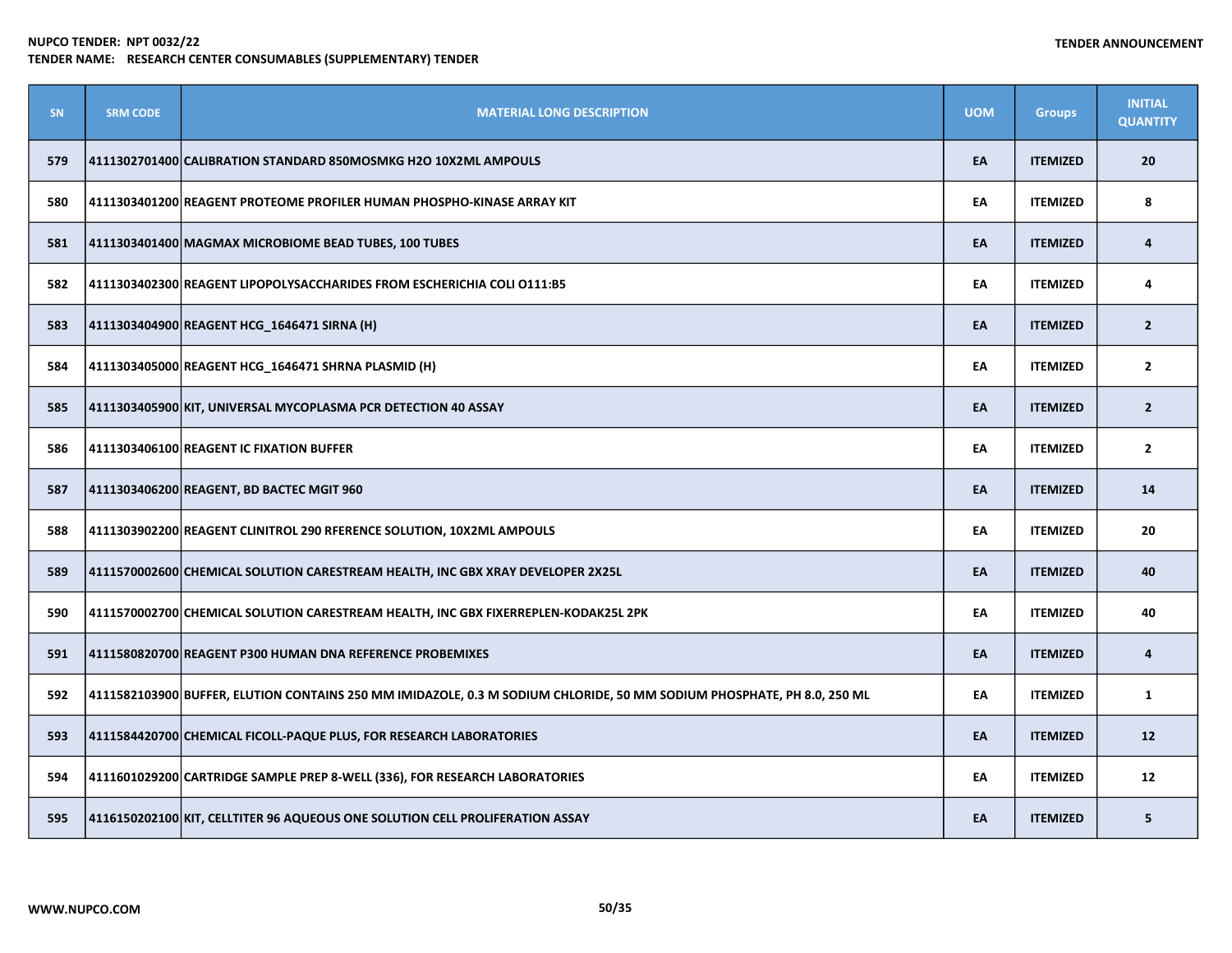| SN | SRM CODE | MATERIAL LONG DESCRIPTION | UOM | Groups | INITIAL QUANTITY |
|---|---|---|---|---|---|
| 579 | 4111302701400 | CALIBRATION STANDARD 850MOSMKG H2O 10X2ML AMPOULS | EA | ITEMIZED | 20 |
| 580 | 4111303401200 | REAGENT PROTEOME PROFILER HUMAN PHOSPHO-KINASE ARRAY KIT | EA | ITEMIZED | 8 |
| 581 | 4111303401400 | MAGMAX MICROBIOME BEAD TUBES, 100 TUBES | EA | ITEMIZED | 4 |
| 582 | 4111303402300 | REAGENT LIPOPOLYSACCHARIDES FROM ESCHERICHIA COLI O111:B5 | EA | ITEMIZED | 4 |
| 583 | 4111303404900 | REAGENT HCG_1646471 SIRNA (H) | EA | ITEMIZED | 2 |
| 584 | 4111303405000 | REAGENT HCG_1646471 SHRNA PLASMID (H) | EA | ITEMIZED | 2 |
| 585 | 4111303405900 | KIT, UNIVERSAL MYCOPLASMA PCR DETECTION 40 ASSAY | EA | ITEMIZED | 2 |
| 586 | 4111303406100 | REAGENT IC FIXATION BUFFER | EA | ITEMIZED | 2 |
| 587 | 4111303406200 | REAGENT, BD BACTEC MGIT 960 | EA | ITEMIZED | 14 |
| 588 | 4111303902200 | REAGENT CLINITROL 290 RFERENCE SOLUTION, 10X2ML AMPOULS | EA | ITEMIZED | 20 |
| 589 | 4111570002600 | CHEMICAL SOLUTION CARESTREAM HEALTH, INC GBX XRAY DEVELOPER 2X25L | EA | ITEMIZED | 40 |
| 590 | 4111570002700 | CHEMICAL SOLUTION CARESTREAM HEALTH, INC GBX FIXERREPLEN-KODAK25L 2PK | EA | ITEMIZED | 40 |
| 591 | 4111580820700 | REAGENT P300 HUMAN DNA REFERENCE PROBEMIXES | EA | ITEMIZED | 4 |
| 592 | 4111582103900 | BUFFER, ELUTION CONTAINS 250 MM IMIDAZOLE, 0.3 M SODIUM CHLORIDE, 50 MM SODIUM PHOSPHATE, PH 8.0, 250 ML | EA | ITEMIZED | 1 |
| 593 | 4111584420700 | CHEMICAL FICOLL-PAQUE PLUS, FOR RESEARCH LABORATORIES | EA | ITEMIZED | 12 |
| 594 | 4111601029200 | CARTRIDGE SAMPLE PREP 8-WELL (336), FOR RESEARCH LABORATORIES | EA | ITEMIZED | 12 |
| 595 | 4116150202100 | KIT, CELLTITER 96 AQUEOUS ONE SOLUTION CELL PROLIFERATION ASSAY | EA | ITEMIZED | 5 |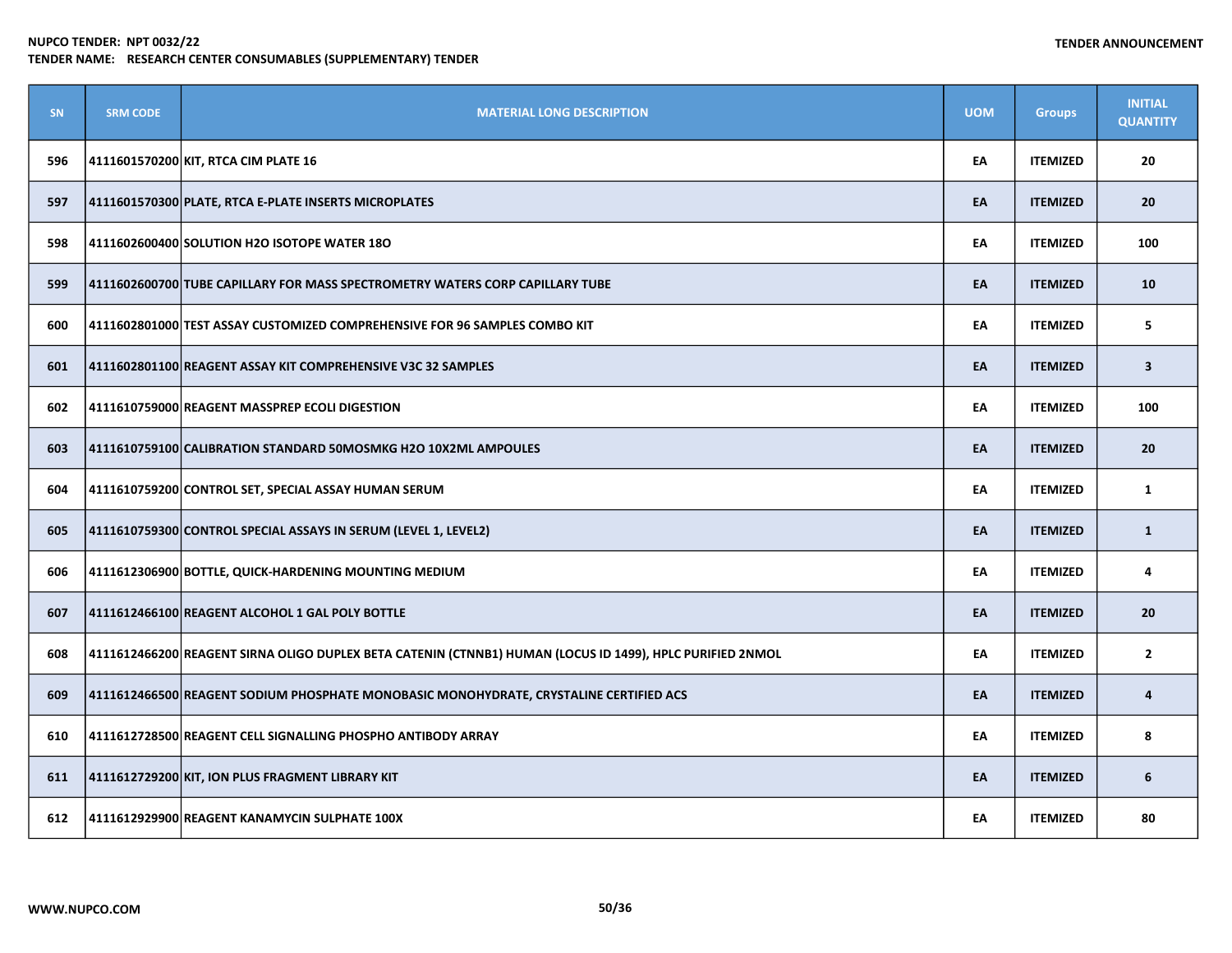| SN | SRM CODE | MATERIAL LONG DESCRIPTION | UOM | Groups | INITIAL QUANTITY |
|---|---|---|---|---|---|
| 596 | 4111601570200 | KIT, RTCA CIM PLATE 16 | EA | ITEMIZED | 20 |
| 597 | 4111601570300 | PLATE, RTCA E-PLATE INSERTS MICROPLATES | EA | ITEMIZED | 20 |
| 598 | 4111602600400 | SOLUTION H2O ISOTOPE WATER 18O | EA | ITEMIZED | 100 |
| 599 | 4111602600700 | TUBE CAPILLARY FOR MASS SPECTROMETRY WATERS CORP CAPILLARY TUBE | EA | ITEMIZED | 10 |
| 600 | 4111602801000 | TEST ASSAY CUSTOMIZED COMPREHENSIVE FOR 96 SAMPLES COMBO KIT | EA | ITEMIZED | 5 |
| 601 | 4111602801100 | REAGENT ASSAY KIT COMPREHENSIVE V3C 32 SAMPLES | EA | ITEMIZED | 3 |
| 602 | 4111610759000 | REAGENT MASSPREP ECOLI DIGESTION | EA | ITEMIZED | 100 |
| 603 | 4111610759100 | CALIBRATION STANDARD 50MOSMKG H2O 10X2ML AMPOULES | EA | ITEMIZED | 20 |
| 604 | 4111610759200 | CONTROL SET, SPECIAL ASSAY HUMAN SERUM | EA | ITEMIZED | 1 |
| 605 | 4111610759300 | CONTROL SPECIAL ASSAYS IN SERUM (LEVEL 1, LEVEL2) | EA | ITEMIZED | 1 |
| 606 | 4111612306900 | BOTTLE, QUICK-HARDENING MOUNTING MEDIUM | EA | ITEMIZED | 4 |
| 607 | 4111612466100 | REAGENT ALCOHOL 1 GAL POLY BOTTLE | EA | ITEMIZED | 20 |
| 608 | 4111612466200 | REAGENT SIRNA OLIGO DUPLEX BETA CATENIN (CTNNB1) HUMAN (LOCUS ID 1499), HPLC PURIFIED 2NMOL | EA | ITEMIZED | 2 |
| 609 | 4111612466500 | REAGENT SODIUM PHOSPHATE MONOBASIC MONOHYDRATE, CRYSTALINE CERTIFIED ACS | EA | ITEMIZED | 4 |
| 610 | 4111612728500 | REAGENT CELL SIGNALLING PHOSPHO ANTIBODY ARRAY | EA | ITEMIZED | 8 |
| 611 | 4111612729200 | KIT, ION PLUS FRAGMENT LIBRARY KIT | EA | ITEMIZED | 6 |
| 612 | 4111612929900 | REAGENT KANAMYCIN SULPHATE 100X | EA | ITEMIZED | 80 |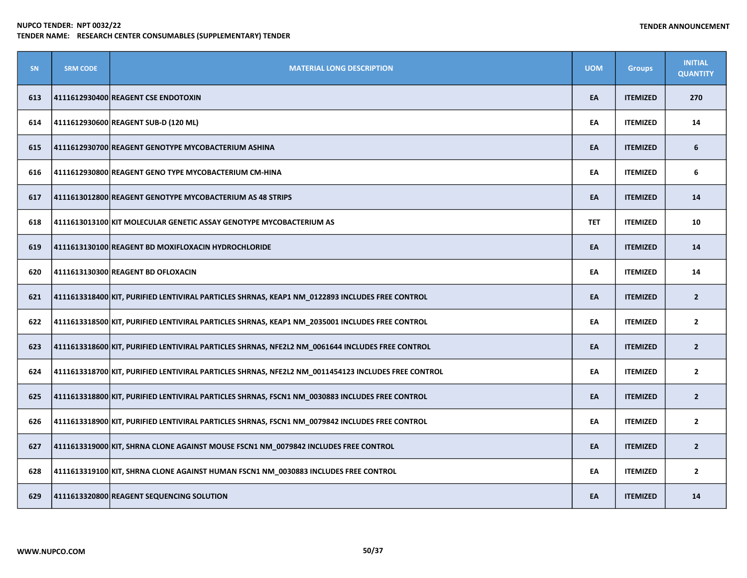| SN | SRM CODE | MATERIAL LONG DESCRIPTION | UOM | Groups | INITIAL QUANTITY |
|---|---|---|---|---|---|
| 613 | 4111612930400 | REAGENT CSE ENDOTOXIN | EA | ITEMIZED | 270 |
| 614 | 4111612930600 | REAGENT SUB-D (120 ML) | EA | ITEMIZED | 14 |
| 615 | 4111612930700 | REAGENT GENOTYPE MYCOBACTERIUM ASHINA | EA | ITEMIZED | 6 |
| 616 | 4111612930800 | REAGENT GENO TYPE MYCOBACTERIUM CM-HINA | EA | ITEMIZED | 6 |
| 617 | 4111613012800 | REAGENT GENOTYPE MYCOBACTERIUM AS 48 STRIPS | EA | ITEMIZED | 14 |
| 618 | 4111613013100 | KIT MOLECULAR GENETIC ASSAY GENOTYPE MYCOBACTERIUM AS | TET | ITEMIZED | 10 |
| 619 | 4111613130100 | REAGENT BD MOXIFLOXACIN HYDROCHLORIDE | EA | ITEMIZED | 14 |
| 620 | 4111613130300 | REAGENT BD OFLOXACIN | EA | ITEMIZED | 14 |
| 621 | 4111613318400 | KIT, PURIFIED LENTIVIRAL PARTICLES SHRNAS, KEAP1 NM_0122893 INCLUDES FREE CONTROL | EA | ITEMIZED | 2 |
| 622 | 4111613318500 | KIT, PURIFIED LENTIVIRAL PARTICLES SHRNAS, KEAP1 NM_2035001 INCLUDES FREE CONTROL | EA | ITEMIZED | 2 |
| 623 | 4111613318600 | KIT, PURIFIED LENTIVIRAL PARTICLES SHRNAS, NFE2L2 NM_0061644 INCLUDES FREE CONTROL | EA | ITEMIZED | 2 |
| 624 | 4111613318700 | KIT, PURIFIED LENTIVIRAL PARTICLES SHRNAS, NFE2L2 NM_0011454123 INCLUDES FREE CONTROL | EA | ITEMIZED | 2 |
| 625 | 4111613318800 | KIT, PURIFIED LENTIVIRAL PARTICLES SHRNAS, FSCN1 NM_0030883 INCLUDES FREE CONTROL | EA | ITEMIZED | 2 |
| 626 | 4111613318900 | KIT, PURIFIED LENTIVIRAL PARTICLES SHRNAS, FSCN1 NM_0079842 INCLUDES FREE CONTROL | EA | ITEMIZED | 2 |
| 627 | 4111613319000 | KIT, SHRNA CLONE AGAINST MOUSE FSCN1 NM_0079842 INCLUDES FREE CONTROL | EA | ITEMIZED | 2 |
| 628 | 4111613319100 | KIT, SHRNA CLONE AGAINST HUMAN FSCN1 NM_0030883 INCLUDES FREE CONTROL | EA | ITEMIZED | 2 |
| 629 | 4111613320800 | REAGENT SEQUENCING SOLUTION | EA | ITEMIZED | 14 |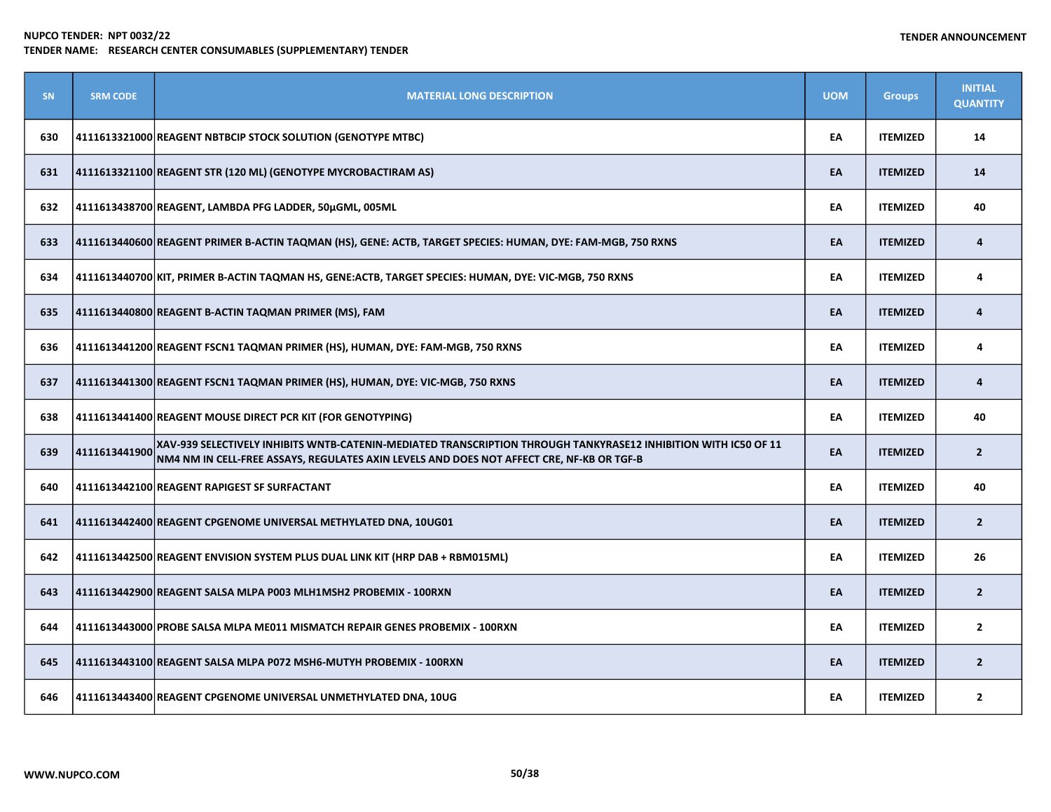| SN | SRM CODE | MATERIAL LONG DESCRIPTION | UOM | Groups | INITIAL QUANTITY |
|---|---|---|---|---|---|
| 630 | 4111613321000 | REAGENT NBTBCIP STOCK SOLUTION (GENOTYPE MTBC) | EA | ITEMIZED | 14 |
| 631 | 4111613321100 | REAGENT STR (120 ML) (GENOTYPE MYCROBACTIRAM AS) | EA | ITEMIZED | 14 |
| 632 | 4111613438700 | REAGENT, LAMBDA PFG LADDER, 50µGML, 005ML | EA | ITEMIZED | 40 |
| 633 | 4111613440600 | REAGENT PRIMER B-ACTIN TAQMAN (HS), GENE: ACTB, TARGET SPECIES: HUMAN, DYE: FAM-MGB, 750 RXNS | EA | ITEMIZED | 4 |
| 634 | 4111613440700 | KIT, PRIMER B-ACTIN TAQMAN HS, GENE:ACTB, TARGET SPECIES: HUMAN, DYE: VIC-MGB, 750 RXNS | EA | ITEMIZED | 4 |
| 635 | 4111613440800 | REAGENT B-ACTIN TAQMAN PRIMER (MS), FAM | EA | ITEMIZED | 4 |
| 636 | 4111613441200 | REAGENT FSCN1 TAQMAN PRIMER (HS), HUMAN, DYE: FAM-MGB, 750 RXNS | EA | ITEMIZED | 4 |
| 637 | 4111613441300 | REAGENT FSCN1 TAQMAN PRIMER (HS), HUMAN, DYE: VIC-MGB, 750 RXNS | EA | ITEMIZED | 4 |
| 638 | 4111613441400 | REAGENT MOUSE DIRECT PCR KIT (FOR GENOTYPING) | EA | ITEMIZED | 40 |
| 639 | 4111613441900 | XAV-939 SELECTIVELY INHIBITS WNTB-CATENIN-MEDIATED TRANSCRIPTION THROUGH TANKYRASE12 INHIBITION WITH IC50 OF 11 NM4 NM IN CELL-FREE ASSAYS, REGULATES AXIN LEVELS AND DOES NOT AFFECT CRE, NF-KB OR TGF-B | EA | ITEMIZED | 2 |
| 640 | 4111613442100 | REAGENT RAPIGEST SF SURFACTANT | EA | ITEMIZED | 40 |
| 641 | 4111613442400 | REAGENT CPGENOME UNIVERSAL METHYLATED DNA, 10UG01 | EA | ITEMIZED | 2 |
| 642 | 4111613442500 | REAGENT ENVISION SYSTEM PLUS DUAL LINK KIT (HRP DAB + RBM015ML) | EA | ITEMIZED | 26 |
| 643 | 4111613442900 | REAGENT SALSA MLPA P003 MLH1MSH2 PROBEMIX - 100RXN | EA | ITEMIZED | 2 |
| 644 | 4111613443000 | PROBE SALSA MLPA ME011 MISMATCH REPAIR GENES PROBEMIX - 100RXN | EA | ITEMIZED | 2 |
| 645 | 4111613443100 | REAGENT SALSA MLPA P072 MSH6-MUTYH PROBEMIX - 100RXN | EA | ITEMIZED | 2 |
| 646 | 4111613443400 | REAGENT CPGENOME UNIVERSAL UNMETHYLATED DNA, 10UG | EA | ITEMIZED | 2 |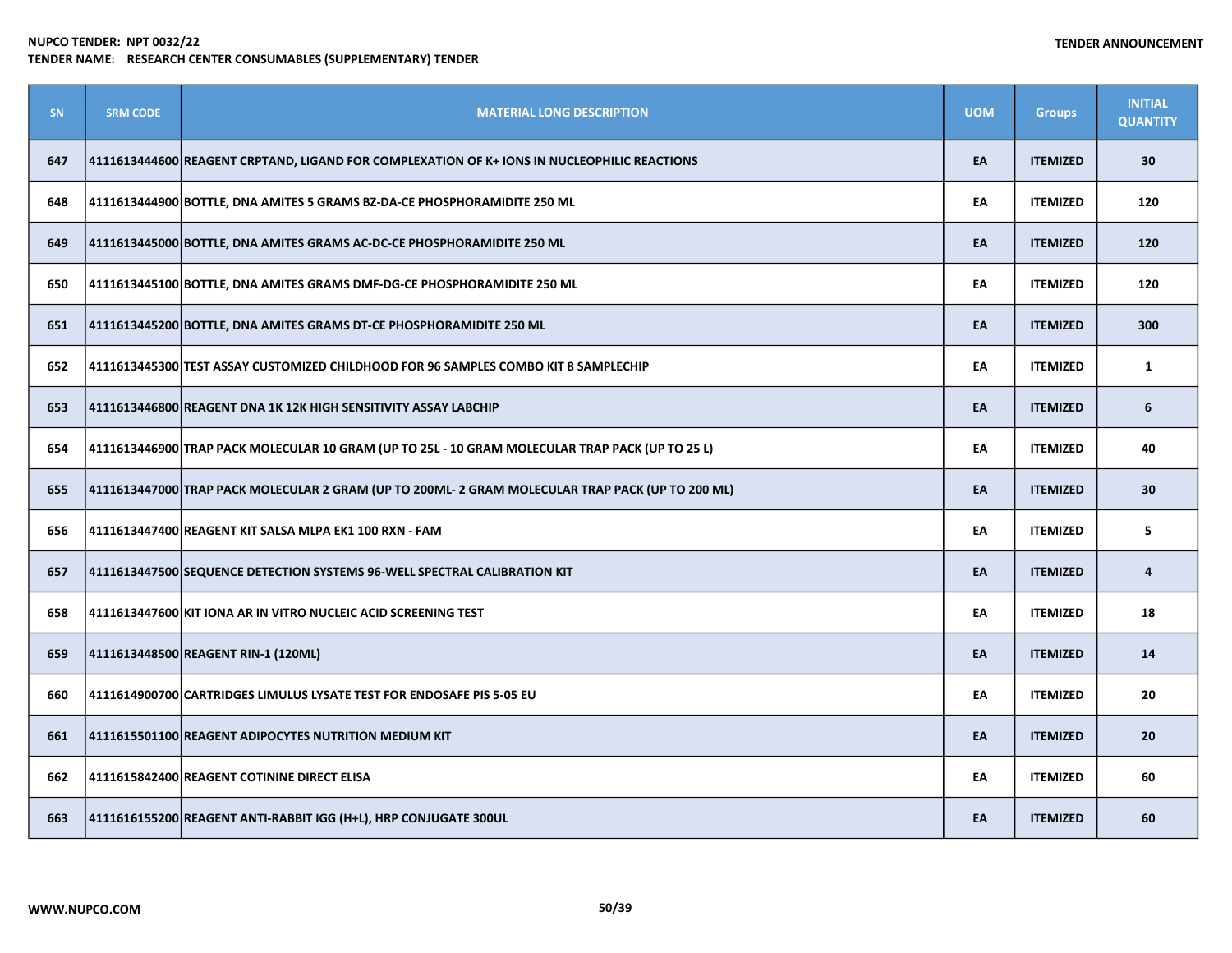NUPCO TENDER: NPT 0032/22
TENDER NAME: RESEARCH CENTER CONSUMABLES (SUPPLEMENTARY) TENDER

TENDER ANNOUNCEMENT

| SN | SRM CODE | MATERIAL LONG DESCRIPTION | UOM | Groups | INITIAL QUANTITY |
|---|---|---|---|---|---|
| 647 | 4111613444600 | REAGENT CRPTAND, LIGAND FOR COMPLEXATION OF K+ IONS IN NUCLEOPHILIC REACTIONS | EA | ITEMIZED | 30 |
| 648 | 4111613444900 | BOTTLE, DNA AMITES 5 GRAMS BZ-DA-CE PHOSPHORAMIDITE 250 ML | EA | ITEMIZED | 120 |
| 649 | 4111613445000 | BOTTLE, DNA AMITES GRAMS AC-DC-CE PHOSPHORAMIDITE 250 ML | EA | ITEMIZED | 120 |
| 650 | 4111613445100 | BOTTLE, DNA AMITES GRAMS DMF-DG-CE PHOSPHORAMIDITE 250 ML | EA | ITEMIZED | 120 |
| 651 | 4111613445200 | BOTTLE, DNA AMITES GRAMS DT-CE PHOSPHORAMIDITE 250 ML | EA | ITEMIZED | 300 |
| 652 | 4111613445300 | TEST ASSAY CUSTOMIZED CHILDHOOD FOR 96 SAMPLES COMBO KIT 8 SAMPLECHIP | EA | ITEMIZED | 1 |
| 653 | 4111613446800 | REAGENT DNA 1K 12K HIGH SENSITIVITY ASSAY LABCHIP | EA | ITEMIZED | 6 |
| 654 | 4111613446900 | TRAP PACK MOLECULAR 10 GRAM (UP TO 25L - 10 GRAM MOLECULAR TRAP PACK (UP TO 25 L) | EA | ITEMIZED | 40 |
| 655 | 4111613447000 | TRAP PACK MOLECULAR 2 GRAM (UP TO 200ML- 2 GRAM MOLECULAR TRAP PACK (UP TO 200 ML) | EA | ITEMIZED | 30 |
| 656 | 4111613447400 | REAGENT KIT SALSA MLPA EK1 100 RXN - FAM | EA | ITEMIZED | 5 |
| 657 | 4111613447500 | SEQUENCE DETECTION SYSTEMS 96-WELL SPECTRAL CALIBRATION KIT | EA | ITEMIZED | 4 |
| 658 | 4111613447600 | KIT IONA AR IN VITRO NUCLEIC ACID SCREENING TEST | EA | ITEMIZED | 18 |
| 659 | 4111613448500 | REAGENT RIN-1 (120ML) | EA | ITEMIZED | 14 |
| 660 | 4111614900700 | CARTRIDGES LIMULUS LYSATE TEST FOR ENDOSAFE PIS 5-05 EU | EA | ITEMIZED | 20 |
| 661 | 4111615501100 | REAGENT ADIPOCYTES NUTRITION MEDIUM KIT | EA | ITEMIZED | 20 |
| 662 | 4111615842400 | REAGENT COTININE DIRECT ELISA | EA | ITEMIZED | 60 |
| 663 | 4111616155200 | REAGENT ANTI-RABBIT IGG (H+L), HRP CONJUGATE 300UL | EA | ITEMIZED | 60 |

WWW.NUPCO.COM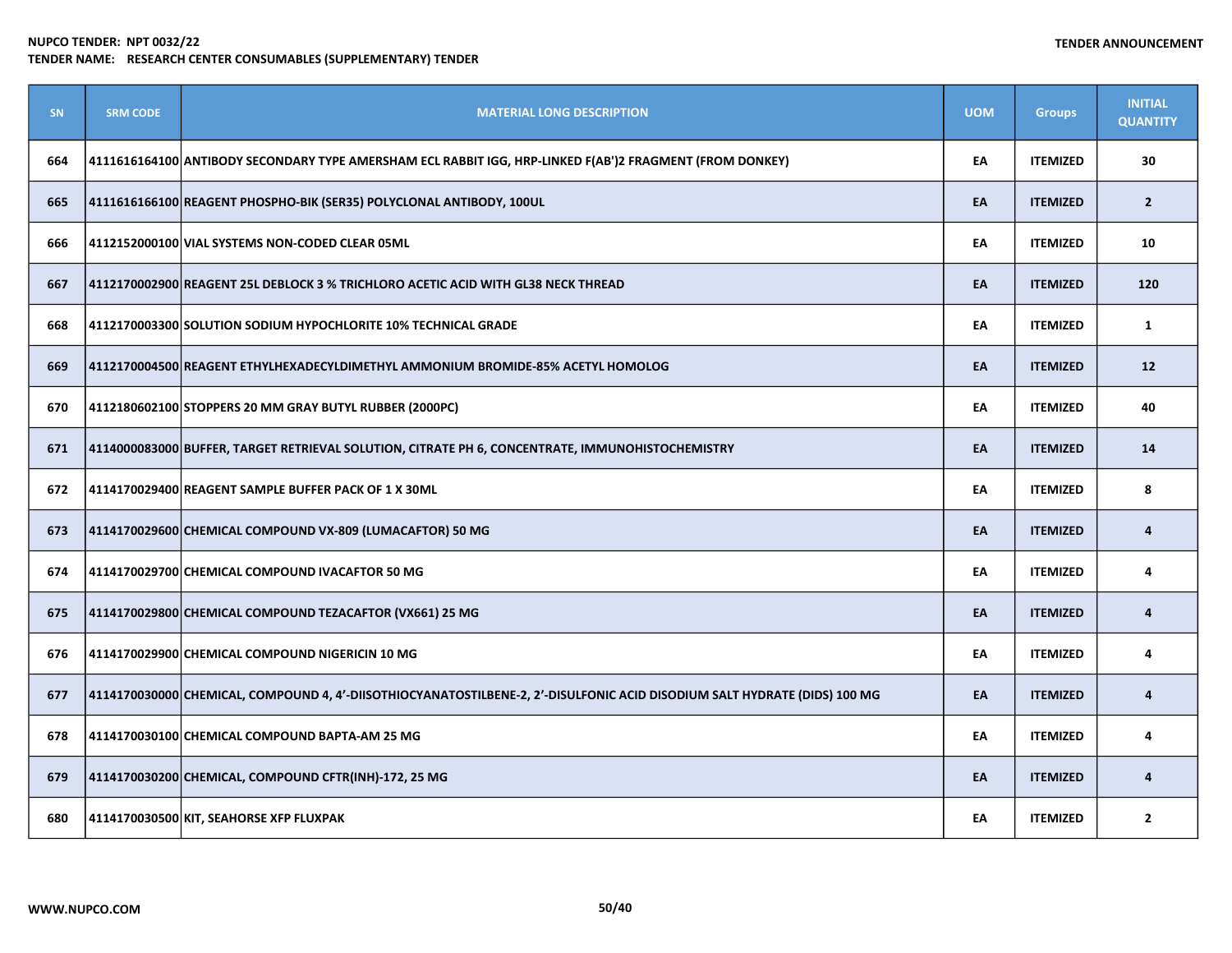| SN | SRM CODE | MATERIAL LONG DESCRIPTION | UOM | Groups | INITIAL QUANTITY |
|---|---|---|---|---|---|
| 664 | 4111616164100 | ANTIBODY SECONDARY TYPE AMERSHAM ECL RABBIT IGG, HRP-LINKED F(AB')2 FRAGMENT (FROM DONKEY) | EA | ITEMIZED | 30 |
| 665 | 4111616166100 | REAGENT PHOSPHO-BIK (SER35) POLYCLONAL ANTIBODY, 100UL | EA | ITEMIZED | 2 |
| 666 | 4112152000100 | VIAL SYSTEMS NON-CODED CLEAR 05ML | EA | ITEMIZED | 10 |
| 667 | 4112170002900 | REAGENT 25L DEBLOCK 3 % TRICHLORO ACETIC ACID WITH GL38 NECK THREAD | EA | ITEMIZED | 120 |
| 668 | 4112170003300 | SOLUTION SODIUM HYPOCHLORITE 10% TECHNICAL GRADE | EA | ITEMIZED | 1 |
| 669 | 4112170004500 | REAGENT ETHYLHEXADECYLDIMETHYL AMMONIUM BROMIDE-85% ACETYL HOMOLOG | EA | ITEMIZED | 12 |
| 670 | 4112180602100 | STOPPERS 20 MM GRAY BUTYL RUBBER (2000PC) | EA | ITEMIZED | 40 |
| 671 | 4114000083000 | BUFFER, TARGET RETRIEVAL SOLUTION, CITRATE PH 6, CONCENTRATE, IMMUNOHISTOCHEMISTRY | EA | ITEMIZED | 14 |
| 672 | 4114170029400 | REAGENT SAMPLE BUFFER PACK OF 1 X 30ML | EA | ITEMIZED | 8 |
| 673 | 4114170029600 | CHEMICAL COMPOUND VX-809 (LUMACAFTOR) 50 MG | EA | ITEMIZED | 4 |
| 674 | 4114170029700 | CHEMICAL COMPOUND IVACAFTOR 50 MG | EA | ITEMIZED | 4 |
| 675 | 4114170029800 | CHEMICAL COMPOUND TEZACAFTOR (VX661) 25 MG | EA | ITEMIZED | 4 |
| 676 | 4114170029900 | CHEMICAL COMPOUND NIGERICIN 10 MG | EA | ITEMIZED | 4 |
| 677 | 4114170030000 | CHEMICAL, COMPOUND 4, 4’-DIISOTHIOCYANATOSTILBENE-2, 2’-DISULFONIC ACID DISODIUM SALT HYDRATE (DIDS) 100 MG | EA | ITEMIZED | 4 |
| 678 | 4114170030100 | CHEMICAL COMPOUND BAPTA-AM 25 MG | EA | ITEMIZED | 4 |
| 679 | 4114170030200 | CHEMICAL, COMPOUND CFTR(INH)-172, 25 MG | EA | ITEMIZED | 4 |
| 680 | 4114170030500 | KIT, SEAHORSE XFP FLUXPAK | EA | ITEMIZED | 2 |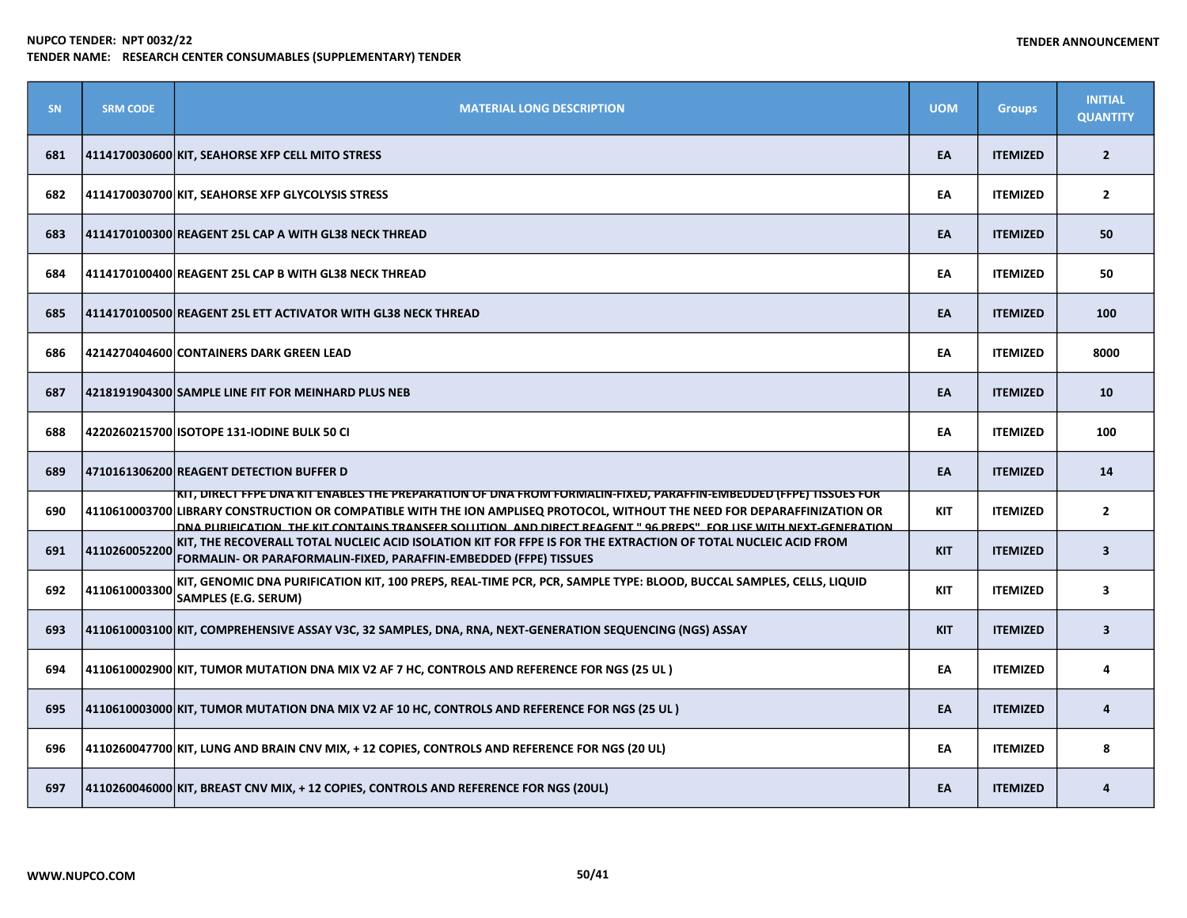| SN | SRM CODE | MATERIAL LONG DESCRIPTION | UOM | Groups | INITIAL QUANTITY |
|---|---|---|---|---|---|
| 681 | 4114170030600 | KIT, SEAHORSE XFP CELL MITO STRESS | EA | ITEMIZED | 2 |
| 682 | 4114170030700 | KIT, SEAHORSE XFP GLYCOLYSIS STRESS | EA | ITEMIZED | 2 |
| 683 | 4114170100300 | REAGENT 25L CAP A WITH GL38 NECK THREAD | EA | ITEMIZED | 50 |
| 684 | 4114170100400 | REAGENT 25L CAP B WITH GL38 NECK THREAD | EA | ITEMIZED | 50 |
| 685 | 4114170100500 | REAGENT 25L ETT ACTIVATOR WITH GL38 NECK THREAD | EA | ITEMIZED | 100 |
| 686 | 4214270404600 | CONTAINERS DARK GREEN LEAD | EA | ITEMIZED | 8000 |
| 687 | 4218191904300 | SAMPLE LINE FIT FOR MEINHARD PLUS NEB | EA | ITEMIZED | 10 |
| 688 | 4220260215700 | ISOTOPE 131-IODINE BULK 50 CI | EA | ITEMIZED | 100 |
| 689 | 4710161306200 | REAGENT DETECTION BUFFER D | EA | ITEMIZED | 14 |
| 690 | 4110610003700 | KIT, DIRECT FFPE DNA KIT ENABLES THE PREPARATION OF DNA FROM FORMALIN-FIXED, PARAFFIN-EMBEDDED (FFPE) TISSUES FOR LIBRARY CONSTRUCTION OR COMPATIBLE WITH THE ION AMPLISEQ PROTOCOL, WITHOUT THE NEED FOR DEPARAFFINIZATION OR DNA PURIFICATION. THE KIT CONTAINS TRANSFER SOLUTION, AND DIRECT REAGENT " 96 PREPS", FOR USE WITH NEXT-GENERATION | KIT | ITEMIZED | 2 |
| 691 | 4110260052200 | KIT, THE RECOVERALL TOTAL NUCLEIC ACID ISOLATION KIT FOR FFPE IS FOR THE EXTRACTION OF TOTAL NUCLEIC ACID FROM FORMALIN- OR PARAFORMALIN-FIXED, PARAFFIN-EMBEDDED (FFPE) TISSUES | KIT | ITEMIZED | 3 |
| 692 | 4110610003300 | KIT, GENOMIC DNA PURIFICATION KIT, 100 PREPS, REAL-TIME PCR, PCR, SAMPLE TYPE: BLOOD, BUCCAL SAMPLES, CELLS, LIQUID SAMPLES (E.G. SERUM) | KIT | ITEMIZED | 3 |
| 693 | 4110610003100 | KIT, COMPREHENSIVE ASSAY V3C, 32 SAMPLES, DNA, RNA, NEXT-GENERATION SEQUENCING (NGS) ASSAY | KIT | ITEMIZED | 3 |
| 694 | 4110610002900 | KIT, TUMOR MUTATION DNA MIX V2 AF 7 HC, CONTROLS AND REFERENCE FOR NGS (25 UL ) | EA | ITEMIZED | 4 |
| 695 | 4110610003000 | KIT, TUMOR MUTATION DNA MIX V2 AF 10 HC, CONTROLS AND REFERENCE FOR NGS (25 UL ) | EA | ITEMIZED | 4 |
| 696 | 4110260047700 | KIT, LUNG AND BRAIN CNV MIX, + 12 COPIES, CONTROLS AND REFERENCE FOR NGS (20 UL) | EA | ITEMIZED | 8 |
| 697 | 4110260046000 | KIT, BREAST CNV MIX, + 12 COPIES, CONTROLS AND REFERENCE FOR NGS (20UL) | EA | ITEMIZED | 4 |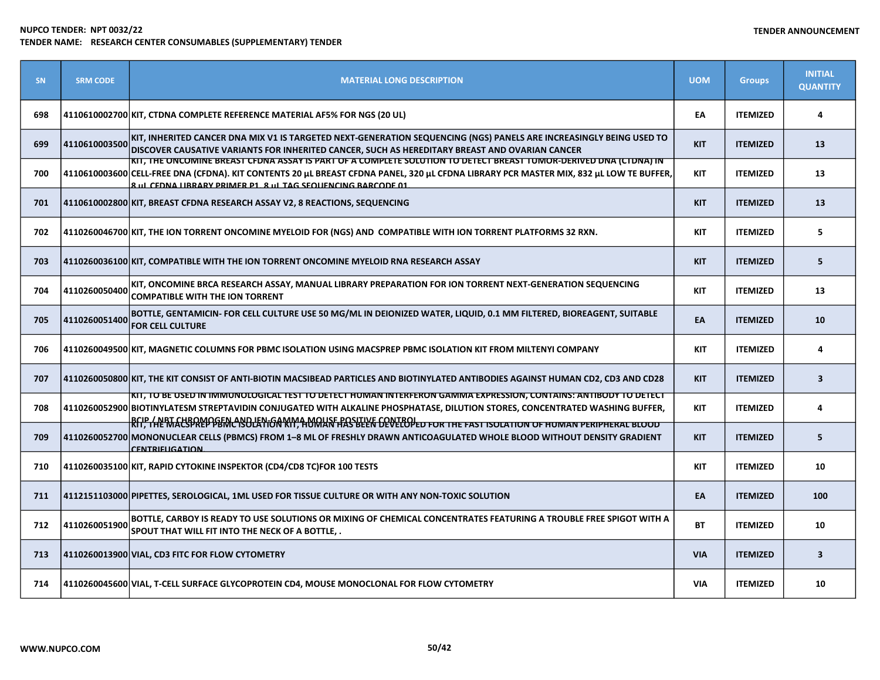**NUPCO TENDER: NPT 0032/22**
**TENDER NAME: RESEARCH CENTER CONSUMABLES (SUPPLEMENTARY) TENDER**

**TENDER ANNOUNCEMENT**

| SN | SRM CODE | MATERIAL LONG DESCRIPTION | UOM | Groups | INITIAL QUANTITY |
|---|---|---|---|---|---|
| 698 | 4110610002700 | KIT, CTDNA COMPLETE REFERENCE MATERIAL AF5% FOR NGS (20 UL) | EA | ITEMIZED | 4 |
| 699 | 4110610003500 | KIT, INHERITED CANCER DNA MIX V1 IS TARGETED NEXT-GENERATION SEQUENCING (NGS) PANELS ARE INCREASINGLY BEING USED TO DISCOVER CAUSATIVE VARIANTS FOR INHERITED CANCER, SUCH AS HEREDITARY BREAST AND OVARIAN CANCER | KIT | ITEMIZED | 13 |
| 700 | 4110610003600 | KIT, THE ONCOMINE BREAST CFDNA ASSAY IS PART OF A COMPLETE SOLUTION TO DETECT BREAST TUMOR-DERIVED DNA (CTDNA) IN CELL-FREE DNA (CFDNA). KIT CONTENTS 20 µL BREAST CFDNA PANEL, 320 µL CFDNA LIBRARY PCR MASTER MIX, 832 µL LOW TE BUFFER, 8 µL CFDNA LIBRARY PRIMER P1, 8 µL TAG SEQUENCING BARCODE 01 | KIT | ITEMIZED | 13 |
| 701 | 4110610002800 | KIT, BREAST CFDNA RESEARCH ASSAY V2, 8 REACTIONS, SEQUENCING | KIT | ITEMIZED | 13 |
| 702 | 4110260046700 | KIT, THE ION TORRENT ONCOMINE MYELOID FOR (NGS) AND COMPATIBLE WITH ION TORRENT PLATFORMS 32 RXN. | KIT | ITEMIZED | 5 |
| 703 | 4110260036100 | KIT, COMPATIBLE WITH THE ION TORRENT ONCOMINE MYELOID RNA RESEARCH ASSAY | KIT | ITEMIZED | 5 |
| 704 | 4110260050400 | KIT, ONCOMINE BRCA RESEARCH ASSAY, MANUAL LIBRARY PREPARATION FOR ION TORRENT NEXT-GENERATION SEQUENCING COMPATIBLE WITH THE ION TORRENT | KIT | ITEMIZED | 13 |
| 705 | 4110260051400 | BOTTLE, GENTAMICIN- FOR CELL CULTURE USE 50 MG/ML IN DEIONIZED WATER, LIQUID, 0.1 MM FILTERED, BIOREAGENT, SUITABLE FOR CELL CULTURE | EA | ITEMIZED | 10 |
| 706 | 4110260049500 | KIT, MAGNETIC COLUMNS FOR PBMC ISOLATION USING MACSPREP PBMC ISOLATION KIT FROM MILTENYI COMPANY | KIT | ITEMIZED | 4 |
| 707 | 4110260050800 | KIT, THE KIT CONSIST OF ANTI-BIOTIN MACSIBEAD PARTICLES AND BIOTINYLATED ANTIBODIES AGAINST HUMAN CD2, CD3 AND CD28 | KIT | ITEMIZED | 3 |
| 708 | 4110260052900 | KIT, TO BE USED IN IMMUNOLOGICAL TEST TO DETECT HUMAN INTERFERON GAMMA EXPRESSION, CONTAINS: ANTIBODY TO DETECT BIOTINYLATESM STREPTAVIDIN CONJUGATED WITH ALKALINE PHOSPHATASE, DILUTION STORES, CONCENTRATED WASHING BUFFER, BCIP / NBT CHROMOGEN AND IFN-GAMMA MOUSE POSITIVE CONTROL | KIT | ITEMIZED | 4 |
| 709 | 4110260052700 | KIT, THE MACSPREP PBMC ISOLATION KIT, HUMAN HAS BEEN DEVELOPED FOR THE FAST ISOLATION OF HUMAN PERIPHERAL BLOOD MONONUCLEAR CELLS (PBMCS) FROM 1–8 ML OF FRESHLY DRAWN ANTICOAGULATED WHOLE BLOOD WITHOUT DENSITY GRADIENT CENTRIFUGATION | KIT | ITEMIZED | 5 |
| 710 | 4110260035100 | KIT, RAPID CYTOKINE INSPEKTOR (CD4/CD8 TC)FOR 100 TESTS | KIT | ITEMIZED | 10 |
| 711 | 4112151103000 | PIPETTES, SEROLOGICAL, 1ML USED FOR TISSUE CULTURE OR WITH ANY NON-TOXIC SOLUTION | EA | ITEMIZED | 100 |
| 712 | 4110260051900 | BOTTLE, CARBOY IS READY TO USE SOLUTIONS OR MIXING OF CHEMICAL CONCENTRATES FEATURING A TROUBLE FREE SPIGOT WITH A SPOUT THAT WILL FIT INTO THE NECK OF A BOTTLE, . | BT | ITEMIZED | 10 |
| 713 | 4110260013900 | VIAL, CD3 FITC FOR FLOW CYTOMETRY | VIA | ITEMIZED | 3 |
| 714 | 4110260045600 | VIAL, T-CELL SURFACE GLYCOPROTEIN CD4, MOUSE MONOCLONAL FOR FLOW CYTOMETRY | VIA | ITEMIZED | 10 |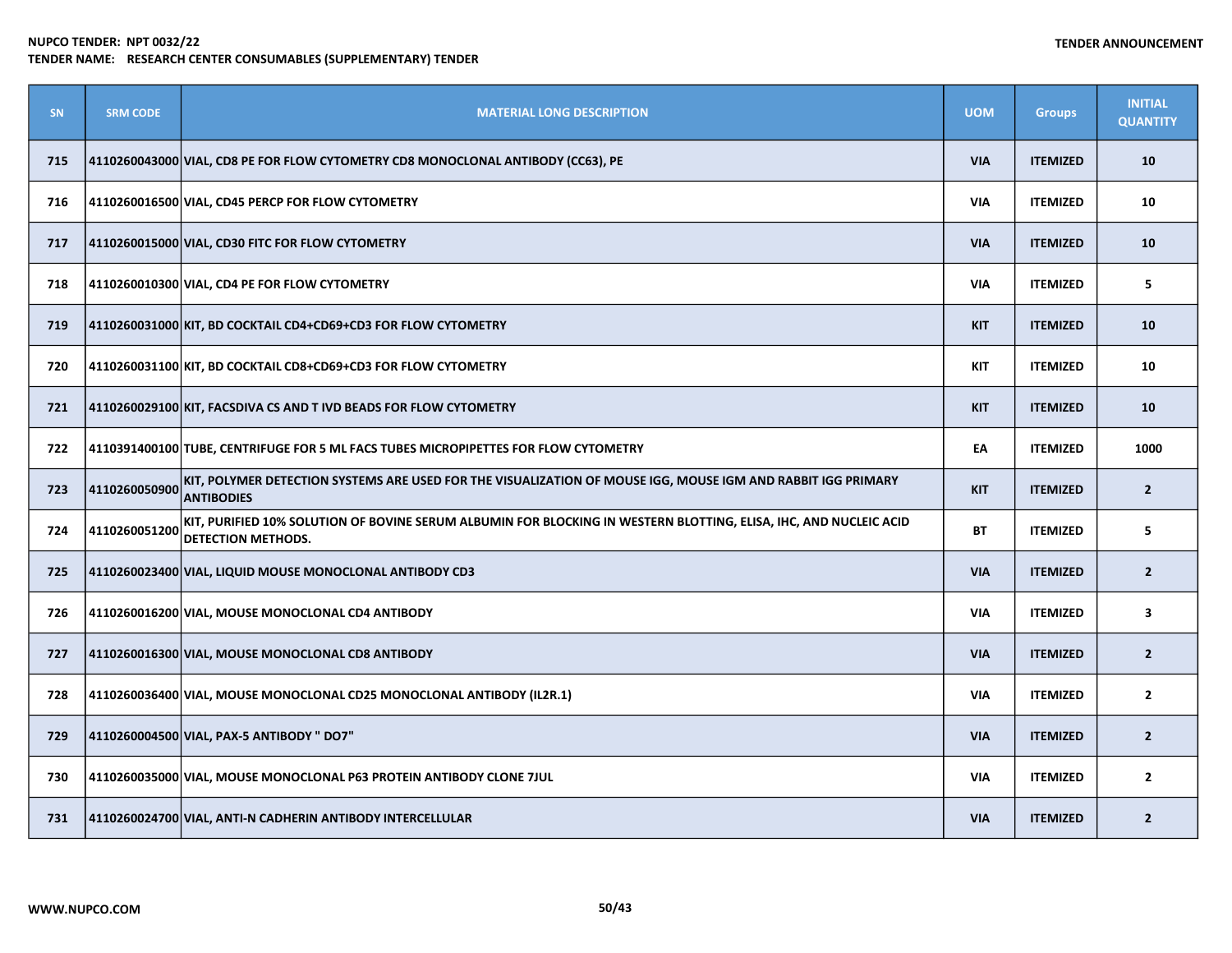**NUPCO TENDER: NPT 0032/22**
**TENDER NAME: RESEARCH CENTER CONSUMABLES (SUPPLEMENTARY) TENDER**

**TENDER ANNOUNCEMENT**

| SN | SRM CODE | MATERIAL LONG DESCRIPTION | UOM | Groups | INITIAL QUANTITY |
|---|---|---|---|---|---|
| 715 | 4110260043000 | VIAL, CD8 PE FOR FLOW CYTOMETRY CD8 MONOCLONAL ANTIBODY (CC63), PE | VIA | ITEMIZED | 10 |
| 716 | 4110260016500 | VIAL, CD45 PERCP FOR FLOW CYTOMETRY | VIA | ITEMIZED | 10 |
| 717 | 4110260015000 | VIAL, CD30 FITC FOR FLOW CYTOMETRY | VIA | ITEMIZED | 10 |
| 718 | 4110260010300 | VIAL, CD4 PE FOR FLOW CYTOMETRY | VIA | ITEMIZED | 5 |
| 719 | 4110260031000 | KIT, BD COCKTAIL CD4+CD69+CD3 FOR FLOW CYTOMETRY | KIT | ITEMIZED | 10 |
| 720 | 4110260031100 | KIT, BD COCKTAIL CD8+CD69+CD3 FOR FLOW CYTOMETRY | KIT | ITEMIZED | 10 |
| 721 | 4110260029100 | KIT, FACSDIVA CS AND T IVD BEADS FOR FLOW CYTOMETRY | KIT | ITEMIZED | 10 |
| 722 | 4110391400100 | TUBE, CENTRIFUGE FOR 5 ML FACS TUBES MICROPIPETTES FOR FLOW CYTOMETRY | EA | ITEMIZED | 1000 |
| 723 | 4110260050900 | KIT, POLYMER DETECTION SYSTEMS ARE USED FOR THE VISUALIZATION OF MOUSE IGG, MOUSE IGM AND RABBIT IGG PRIMARY ANTIBODIES | KIT | ITEMIZED | 2 |
| 724 | 4110260051200 | KIT, PURIFIED 10% SOLUTION OF BOVINE SERUM ALBUMIN FOR BLOCKING IN WESTERN BLOTTING, ELISA, IHC, AND NUCLEIC ACID DETECTION METHODS. | BT | ITEMIZED | 5 |
| 725 | 4110260023400 | VIAL, LIQUID MOUSE MONOCLONAL ANTIBODY CD3 | VIA | ITEMIZED | 2 |
| 726 | 4110260016200 | VIAL, MOUSE MONOCLONAL CD4 ANTIBODY | VIA | ITEMIZED | 3 |
| 727 | 4110260016300 | VIAL, MOUSE MONOCLONAL CD8 ANTIBODY | VIA | ITEMIZED | 2 |
| 728 | 4110260036400 | VIAL, MOUSE MONOCLONAL CD25 MONOCLONAL ANTIBODY (IL2R.1) | VIA | ITEMIZED | 2 |
| 729 | 4110260004500 | VIAL, PAX-5 ANTIBODY " DO7" | VIA | ITEMIZED | 2 |
| 730 | 4110260035000 | VIAL, MOUSE MONOCLONAL P63 PROTEIN ANTIBODY CLONE 7JUL | VIA | ITEMIZED | 2 |
| 731 | 4110260024700 | VIAL, ANTI-N CADHERIN ANTIBODY INTERCELLULAR | VIA | ITEMIZED | 2 |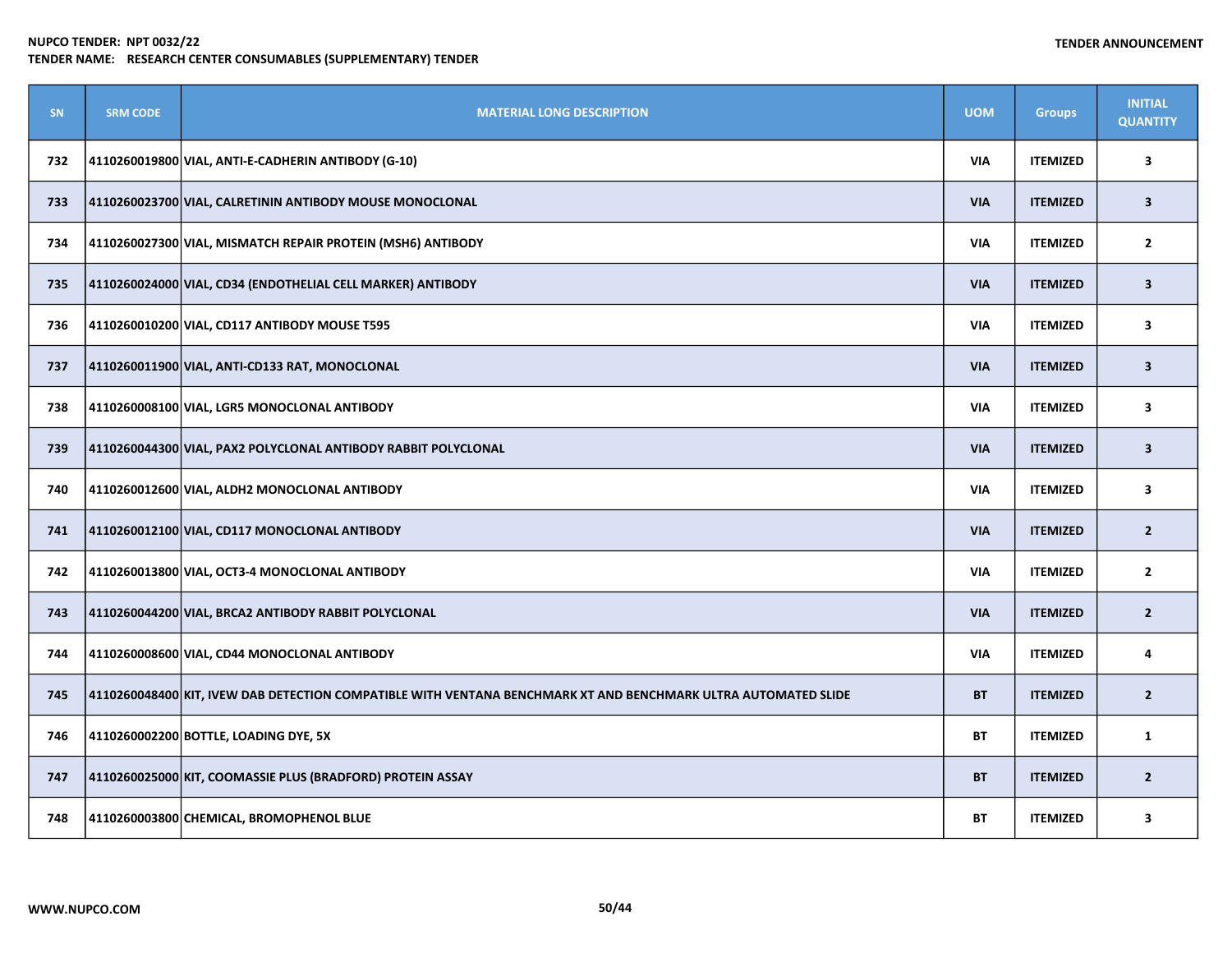| SN | SRM CODE | MATERIAL LONG DESCRIPTION | UOM | Groups | INITIAL QUANTITY |
|---|---|---|---|---|---|
| 732 | 4110260019800 | VIAL, ANTI-E-CADHERIN ANTIBODY (G-10) | VIA | ITEMIZED | 3 |
| 733 | 4110260023700 | VIAL, CALRETININ ANTIBODY MOUSE MONOCLONAL | VIA | ITEMIZED | 3 |
| 734 | 4110260027300 | VIAL, MISMATCH REPAIR PROTEIN (MSH6) ANTIBODY | VIA | ITEMIZED | 2 |
| 735 | 4110260024000 | VIAL, CD34 (ENDOTHELIAL CELL MARKER) ANTIBODY | VIA | ITEMIZED | 3 |
| 736 | 4110260010200 | VIAL, CD117 ANTIBODY MOUSE T595 | VIA | ITEMIZED | 3 |
| 737 | 4110260011900 | VIAL, ANTI-CD133 RAT, MONOCLONAL | VIA | ITEMIZED | 3 |
| 738 | 4110260008100 | VIAL, LGR5 MONOCLONAL ANTIBODY | VIA | ITEMIZED | 3 |
| 739 | 4110260044300 | VIAL, PAX2 POLYCLONAL ANTIBODY RABBIT POLYCLONAL | VIA | ITEMIZED | 3 |
| 740 | 4110260012600 | VIAL, ALDH2 MONOCLONAL ANTIBODY | VIA | ITEMIZED | 3 |
| 741 | 4110260012100 | VIAL, CD117 MONOCLONAL ANTIBODY | VIA | ITEMIZED | 2 |
| 742 | 4110260013800 | VIAL, OCT3-4 MONOCLONAL ANTIBODY | VIA | ITEMIZED | 2 |
| 743 | 4110260044200 | VIAL, BRCA2 ANTIBODY RABBIT POLYCLONAL | VIA | ITEMIZED | 2 |
| 744 | 4110260008600 | VIAL, CD44 MONOCLONAL ANTIBODY | VIA | ITEMIZED | 4 |
| 745 | 4110260048400 | KIT, IVEW DAB DETECTION COMPATIBLE WITH VENTANA BENCHMARK XT AND BENCHMARK ULTRA AUTOMATED SLIDE | BT | ITEMIZED | 2 |
| 746 | 4110260002200 | BOTTLE, LOADING DYE, 5X | BT | ITEMIZED | 1 |
| 747 | 4110260025000 | KIT, COOMASSIE PLUS (BRADFORD) PROTEIN ASSAY | BT | ITEMIZED | 2 |
| 748 | 4110260003800 | CHEMICAL, BROMOPHENOL BLUE | BT | ITEMIZED | 3 |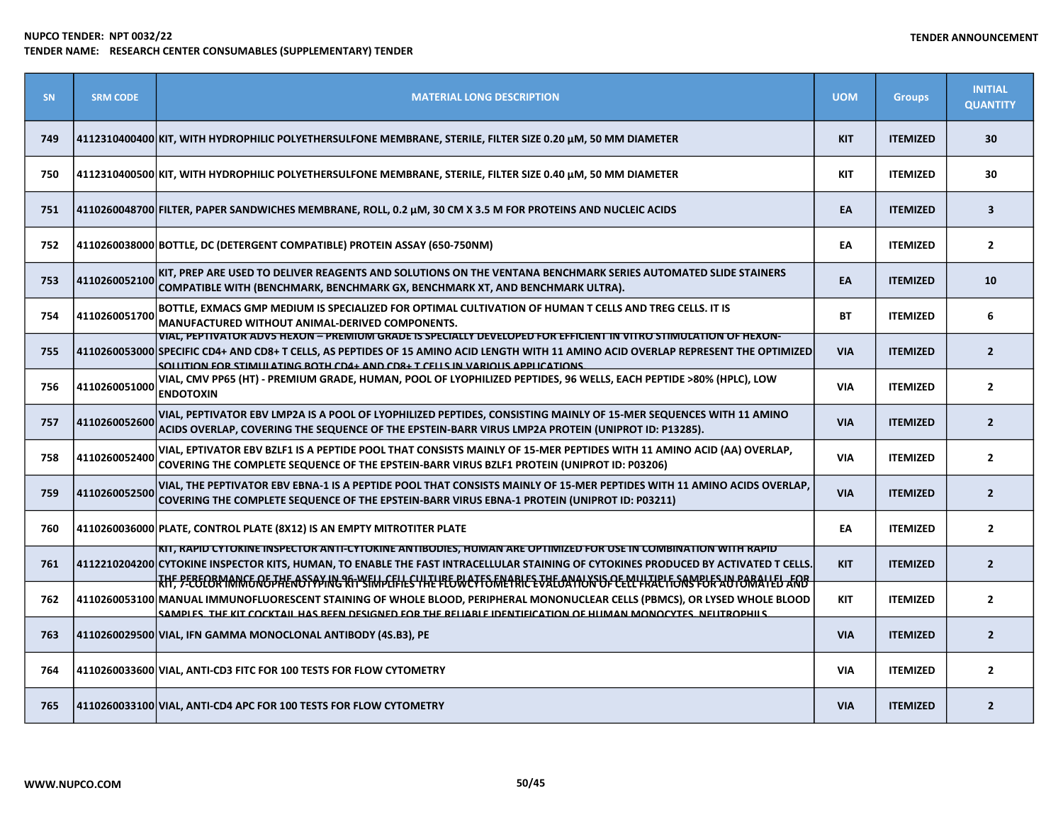NUPCO TENDER: NPT 0032/22
TENDER NAME: RESEARCH CENTER CONSUMABLES (SUPPLEMENTARY) TENDER

TENDER ANNOUNCEMENT

| SN | SRM CODE | MATERIAL LONG DESCRIPTION | UOM | Groups | INITIAL QUANTITY |
|---|---|---|---|---|---|
| 749 | 4112310400400 | KIT, WITH HYDROPHILIC POLYETHERSULFONE MEMBRANE, STERILE, FILTER SIZE 0.20 µM, 50 MM DIAMETER | KIT | ITEMIZED | 30 |
| 750 | 4112310400500 | KIT, WITH HYDROPHILIC POLYETHERSULFONE MEMBRANE, STERILE, FILTER SIZE 0.40 µM, 50 MM DIAMETER | KIT | ITEMIZED | 30 |
| 751 | 4110260048700 | FILTER, PAPER SANDWICHES MEMBRANE, ROLL, 0.2 µM, 30 CM X 3.5 M FOR PROTEINS AND NUCLEIC ACIDS | EA | ITEMIZED | 3 |
| 752 | 4110260038000 | BOTTLE, DC (DETERGENT COMPATIBLE) PROTEIN ASSAY (650-750NM) | EA | ITEMIZED | 2 |
| 753 | 4110260052100 | KIT, PREP ARE USED TO DELIVER REAGENTS AND SOLUTIONS ON THE VENTANA BENCHMARK SERIES AUTOMATED SLIDE STAINERS COMPATIBLE WITH (BENCHMARK, BENCHMARK GX, BENCHMARK XT, AND BENCHMARK ULTRA). | EA | ITEMIZED | 10 |
| 754 | 4110260051700 | BOTTLE, EXMACS GMP MEDIUM IS SPECIALIZED FOR OPTIMAL CULTIVATION OF HUMAN T CELLS AND TREG CELLS. IT IS MANUFACTURED WITHOUT ANIMAL-DERIVED COMPONENTS. | BT | ITEMIZED | 6 |
| 755 | 4110260053000 | VIAL, PEPTIVATOR ADV5 HEXON – PREMIUM GRADE IS SPECIALLY DEVELOPED FOR EFFICIENT IN VITRO STIMULATION OF HEXON-SPECIFIC CD4+ AND CD8+ T CELLS, AS PEPTIDES OF 15 AMINO ACID LENGTH WITH 11 AMINO ACID OVERLAP REPRESENT THE OPTIMIZED SOLUTION FOR STIMULATING BOTH CD4+ AND CD8+ T CELLS IN VARIOUS APPLICATIONS. | VIA | ITEMIZED | 2 |
| 756 | 4110260051000 | VIAL, CMV PP65 (HT) - PREMIUM GRADE, HUMAN, POOL OF LYOPHILIZED PEPTIDES, 96 WELLS, EACH PEPTIDE >80% (HPLC), LOW ENDOTOXIN | VIA | ITEMIZED | 2 |
| 757 | 4110260052600 | VIAL, PEPTIVATOR EBV LMP2A IS A POOL OF LYOPHILIZED PEPTIDES, CONSISTING MAINLY OF 15-MER SEQUENCES WITH 11 AMINO ACIDS OVERLAP, COVERING THE SEQUENCE OF THE EPSTEIN-BARR VIRUS LMP2A PROTEIN (UNIPROT ID: P13285). | VIA | ITEMIZED | 2 |
| 758 | 4110260052400 | VIAL, EPTIVATOR EBV BZLF1 IS A PEPTIDE POOL THAT CONSISTS MAINLY OF 15-MER PEPTIDES WITH 11 AMINO ACID (AA) OVERLAP, COVERING THE COMPLETE SEQUENCE OF THE EPSTEIN-BARR VIRUS BZLF1 PROTEIN (UNIPROT ID: P03206) | VIA | ITEMIZED | 2 |
| 759 | 4110260052500 | VIAL, THE PEPTIVATOR EBV EBNA-1 IS A PEPTIDE POOL THAT CONSISTS MAINLY OF 15-MER PEPTIDES WITH 11 AMINO ACIDS OVERLAP, COVERING THE COMPLETE SEQUENCE OF THE EPSTEIN-BARR VIRUS EBNA-1 PROTEIN (UNIPROT ID: P03211) | VIA | ITEMIZED | 2 |
| 760 | 4110260036000 | PLATE, CONTROL PLATE (8X12) IS AN EMPTY MITROTITER PLATE | EA | ITEMIZED | 2 |
| 761 | 4112210204200 | KIT, RAPID CYTOKINE INSPECTOR ANTI-CYTOKINE ANTIBODIES, HUMAN ARE OPTIMIZED FOR USE IN COMBINATION WITH RAPID CYTOKINE INSPECTOR KITS, HUMAN, TO ENABLE THE FAST INTRACELLULAR STAINING OF CYTOKINES PRODUCED BY ACTIVATED T CELLS. THE PERFORMANCE OF THE ASSAY IN 96-WELL CELL CULTURE PLATES ENABLES THE ANALYSIS OF MULTIPLE SAMPLES IN PARALLEL. FOR | KIT | ITEMIZED | 2 |
| 762 | 4110260053100 | KIT, 7-COLOR IMMUNOPHENOTYPING KIT SIMPLIFIES THE FLOWCYTOMETRIC EVALUATION OF CELL FRACTIONS FOR AUTOMATED AND MANUAL IMMUNOFLUORESCENT STAINING OF WHOLE BLOOD, PERIPHERAL MONONUCLEAR CELLS (PBMCS), OR LYSED WHOLE BLOOD SAMPLES. THE KIT COCKTAIL HAS BEEN DESIGNED FOR THE RELIABLE IDENTIFICATION OF HUMAN MONOCYTES, NEUTROPHILS | KIT | ITEMIZED | 2 |
| 763 | 4110260029500 | VIAL, IFN GAMMA MONOCLONAL ANTIBODY (4S.B3), PE | VIA | ITEMIZED | 2 |
| 764 | 4110260033600 | VIAL, ANTI-CD3 FITC FOR 100 TESTS FOR FLOW CYTOMETRY | VIA | ITEMIZED | 2 |
| 765 | 4110260033100 | VIAL, ANTI-CD4 APC FOR 100 TESTS FOR FLOW CYTOMETRY | VIA | ITEMIZED | 2 |

WWW.NUPCO.COM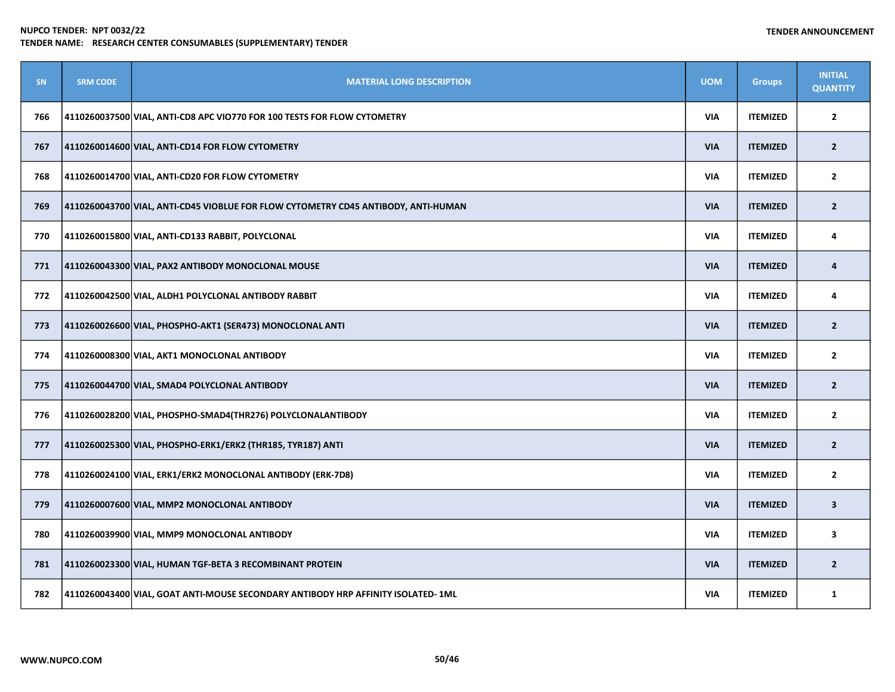**NUPCO TENDER: NPT 0032/22**

**TENDER NAME: RESEARCH CENTER CONSUMABLES (SUPPLEMENTARY) TENDER**

**TENDER ANNOUNCEMENT**

| SN | SRM CODE | MATERIAL LONG DESCRIPTION | UOM | Groups | INITIAL QUANTITY |
|---|---|---|---|---|---|
| 766 | 4110260037500 | VIAL, ANTI-CD8 APC VIO770 FOR 100 TESTS FOR FLOW CYTOMETRY | VIA | ITEMIZED | 2 |
| 767 | 4110260014600 | VIAL, ANTI-CD14 FOR FLOW CYTOMETRY | VIA | ITEMIZED | 2 |
| 768 | 4110260014700 | VIAL, ANTI-CD20 FOR FLOW CYTOMETRY | VIA | ITEMIZED | 2 |
| 769 | 4110260043700 | VIAL, ANTI-CD45 VIOBLUE FOR FLOW CYTOMETRY CD45 ANTIBODY, ANTI-HUMAN | VIA | ITEMIZED | 2 |
| 770 | 4110260015800 | VIAL, ANTI-CD133 RABBIT, POLYCLONAL | VIA | ITEMIZED | 4 |
| 771 | 4110260043300 | VIAL, PAX2 ANTIBODY MONOCLONAL MOUSE | VIA | ITEMIZED | 4 |
| 772 | 4110260042500 | VIAL, ALDH1 POLYCLONAL ANTIBODY RABBIT | VIA | ITEMIZED | 4 |
| 773 | 4110260026600 | VIAL, PHOSPHO-AKT1 (SER473) MONOCLONAL ANTI | VIA | ITEMIZED | 2 |
| 774 | 4110260008300 | VIAL, AKT1 MONOCLONAL ANTIBODY | VIA | ITEMIZED | 2 |
| 775 | 4110260044700 | VIAL, SMAD4 POLYCLONAL ANTIBODY | VIA | ITEMIZED | 2 |
| 776 | 4110260028200 | VIAL, PHOSPHO-SMAD4(THR276) POLYCLONALANTIBODY | VIA | ITEMIZED | 2 |
| 777 | 4110260025300 | VIAL, PHOSPHO-ERK1/ERK2 (THR185, TYR187) ANTI | VIA | ITEMIZED | 2 |
| 778 | 4110260024100 | VIAL, ERK1/ERK2 MONOCLONAL ANTIBODY (ERK-7D8) | VIA | ITEMIZED | 2 |
| 779 | 4110260007600 | VIAL, MMP2 MONOCLONAL ANTIBODY | VIA | ITEMIZED | 3 |
| 780 | 4110260039900 | VIAL, MMP9 MONOCLONAL ANTIBODY | VIA | ITEMIZED | 3 |
| 781 | 4110260023300 | VIAL, HUMAN TGF-BETA 3 RECOMBINANT PROTEIN | VIA | ITEMIZED | 2 |
| 782 | 4110260043400 | VIAL, GOAT ANTI-MOUSE SECONDARY ANTIBODY HRP AFFINITY ISOLATED- 1ML | VIA | ITEMIZED | 1 |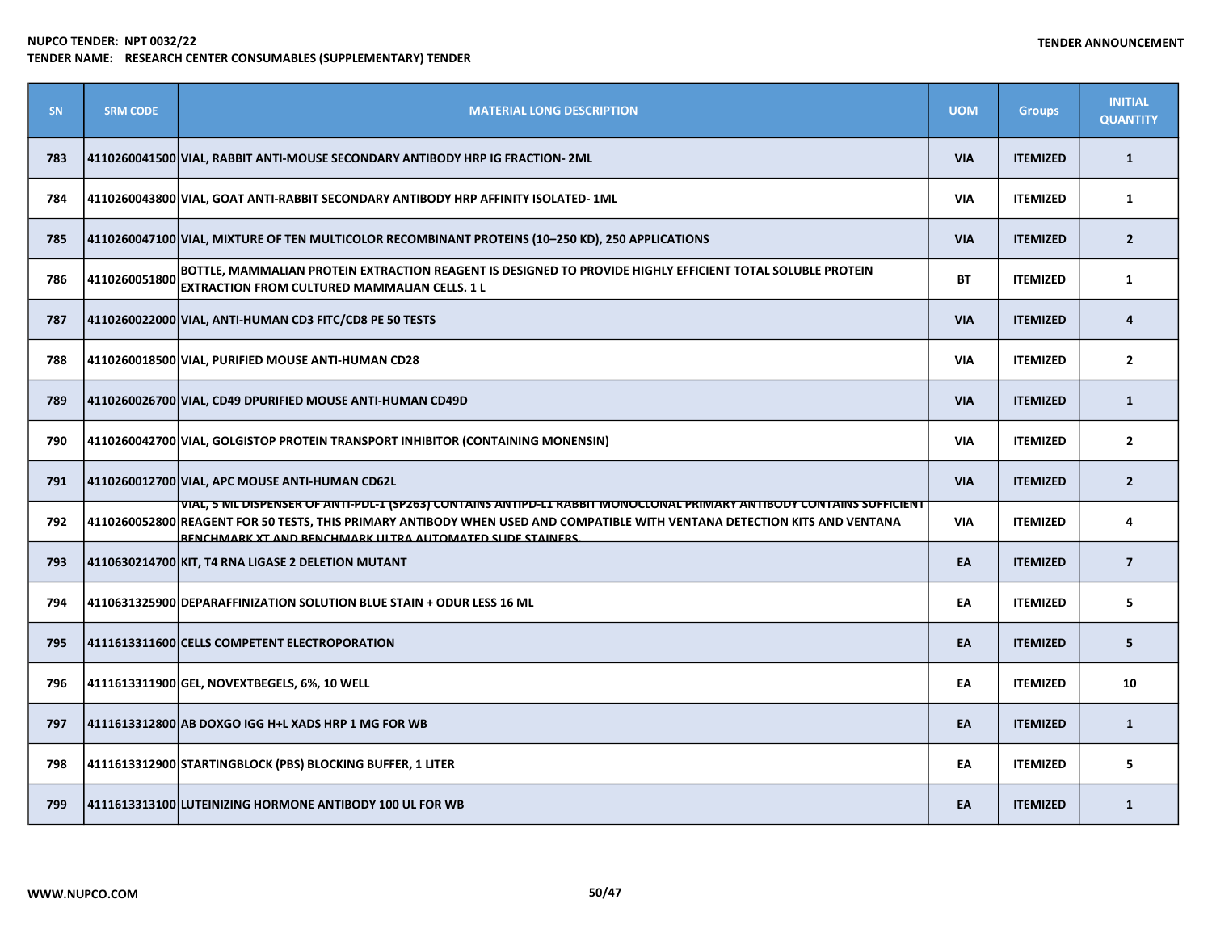| SN | SRM CODE | MATERIAL LONG DESCRIPTION | UOM | Groups | INITIAL QUANTITY |
|---|---|---|---|---|---|
| 783 | 4110260041500 | VIAL, RABBIT ANTI-MOUSE SECONDARY ANTIBODY HRP IG FRACTION- 2ML | VIA | ITEMIZED | 1 |
| 784 | 4110260043800 | VIAL, GOAT ANTI-RABBIT SECONDARY ANTIBODY HRP AFFINITY ISOLATED- 1ML | VIA | ITEMIZED | 1 |
| 785 | 4110260047100 | VIAL, MIXTURE OF TEN MULTICOLOR RECOMBINANT PROTEINS (10–250 KD), 250 APPLICATIONS | VIA | ITEMIZED | 2 |
| 786 | 4110260051800 | BOTTLE, MAMMALIAN PROTEIN EXTRACTION REAGENT IS DESIGNED TO PROVIDE HIGHLY EFFICIENT TOTAL SOLUBLE PROTEIN EXTRACTION FROM CULTURED MAMMALIAN CELLS. 1 L | BT | ITEMIZED | 1 |
| 787 | 4110260022000 | VIAL, ANTI-HUMAN CD3 FITC/CD8 PE 50 TESTS | VIA | ITEMIZED | 4 |
| 788 | 4110260018500 | VIAL, PURIFIED MOUSE ANTI-HUMAN CD28 | VIA | ITEMIZED | 2 |
| 789 | 4110260026700 | VIAL, CD49 DPURIFIED MOUSE ANTI-HUMAN CD49D | VIA | ITEMIZED | 1 |
| 790 | 4110260042700 | VIAL, GOLGISTOP PROTEIN TRANSPORT INHIBITOR (CONTAINING MONENSIN) | VIA | ITEMIZED | 2 |
| 791 | 4110260012700 | VIAL, APC MOUSE ANTI-HUMAN CD62L | VIA | ITEMIZED | 2 |
| 792 | 4110260052800 | VIAL, 5 ML DISPENSER OF ANTI-PDL-1 (SP263) CONTAINS ANTIPD-L1 RABBIT MONOCLONAL PRIMARY ANTIBODY CONTAINS SUFFICIENT REAGENT FOR 50 TESTS, THIS PRIMARY ANTIBODY WHEN USED AND COMPATIBLE WITH VENTANA DETECTION KITS AND VENTANA BENCHMARK XT AND BENCHMARK ULTRA AUTOMATED SLIDE STAINERS | VIA | ITEMIZED | 4 |
| 793 | 4110630214700 | KIT, T4 RNA LIGASE 2 DELETION MUTANT | EA | ITEMIZED | 7 |
| 794 | 4110631325900 | DEPARAFFINIZATION SOLUTION BLUE STAIN + ODUR LESS 16 ML | EA | ITEMIZED | 5 |
| 795 | 4111613311600 | CELLS COMPETENT ELECTROPORATION | EA | ITEMIZED | 5 |
| 796 | 4111613311900 | GEL, NOVEXTBEGELS, 6%, 10 WELL | EA | ITEMIZED | 10 |
| 797 | 4111613312800 | AB DOXGO IGG H+L XADS HRP 1 MG FOR WB | EA | ITEMIZED | 1 |
| 798 | 4111613312900 | STARTINGBLOCK (PBS) BLOCKING BUFFER, 1 LITER | EA | ITEMIZED | 5 |
| 799 | 4111613313100 | LUTEINIZING HORMONE ANTIBODY 100 UL FOR WB | EA | ITEMIZED | 1 |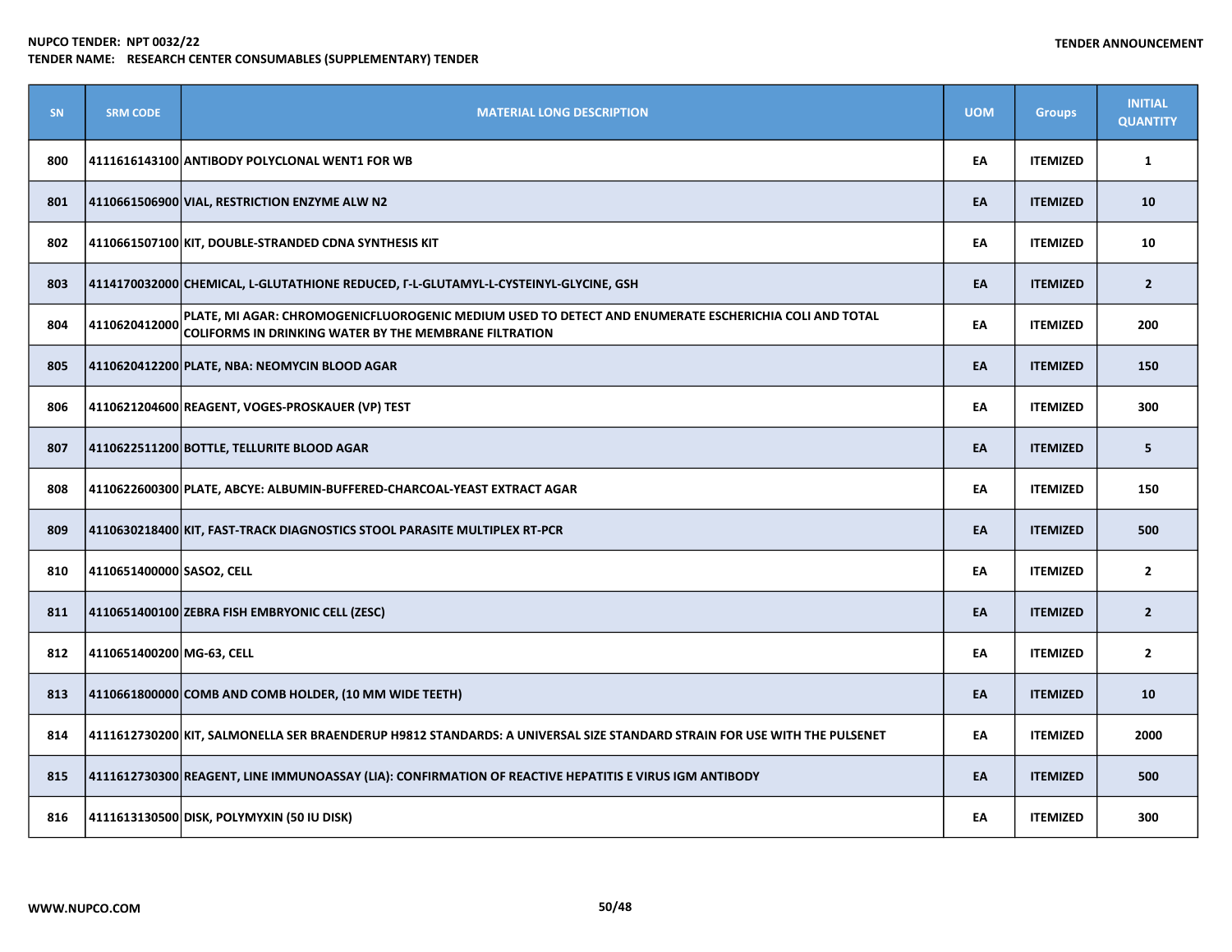**NUPCO TENDER: NPT 0032/22**
**TENDER NAME: RESEARCH CENTER CONSUMABLES (SUPPLEMENTARY) TENDER**

**TENDER ANNOUNCEMENT**

| SN | SRM CODE | MATERIAL LONG DESCRIPTION | UOM | Groups | INITIAL QUANTITY |
|---|---|---|---|---|---|
| 800 | 4111616143100 | ANTIBODY POLYCLONAL WENT1 FOR WB | EA | ITEMIZED | 1 |
| 801 | 4110661506900 | VIAL, RESTRICTION ENZYME ALW N2 | EA | ITEMIZED | 10 |
| 802 | 4110661507100 | KIT, DOUBLE-STRANDED CDNA SYNTHESIS KIT | EA | ITEMIZED | 10 |
| 803 | 4114170032000 | CHEMICAL, L-GLUTATHIONE REDUCED, Γ-L-GLUTAMYL-L-CYSTEINYL-GLYCINE, GSH | EA | ITEMIZED | 2 |
| 804 | 4110620412000 | PLATE, MI AGAR: CHROMOGENICFLUOROGENIC MEDIUM USED TO DETECT AND ENUMERATE ESCHERICHIA COLI AND TOTAL COLIFORMS IN DRINKING WATER BY THE MEMBRANE FILTRATION | EA | ITEMIZED | 200 |
| 805 | 4110620412200 | PLATE, NBA: NEOMYCIN BLOOD AGAR | EA | ITEMIZED | 150 |
| 806 | 4110621204600 | REAGENT, VOGES-PROSKAUER (VP) TEST | EA | ITEMIZED | 300 |
| 807 | 4110622511200 | BOTTLE, TELLURITE BLOOD AGAR | EA | ITEMIZED | 5 |
| 808 | 4110622600300 | PLATE, ABCYE: ALBUMIN-BUFFERED-CHARCOAL-YEAST EXTRACT AGAR | EA | ITEMIZED | 150 |
| 809 | 4110630218400 | KIT, FAST-TRACK DIAGNOSTICS STOOL PARASITE MULTIPLEX RT-PCR | EA | ITEMIZED | 500 |
| 810 | 4110651400000 | SASO2, CELL | EA | ITEMIZED | 2 |
| 811 | 4110651400100 | ZEBRA FISH EMBRYONIC CELL (ZESC) | EA | ITEMIZED | 2 |
| 812 | 4110651400200 | MG-63, CELL | EA | ITEMIZED | 2 |
| 813 | 4110661800000 | COMB AND COMB HOLDER, (10 MM WIDE TEETH) | EA | ITEMIZED | 10 |
| 814 | 4111612730200 | KIT, SALMONELLA SER BRAENDERUP H9812 STANDARDS: A UNIVERSAL SIZE STANDARD STRAIN FOR USE WITH THE PULSENET | EA | ITEMIZED | 2000 |
| 815 | 4111612730300 | REAGENT, LINE IMMUNOASSAY (LIA): CONFIRMATION OF REACTIVE HEPATITIS E VIRUS IGM ANTIBODY | EA | ITEMIZED | 500 |
| 816 | 4111613130500 | DISK, POLYMYXIN (50 IU DISK) | EA | ITEMIZED | 300 |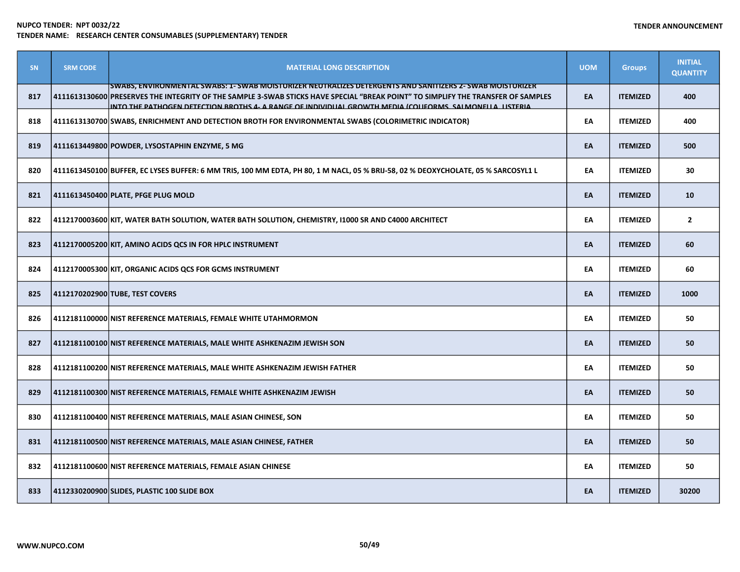| SN | SRM CODE | MATERIAL LONG DESCRIPTION | UOM | Groups | INITIAL QUANTITY |
|---|---|---|---|---|---|
| 817 | 4111613130600 | SWABS, ENVIRONMENTAL SWABS: 1- SWAB MOISTURIZER NEUTRALIZES DETERGENTS AND SANITIZERS 2- SWAB MOISTURIZER PRESERVES THE INTEGRITY OF THE SAMPLE 3-SWAB STICKS HAVE SPECIAL "BREAK POINT" TO SIMPLIFY THE TRANSFER OF SAMPLES INTO THE PATHOGEN DETECTION BROTHS 4- A RANGE OF INDIVIDUAL GROWTH MEDIA (COLIFORMS, SALMONELLA, LISTERIA | EA | ITEMIZED | 400 |
| 818 | 4111613130700 | SWABS, ENRICHMENT AND DETECTION BROTH FOR ENVIRONMENTAL SWABS (COLORIMETRIC INDICATOR) | EA | ITEMIZED | 400 |
| 819 | 4111613449800 | POWDER, LYSOSTAPHIN ENZYME, 5 MG | EA | ITEMIZED | 500 |
| 820 | 4111613450100 | BUFFER, EC LYSES BUFFER: 6 MM TRIS, 100 MM EDTA, PH 80, 1 M NACL, 05 % BRIJ-58, 02 % DEOXYCHOLATE, 05 % SARCOSYL1 L | EA | ITEMIZED | 30 |
| 821 | 4111613450400 | PLATE, PFGE PLUG MOLD | EA | ITEMIZED | 10 |
| 822 | 4112170003600 | KIT, WATER BATH SOLUTION, WATER BATH SOLUTION, CHEMISTRY, I1000 SR AND C4000 ARCHITECT | EA | ITEMIZED | 2 |
| 823 | 4112170005200 | KIT, AMINO ACIDS QCS IN FOR HPLC INSTRUMENT | EA | ITEMIZED | 60 |
| 824 | 4112170005300 | KIT, ORGANIC ACIDS QCS FOR GCMS INSTRUMENT | EA | ITEMIZED | 60 |
| 825 | 4112170202900 | TUBE, TEST COVERS | EA | ITEMIZED | 1000 |
| 826 | 4112181100000 | NIST REFERENCE MATERIALS, FEMALE WHITE UTAHMORMON | EA | ITEMIZED | 50 |
| 827 | 4112181100100 | NIST REFERENCE MATERIALS, MALE WHITE ASHKENAZIM JEWISH SON | EA | ITEMIZED | 50 |
| 828 | 4112181100200 | NIST REFERENCE MATERIALS, MALE WHITE ASHKENAZIM JEWISH FATHER | EA | ITEMIZED | 50 |
| 829 | 4112181100300 | NIST REFERENCE MATERIALS, FEMALE WHITE ASHKENAZIM JEWISH | EA | ITEMIZED | 50 |
| 830 | 4112181100400 | NIST REFERENCE MATERIALS, MALE ASIAN CHINESE, SON | EA | ITEMIZED | 50 |
| 831 | 4112181100500 | NIST REFERENCE MATERIALS, MALE ASIAN CHINESE, FATHER | EA | ITEMIZED | 50 |
| 832 | 4112181100600 | NIST REFERENCE MATERIALS, FEMALE ASIAN CHINESE | EA | ITEMIZED | 50 |
| 833 | 4112330200900 | SLIDES, PLASTIC 100 SLIDE BOX | EA | ITEMIZED | 30200 |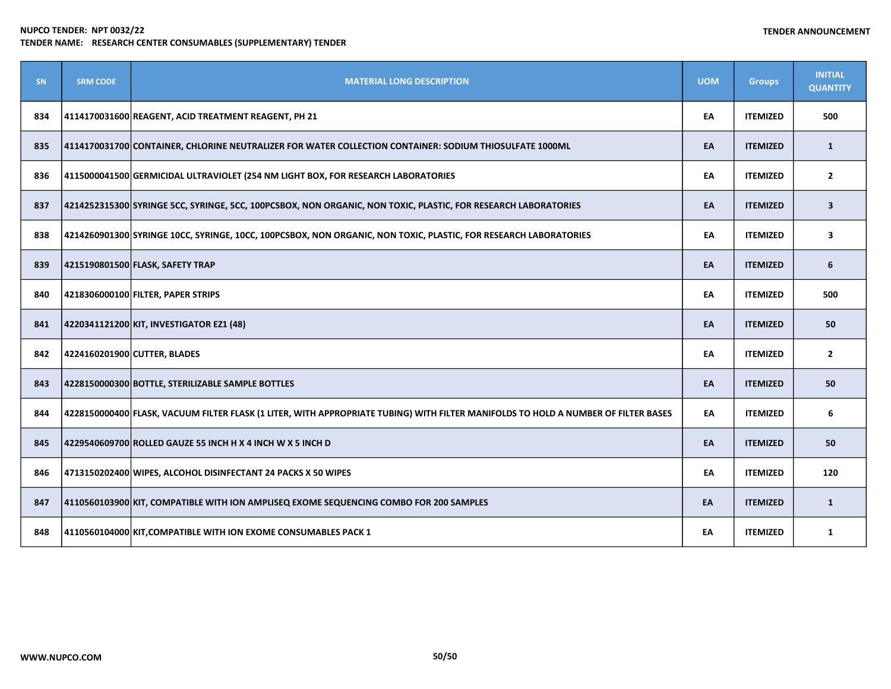**NUPCO TENDER: NPT 0032/22**
**TENDER NAME: RESEARCH CENTER CONSUMABLES (SUPPLEMENTARY) TENDER**

**TENDER ANNOUNCEMENT**

| SN | SRM CODE | MATERIAL LONG DESCRIPTION | UOM | Groups | INITIAL QUANTITY |
|---|---|---|---|---|---|
| 834 | 4114170031600 | REAGENT, ACID TREATMENT REAGENT, PH 21 | EA | ITEMIZED | 500 |
| 835 | 4114170031700 | CONTAINER, CHLORINE NEUTRALIZER FOR WATER COLLECTION CONTAINER: SODIUM THIOSULFATE 1000ML | EA | ITEMIZED | 1 |
| 836 | 4115000041500 | GERMICIDAL ULTRAVIOLET (254 NM LIGHT BOX, FOR RESEARCH LABORATORIES | EA | ITEMIZED | 2 |
| 837 | 4214252315300 | SYRINGE 5CC, SYRINGE, 5CC, 100PCSBOX, NON ORGANIC, NON TOXIC, PLASTIC, FOR RESEARCH LABORATORIES | EA | ITEMIZED | 3 |
| 838 | 4214260901300 | SYRINGE 10CC, SYRINGE, 10CC, 100PCSBOX, NON ORGANIC, NON TOXIC, PLASTIC, FOR RESEARCH LABORATORIES | EA | ITEMIZED | 3 |
| 839 | 4215190801500 | FLASK, SAFETY TRAP | EA | ITEMIZED | 6 |
| 840 | 4218306000100 | FILTER, PAPER STRIPS | EA | ITEMIZED | 500 |
| 841 | 4220341121200 | KIT, INVESTIGATOR EZ1 (48) | EA | ITEMIZED | 50 |
| 842 | 4224160201900 | CUTTER, BLADES | EA | ITEMIZED | 2 |
| 843 | 4228150000300 | BOTTLE, STERILIZABLE SAMPLE BOTTLES | EA | ITEMIZED | 50 |
| 844 | 4228150000400 | FLASK, VACUUM FILTER FLASK (1 LITER, WITH APPROPRIATE TUBING) WITH FILTER MANIFOLDS TO HOLD A NUMBER OF FILTER BASES | EA | ITEMIZED | 6 |
| 845 | 4229540609700 | ROLLED GAUZE 55 INCH H X 4 INCH W X 5 INCH D | EA | ITEMIZED | 50 |
| 846 | 4713150202400 | WIPES, ALCOHOL DISINFECTANT 24 PACKS X 50 WIPES | EA | ITEMIZED | 120 |
| 847 | 4110560103900 | KIT, COMPATIBLE WITH ION AMPLISEQ EXOME SEQUENCING COMBO FOR 200 SAMPLES | EA | ITEMIZED | 1 |
| 848 | 4110560104000 | KIT,COMPATIBLE WITH ION EXOME CONSUMABLES PACK 1 | EA | ITEMIZED | 1 |